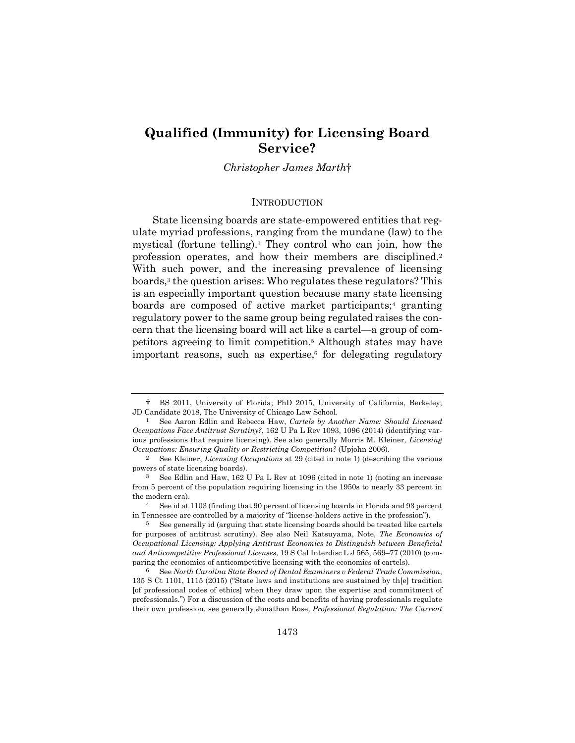# Qualified (Immunity) for Licensing Board Service?

*Christopher James Marth*†

## INTRODUCTION

State licensing boards are state-empowered entities that regulate myriad professions, ranging from the mundane (law) to the mystical (fortune telling).[1] They control who can join, how the profession operates, and how their members are disciplined.[2] With such power, and the increasing prevalence of licensing boards,[3] the question arises: Who regulates these regulators? This is an especially important question because many state licensing boards are composed of active market participants;[4] granting regulatory power to the same group being regulated raises the concern that the licensing board will act like a cartel—a group of competitors agreeing to limit competition.[5] Although states may have important reasons, such as expertise,[6] for delegating regulatory

---

† BS 2011, University of Florida; PhD 2015, University of California, Berkeley; JD Candidate 2018, The University of Chicago Law School.

1 See Aaron Edlin and Rebecca Haw, *Cartels by Another Name: Should Licensed Occupations Face Antitrust Scrutiny?*, 162 U Pa L Rev 1093, 1096 (2014) (identifying various professions that require licensing). See also generally Morris M. Kleiner, *Licensing Occupations: Ensuring Quality or Restricting Competition?* (Upjohn 2006).

2 See Kleiner, *Licensing Occupations* at 29 (cited in note 1) (describing the various powers of state licensing boards).

3 See Edlin and Haw, 162 U Pa L Rev at 1096 (cited in note 1) (noting an increase from 5 percent of the population requiring licensing in the 1950s to nearly 33 percent in the modern era).

4 See id at 1103 (finding that 90 percent of licensing boards in Florida and 93 percent in Tennessee are controlled by a majority of "license-holders active in the profession").

5 See generally id (arguing that state licensing boards should be treated like cartels for purposes of antitrust scrutiny). See also Neil Katsuyama, Note, *The Economics of Occupational Licensing: Applying Antitrust Economics to Distinguish between Beneficial and Anticompetitive Professional Licenses*, 19 S Cal Interdisc L J 565, 569–77 (2010) (comparing the economics of anticompetitive licensing with the economics of cartels).

6 See *North Carolina State Board of Dental Examiners v Federal Trade Commission*, 135 S Ct 1101, 1115 (2015) ("State laws and institutions are sustained by th[e] tradition [of professional codes of ethics] when they draw upon the expertise and commitment of professionals.") For a discussion of the costs and benefits of having professionals regulate their own profession, see generally Jonathan Rose, *Professional Regulation: The Current*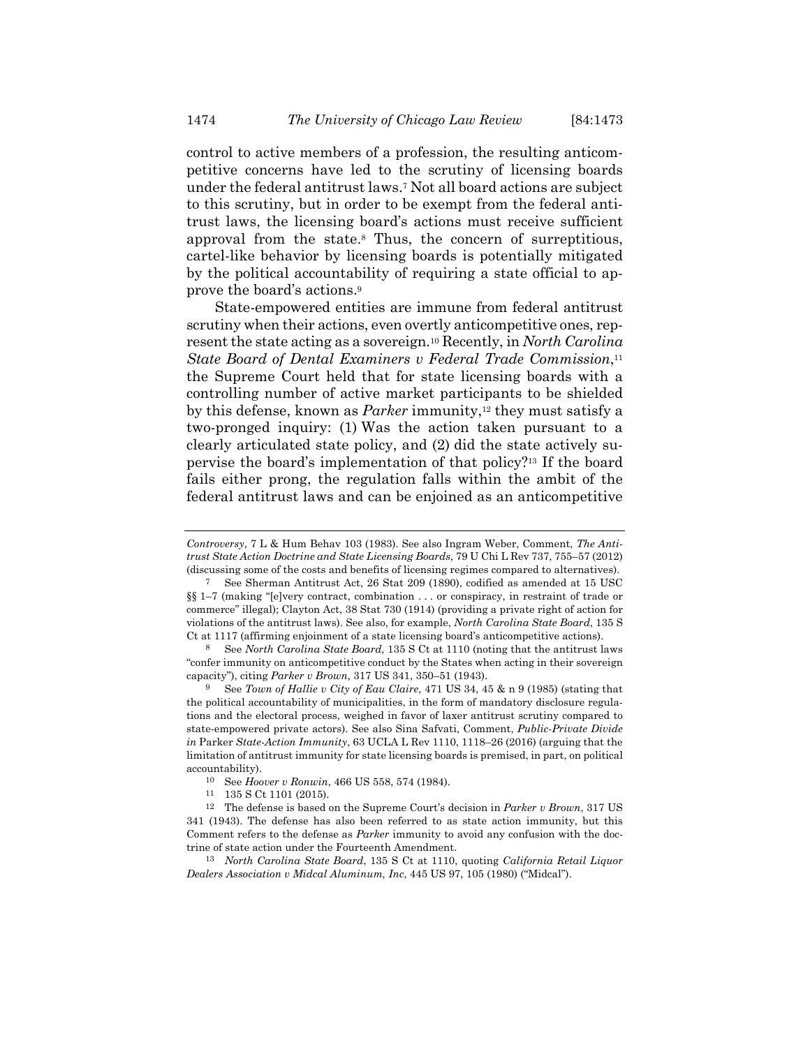control to active members of a profession, the resulting anticompetitive concerns have led to the scrutiny of licensing boards under the federal antitrust laws.[7] Not all board actions are subject to this scrutiny, but in order to be exempt from the federal antitrust laws, the licensing board's actions must receive sufficient approval from the state.[8] Thus, the concern of surreptitious, cartel-like behavior by licensing boards is potentially mitigated by the political accountability of requiring a state official to approve the board's actions.[9]

State-empowered entities are immune from federal antitrust scrutiny when their actions, even overtly anticompetitive ones, represent the state acting as a sovereign.[10] Recently, in *North Carolina State Board of Dental Examiners v Federal Trade Commission*,[11] the Supreme Court held that for state licensing boards with a controlling number of active market participants to be shielded by this defense, known as *Parker* immunity,[12] they must satisfy a two-pronged inquiry: (1) Was the action taken pursuant to a clearly articulated state policy, and (2) did the state actively supervise the board's implementation of that policy?[13] If the board fails either prong, the regulation falls within the ambit of the federal antitrust laws and can be enjoined as an anticompetitive

---

*Controversy*, 7 L & Hum Behav 103 (1983). See also Ingram Weber, Comment, *The Antitrust State Action Doctrine and State Licensing Boards*, 79 U Chi L Rev 737, 755–57 (2012) (discussing some of the costs and benefits of licensing regimes compared to alternatives).

[7] See Sherman Antitrust Act, 26 Stat 209 (1890), codified as amended at 15 USC §§ 1–7 (making "[e]very contract, combination . . . or conspiracy, in restraint of trade or commerce" illegal); Clayton Act, 38 Stat 730 (1914) (providing a private right of action for violations of the antitrust laws). See also, for example, *North Carolina State Board*, 135 S Ct at 1117 (affirming enjoinment of a state licensing board's anticompetitive actions).

[8] See *North Carolina State Board*, 135 S Ct at 1110 (noting that the antitrust laws "confer immunity on anticompetitive conduct by the States when acting in their sovereign capacity"), citing *Parker v Brown*, 317 US 341, 350–51 (1943).

[9] See *Town of Hallie v City of Eau Claire*, 471 US 34, 45 & n 9 (1985) (stating that the political accountability of municipalities, in the form of mandatory disclosure regulations and the electoral process, weighed in favor of laxer antitrust scrutiny compared to state-empowered private actors). See also Sina Safvati, Comment, *Public-Private Divide in* Parker *State-Action Immunity*, 63 UCLA L Rev 1110, 1118–26 (2016) (arguing that the limitation of antitrust immunity for state licensing boards is premised, in part, on political accountability).

[10] See *Hoover v Ronwin*, 466 US 558, 574 (1984).

[11] 135 S Ct 1101 (2015).

[12] The defense is based on the Supreme Court's decision in *Parker v Brown*, 317 US 341 (1943). The defense has also been referred to as state action immunity, but this Comment refers to the defense as *Parker* immunity to avoid any confusion with the doctrine of state action under the Fourteenth Amendment.

[13] *North Carolina State Board*, 135 S Ct at 1110, quoting *California Retail Liquor Dealers Association v Midcal Aluminum, Inc*, 445 US 97, 105 (1980) ("Midcal").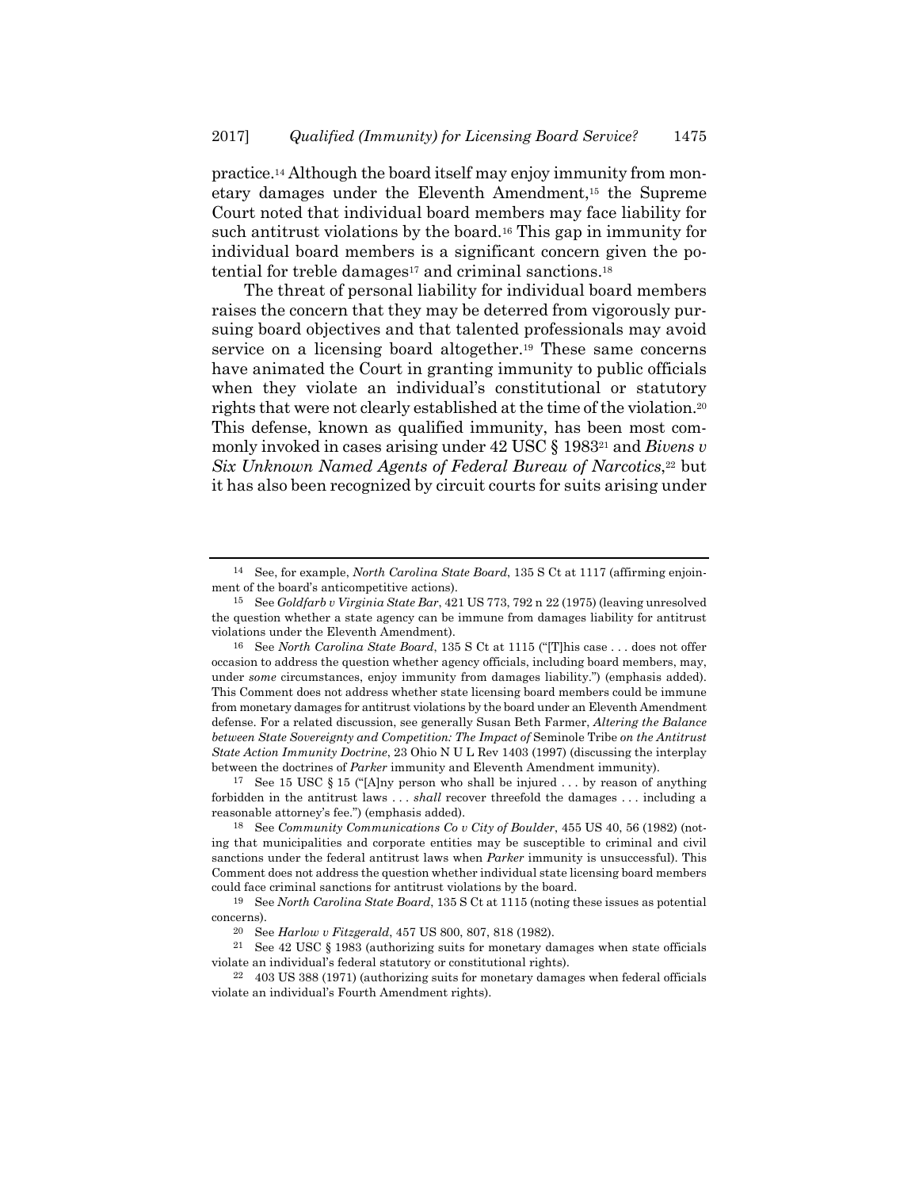practice.[14] Although the board itself may enjoy immunity from monetary damages under the Eleventh Amendment,[15] the Supreme Court noted that individual board members may face liability for such antitrust violations by the board.[16] This gap in immunity for individual board members is a significant concern given the potential for treble damages[17] and criminal sanctions.[18]

The threat of personal liability for individual board members raises the concern that they may be deterred from vigorously pursuing board objectives and that talented professionals may avoid service on a licensing board altogether.[19] These same concerns have animated the Court in granting immunity to public officials when they violate an individual's constitutional or statutory rights that were not clearly established at the time of the violation.[20] This defense, known as qualified immunity, has been most commonly invoked in cases arising under 42 USC § 1983[21] and *Bivens v Six Unknown Named Agents of Federal Bureau of Narcotics*,[22] but it has also been recognized by circuit courts for suits arising under

---

[14] See, for example, *North Carolina State Board*, 135 S Ct at 1117 (affirming enjoinment of the board's anticompetitive actions).

[15] See *Goldfarb v Virginia State Bar*, 421 US 773, 792 n 22 (1975) (leaving unresolved the question whether a state agency can be immune from damages liability for antitrust violations under the Eleventh Amendment).

[16] See *North Carolina State Board*, 135 S Ct at 1115 ("[T]his case . . . does not offer occasion to address the question whether agency officials, including board members, may, under *some* circumstances, enjoy immunity from damages liability.") (emphasis added). This Comment does not address whether state licensing board members could be immune from monetary damages for antitrust violations by the board under an Eleventh Amendment defense. For a related discussion, see generally Susan Beth Farmer, *Altering the Balance between State Sovereignty and Competition: The Impact of* Seminole Tribe *on the Antitrust State Action Immunity Doctrine*, 23 Ohio N U L Rev 1403 (1997) (discussing the interplay between the doctrines of *Parker* immunity and Eleventh Amendment immunity).

[17] See 15 USC § 15 ("[A]ny person who shall be injured . . . by reason of anything forbidden in the antitrust laws . . . *shall* recover threefold the damages . . . including a reasonable attorney's fee.") (emphasis added).

[18] See *Community Communications Co v City of Boulder*, 455 US 40, 56 (1982) (noting that municipalities and corporate entities may be susceptible to criminal and civil sanctions under the federal antitrust laws when *Parker* immunity is unsuccessful). This Comment does not address the question whether individual state licensing board members could face criminal sanctions for antitrust violations by the board.

[19] See *North Carolina State Board*, 135 S Ct at 1115 (noting these issues as potential concerns).

[20] See *Harlow v Fitzgerald*, 457 US 800, 807, 818 (1982).

[21] See 42 USC § 1983 (authorizing suits for monetary damages when state officials violate an individual's federal statutory or constitutional rights).

[22] 403 US 388 (1971) (authorizing suits for monetary damages when federal officials violate an individual's Fourth Amendment rights).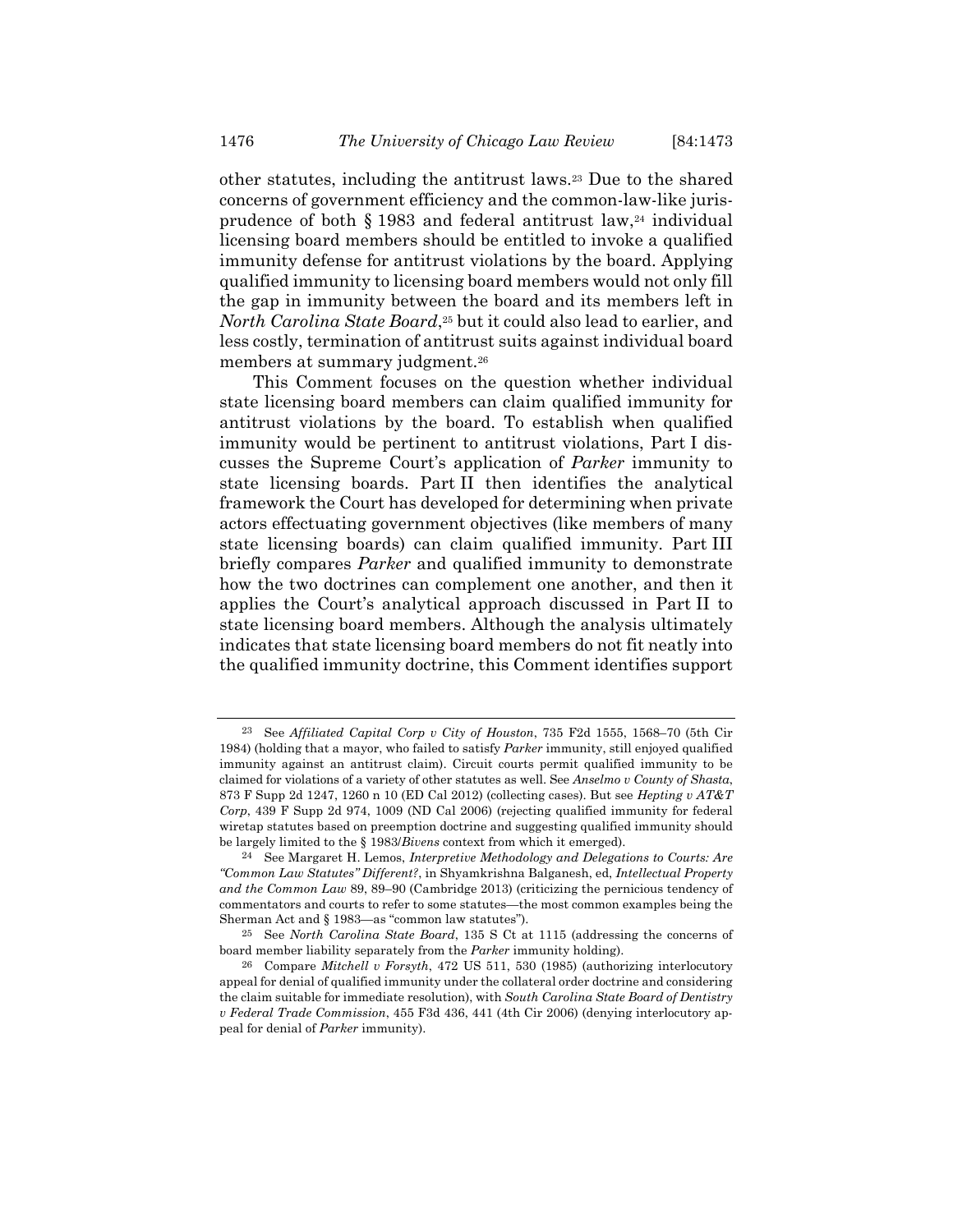other statutes, including the antitrust laws.[23] Due to the shared concerns of government efficiency and the common-law-like jurisprudence of both § 1983 and federal antitrust law,[24] individual licensing board members should be entitled to invoke a qualified immunity defense for antitrust violations by the board. Applying qualified immunity to licensing board members would not only fill the gap in immunity between the board and its members left in *North Carolina State Board*,[25] but it could also lead to earlier, and less costly, termination of antitrust suits against individual board members at summary judgment.[26]

This Comment focuses on the question whether individual state licensing board members can claim qualified immunity for antitrust violations by the board. To establish when qualified immunity would be pertinent to antitrust violations, Part I discusses the Supreme Court's application of *Parker* immunity to state licensing boards. Part II then identifies the analytical framework the Court has developed for determining when private actors effectuating government objectives (like members of many state licensing boards) can claim qualified immunity. Part III briefly compares *Parker* and qualified immunity to demonstrate how the two doctrines can complement one another, and then it applies the Court's analytical approach discussed in Part II to state licensing board members. Although the analysis ultimately indicates that state licensing board members do not fit neatly into the qualified immunity doctrine, this Comment identifies support

---

[23] See *Affiliated Capital Corp v City of Houston*, 735 F2d 1555, 1568–70 (5th Cir 1984) (holding that a mayor, who failed to satisfy *Parker* immunity, still enjoyed qualified immunity against an antitrust claim). Circuit courts permit qualified immunity to be claimed for violations of a variety of other statutes as well. See *Anselmo v County of Shasta*, 873 F Supp 2d 1247, 1260 n 10 (ED Cal 2012) (collecting cases). But see *Hepting v AT&T Corp*, 439 F Supp 2d 974, 1009 (ND Cal 2006) (rejecting qualified immunity for federal wiretap statutes based on preemption doctrine and suggesting qualified immunity should be largely limited to the § 1983/*Bivens* context from which it emerged).

[24] See Margaret H. Lemos, *Interpretive Methodology and Delegations to Courts: Are "Common Law Statutes" Different?*, in Shyamkrishna Balganesh, ed, *Intellectual Property and the Common Law* 89, 89–90 (Cambridge 2013) (criticizing the pernicious tendency of commentators and courts to refer to some statutes—the most common examples being the Sherman Act and § 1983—as "common law statutes").

[25] See *North Carolina State Board*, 135 S Ct at 1115 (addressing the concerns of board member liability separately from the *Parker* immunity holding).

[26] Compare *Mitchell v Forsyth*, 472 US 511, 530 (1985) (authorizing interlocutory appeal for denial of qualified immunity under the collateral order doctrine and considering the claim suitable for immediate resolution), with *South Carolina State Board of Dentistry v Federal Trade Commission*, 455 F3d 436, 441 (4th Cir 2006) (denying interlocutory appeal for denial of *Parker* immunity).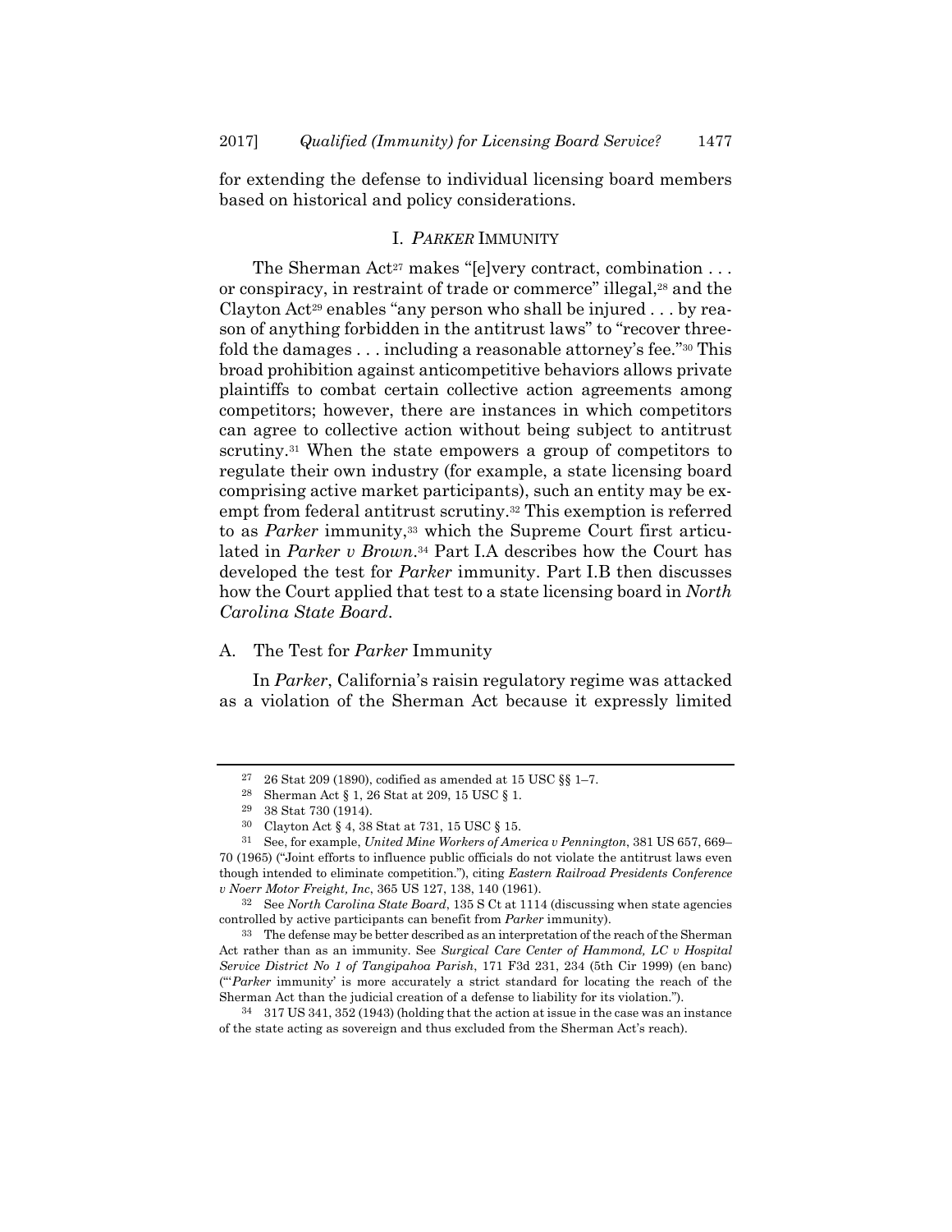for extending the defense to individual licensing board members based on historical and policy considerations.

## I. *PARKER* IMMUNITY

The Sherman Act[27] makes "[e]very contract, combination . . . or conspiracy, in restraint of trade or commerce" illegal,[28] and the Clayton Act[29] enables "any person who shall be injured . . . by reason of anything forbidden in the antitrust laws" to "recover threefold the damages . . . including a reasonable attorney's fee."[30] This broad prohibition against anticompetitive behaviors allows private plaintiffs to combat certain collective action agreements among competitors; however, there are instances in which competitors can agree to collective action without being subject to antitrust scrutiny.[31] When the state empowers a group of competitors to regulate their own industry (for example, a state licensing board comprising active market participants), such an entity may be exempt from federal antitrust scrutiny.[32] This exemption is referred to as *Parker* immunity,[33] which the Supreme Court first articulated in *Parker v Brown*.[34] Part I.A describes how the Court has developed the test for *Parker* immunity. Part I.B then discusses how the Court applied that test to a state licensing board in *North Carolina State Board*.

### A. The Test for *Parker* Immunity

In *Parker*, California's raisin regulatory regime was attacked as a violation of the Sherman Act because it expressly limited

---

[27] 26 Stat 209 (1890), codified as amended at 15 USC §§ 1–7.

[28] Sherman Act § 1, 26 Stat at 209, 15 USC § 1.

[29] 38 Stat 730 (1914).

[30] Clayton Act § 4, 38 Stat at 731, 15 USC § 15.

[31] See, for example, *United Mine Workers of America v Pennington*, 381 US 657, 669–70 (1965) ("Joint efforts to influence public officials do not violate the antitrust laws even though intended to eliminate competition."), citing *Eastern Railroad Presidents Conference v Noerr Motor Freight, Inc*, 365 US 127, 138, 140 (1961).

[32] See *North Carolina State Board*, 135 S Ct at 1114 (discussing when state agencies controlled by active participants can benefit from *Parker* immunity).

[33] The defense may be better described as an interpretation of the reach of the Sherman Act rather than as an immunity. See *Surgical Care Center of Hammond, LC v Hospital Service District No 1 of Tangipahoa Parish*, 171 F3d 231, 234 (5th Cir 1999) (en banc) ("'*Parker* immunity' is more accurately a strict standard for locating the reach of the Sherman Act than the judicial creation of a defense to liability for its violation.").

[34] 317 US 341, 352 (1943) (holding that the action at issue in the case was an instance of the state acting as sovereign and thus excluded from the Sherman Act's reach).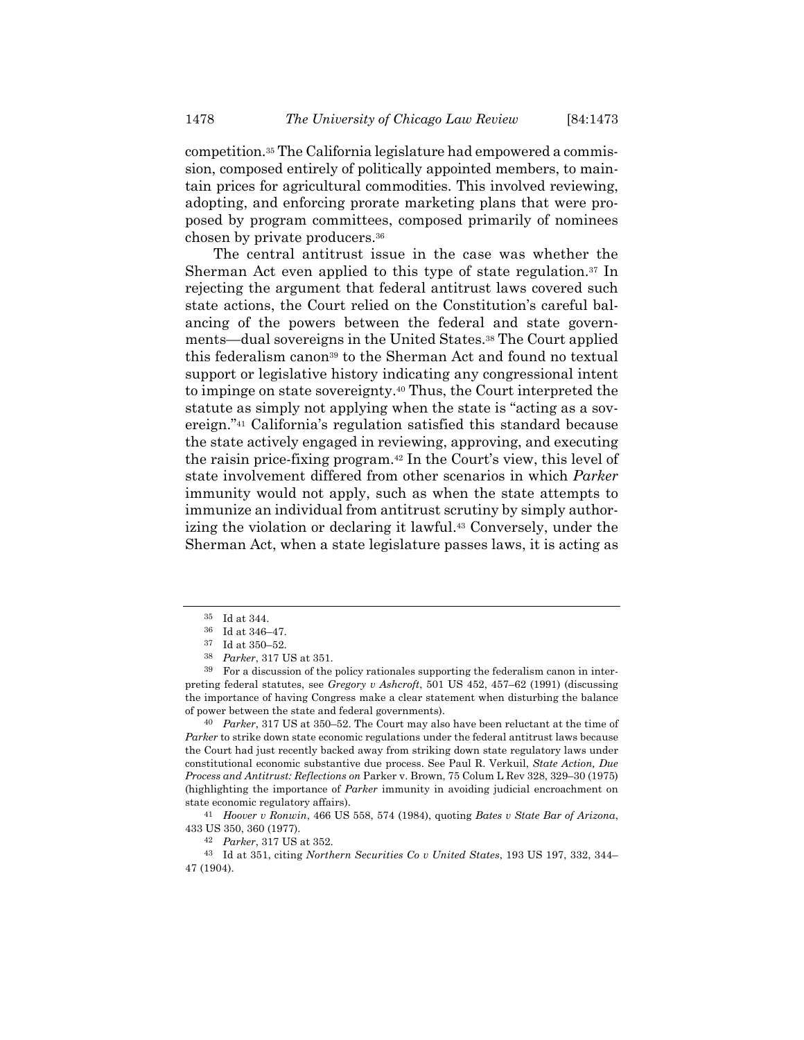competition.[35] The California legislature had empowered a commission, composed entirely of politically appointed members, to maintain prices for agricultural commodities. This involved reviewing, adopting, and enforcing prorate marketing plans that were proposed by program committees, composed primarily of nominees chosen by private producers.[36]

The central antitrust issue in the case was whether the Sherman Act even applied to this type of state regulation.[37] In rejecting the argument that federal antitrust laws covered such state actions, the Court relied on the Constitution's careful balancing of the powers between the federal and state governments—dual sovereigns in the United States.[38] The Court applied this federalism canon[39] to the Sherman Act and found no textual support or legislative history indicating any congressional intent to impinge on state sovereignty.[40] Thus, the Court interpreted the statute as simply not applying when the state is "acting as a sovereign."[41] California's regulation satisfied this standard because the state actively engaged in reviewing, approving, and executing the raisin price-fixing program.[42] In the Court's view, this level of state involvement differed from other scenarios in which *Parker* immunity would not apply, such as when the state attempts to immunize an individual from antitrust scrutiny by simply authorizing the violation or declaring it lawful.[43] Conversely, under the Sherman Act, when a state legislature passes laws, it is acting as

---

[35] Id at 344.

[36] Id at 346–47.

[37] Id at 350–52.

[38] *Parker*, 317 US at 351.

[39] For a discussion of the policy rationales supporting the federalism canon in interpreting federal statutes, see *Gregory v Ashcroft*, 501 US 452, 457–62 (1991) (discussing the importance of having Congress make a clear statement when disturbing the balance of power between the state and federal governments).

[40] *Parker*, 317 US at 350–52. The Court may also have been reluctant at the time of *Parker* to strike down state economic regulations under the federal antitrust laws because the Court had just recently backed away from striking down state regulatory laws under constitutional economic substantive due process. See Paul R. Verkuil, *State Action, Due Process and Antitrust: Reflections on* Parker v. Brown, 75 Colum L Rev 328, 329–30 (1975) (highlighting the importance of *Parker* immunity in avoiding judicial encroachment on state economic regulatory affairs).

[41] *Hoover v Ronwin*, 466 US 558, 574 (1984), quoting *Bates v State Bar of Arizona*, 433 US 350, 360 (1977).

[42] *Parker*, 317 US at 352.

[43] Id at 351, citing *Northern Securities Co v United States*, 193 US 197, 332, 344–47 (1904).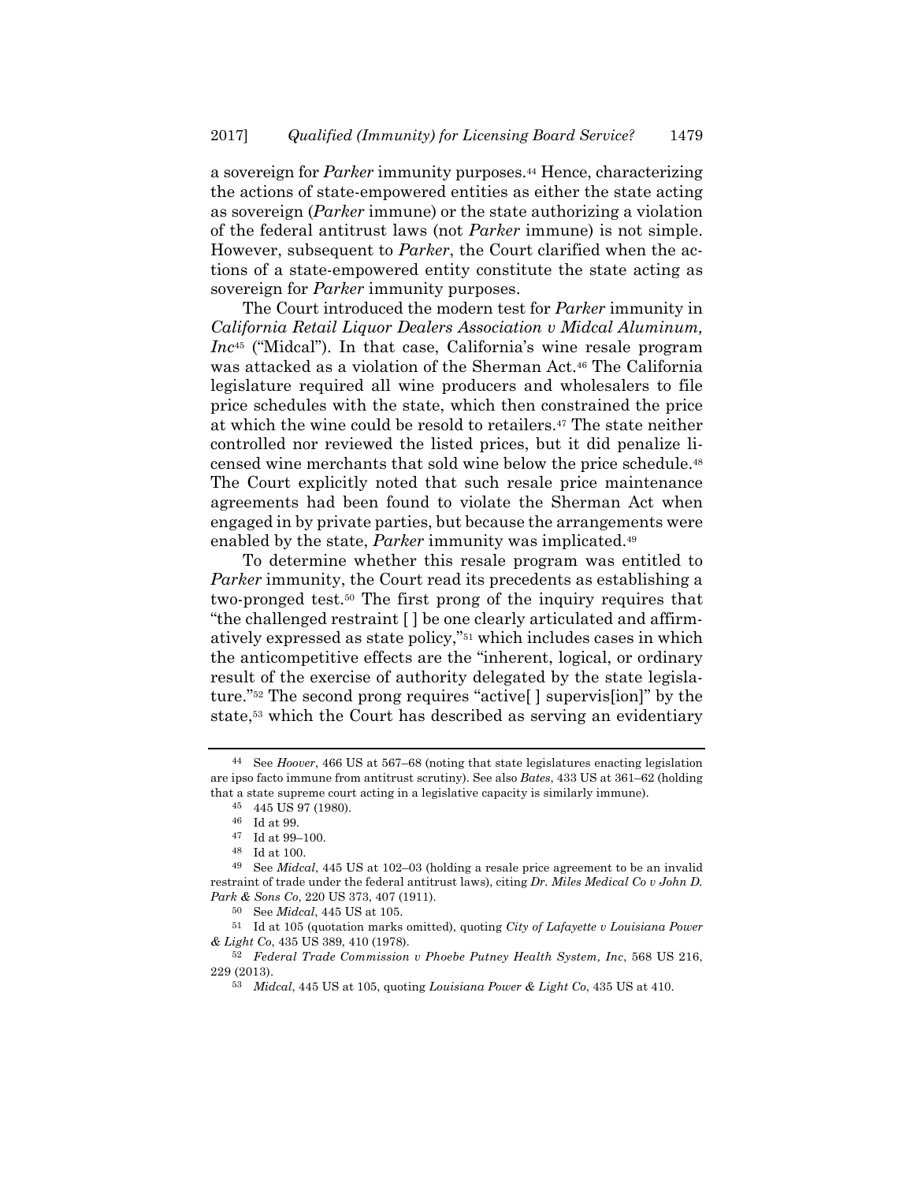a sovereign for *Parker* immunity purposes.[44] Hence, characterizing the actions of state-empowered entities as either the state acting as sovereign (*Parker* immune) or the state authorizing a violation of the federal antitrust laws (not *Parker* immune) is not simple. However, subsequent to *Parker*, the Court clarified when the actions of a state-empowered entity constitute the state acting as sovereign for *Parker* immunity purposes.

The Court introduced the modern test for *Parker* immunity in *California Retail Liquor Dealers Association v Midcal Aluminum, Inc*[45] ("Midcal"). In that case, California's wine resale program was attacked as a violation of the Sherman Act.[46] The California legislature required all wine producers and wholesalers to file price schedules with the state, which then constrained the price at which the wine could be resold to retailers.[47] The state neither controlled nor reviewed the listed prices, but it did penalize licensed wine merchants that sold wine below the price schedule.[48] The Court explicitly noted that such resale price maintenance agreements had been found to violate the Sherman Act when engaged in by private parties, but because the arrangements were enabled by the state, *Parker* immunity was implicated.[49]

To determine whether this resale program was entitled to *Parker* immunity, the Court read its precedents as establishing a two-pronged test.[50] The first prong of the inquiry requires that "the challenged restraint [ ] be one clearly articulated and affirmatively expressed as state policy,"[51] which includes cases in which the anticompetitive effects are the "inherent, logical, or ordinary result of the exercise of authority delegated by the state legislature."[52] The second prong requires "active[ ] supervis[ion]" by the state,[53] which the Court has described as serving an evidentiary

---

[44] See *Hoover*, 466 US at 567–68 (noting that state legislatures enacting legislation are ipso facto immune from antitrust scrutiny). See also *Bates*, 433 US at 361–62 (holding that a state supreme court acting in a legislative capacity is similarly immune).

[45] 445 US 97 (1980).

[46] Id at 99.

[47] Id at 99–100.

[48] Id at 100.

[49] See *Midcal*, 445 US at 102–03 (holding a resale price agreement to be an invalid restraint of trade under the federal antitrust laws), citing *Dr. Miles Medical Co v John D. Park & Sons Co*, 220 US 373, 407 (1911).

[50] See *Midcal*, 445 US at 105.

[51] Id at 105 (quotation marks omitted), quoting *City of Lafayette v Louisiana Power & Light Co*, 435 US 389, 410 (1978).

[52] *Federal Trade Commission v Phoebe Putney Health System, Inc*, 568 US 216, 229 (2013).

[53] *Midcal*, 445 US at 105, quoting *Louisiana Power & Light Co*, 435 US at 410.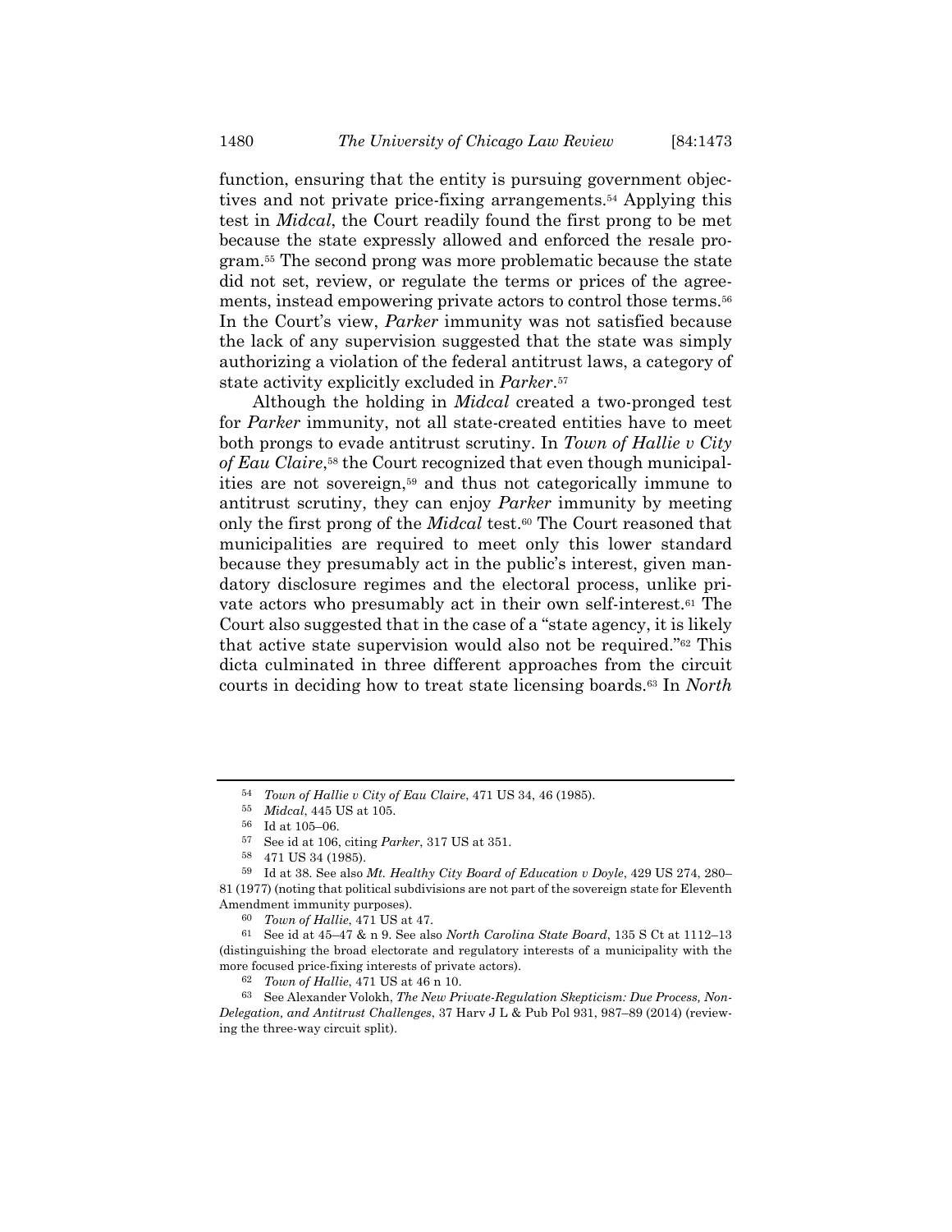function, ensuring that the entity is pursuing government objectives and not private price-fixing arrangements.[54] Applying this test in *Midcal*, the Court readily found the first prong to be met because the state expressly allowed and enforced the resale program.[55] The second prong was more problematic because the state did not set, review, or regulate the terms or prices of the agreements, instead empowering private actors to control those terms.[56] In the Court's view, *Parker* immunity was not satisfied because the lack of any supervision suggested that the state was simply authorizing a violation of the federal antitrust laws, a category of state activity explicitly excluded in *Parker*.[57]

Although the holding in *Midcal* created a two-pronged test for *Parker* immunity, not all state-created entities have to meet both prongs to evade antitrust scrutiny. In *Town of Hallie v City of Eau Claire*,[58] the Court recognized that even though municipalities are not sovereign,[59] and thus not categorically immune to antitrust scrutiny, they can enjoy *Parker* immunity by meeting only the first prong of the *Midcal* test.[60] The Court reasoned that municipalities are required to meet only this lower standard because they presumably act in the public's interest, given mandatory disclosure regimes and the electoral process, unlike private actors who presumably act in their own self-interest.[61] The Court also suggested that in the case of a "state agency, it is likely that active state supervision would also not be required."[62] This dicta culminated in three different approaches from the circuit courts in deciding how to treat state licensing boards.[63] In *North*

---

[54] *Town of Hallie v City of Eau Claire*, 471 US 34, 46 (1985).

[55] *Midcal*, 445 US at 105.

[56] Id at 105–06.

[57] See id at 106, citing *Parker*, 317 US at 351.

[58] 471 US 34 (1985).

[59] Id at 38. See also *Mt. Healthy City Board of Education v Doyle*, 429 US 274, 280–81 (1977) (noting that political subdivisions are not part of the sovereign state for Eleventh Amendment immunity purposes).

[60] *Town of Hallie*, 471 US at 47.

[61] See id at 45–47 & n 9. See also *North Carolina State Board*, 135 S Ct at 1112–13 (distinguishing the broad electorate and regulatory interests of a municipality with the more focused price-fixing interests of private actors).

[62] *Town of Hallie*, 471 US at 46 n 10.

[63] See Alexander Volokh, *The New Private-Regulation Skepticism: Due Process, Non-Delegation, and Antitrust Challenges*, 37 Harv J L & Pub Pol 931, 987–89 (2014) (reviewing the three-way circuit split).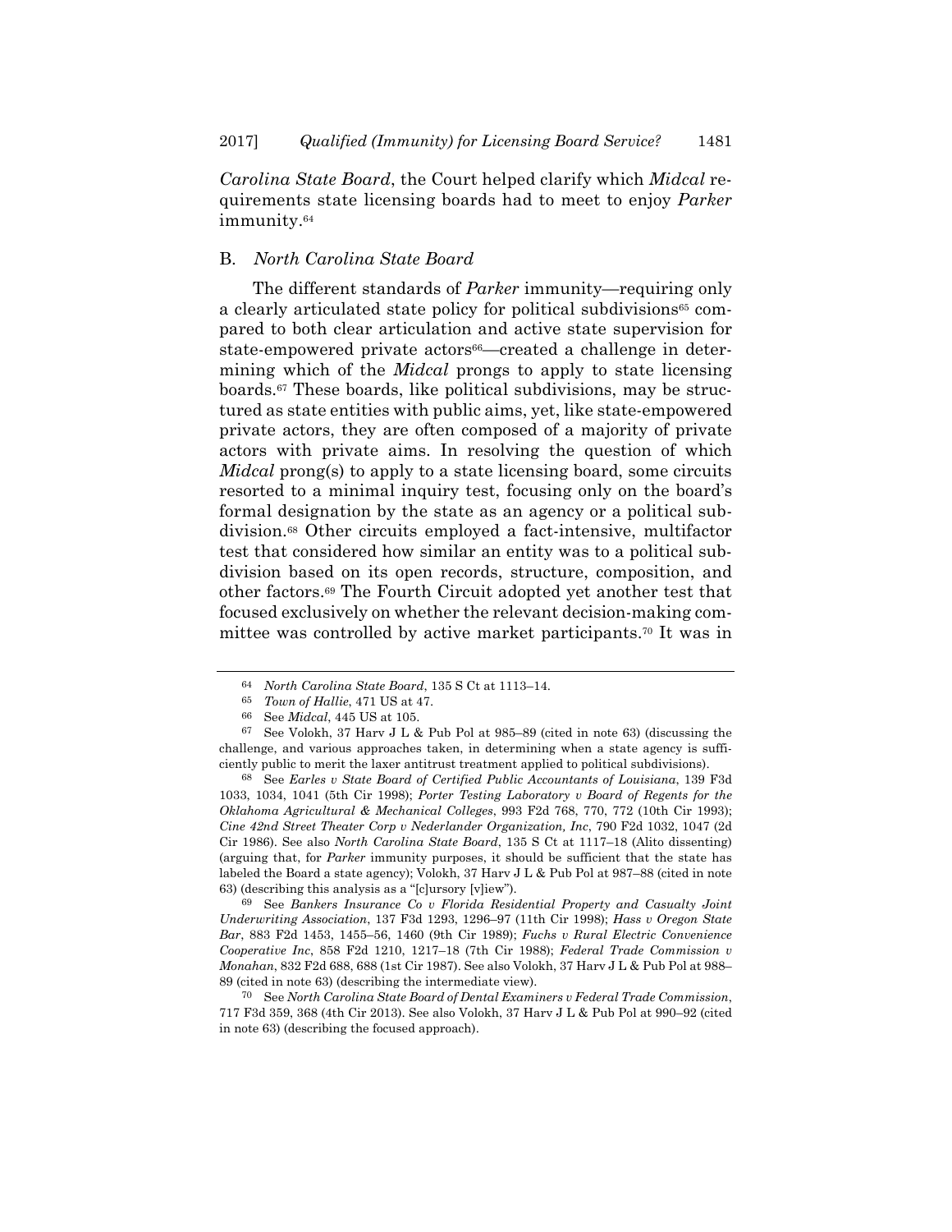*Carolina State Board*, the Court helped clarify which *Midcal* requirements state licensing boards had to meet to enjoy *Parker* immunity.[64]

## B. *North Carolina State Board*

The different standards of *Parker* immunity—requiring only a clearly articulated state policy for political subdivisions[65] compared to both clear articulation and active state supervision for state-empowered private actors[66]—created a challenge in determining which of the *Midcal* prongs to apply to state licensing boards.[67] These boards, like political subdivisions, may be structured as state entities with public aims, yet, like state-empowered private actors, they are often composed of a majority of private actors with private aims. In resolving the question of which *Midcal* prong(s) to apply to a state licensing board, some circuits resorted to a minimal inquiry test, focusing only on the board's formal designation by the state as an agency or a political subdivision.[68] Other circuits employed a fact-intensive, multifactor test that considered how similar an entity was to a political subdivision based on its open records, structure, composition, and other factors.[69] The Fourth Circuit adopted yet another test that focused exclusively on whether the relevant decision-making committee was controlled by active market participants.[70] It was in

---

[64] *North Carolina State Board*, 135 S Ct at 1113–14.

[65] *Town of Hallie*, 471 US at 47.

[66] See *Midcal*, 445 US at 105.

[67] See Volokh, 37 Harv J L & Pub Pol at 985–89 (cited in note 63) (discussing the challenge, and various approaches taken, in determining when a state agency is sufficiently public to merit the laxer antitrust treatment applied to political subdivisions).

[68] See *Earles v State Board of Certified Public Accountants of Louisiana*, 139 F3d 1033, 1034, 1041 (5th Cir 1998); *Porter Testing Laboratory v Board of Regents for the Oklahoma Agricultural & Mechanical Colleges*, 993 F2d 768, 770, 772 (10th Cir 1993); *Cine 42nd Street Theater Corp v Nederlander Organization, Inc*, 790 F2d 1032, 1047 (2d Cir 1986). See also *North Carolina State Board*, 135 S Ct at 1117–18 (Alito dissenting) (arguing that, for *Parker* immunity purposes, it should be sufficient that the state has labeled the Board a state agency); Volokh, 37 Harv J L & Pub Pol at 987–88 (cited in note 63) (describing this analysis as a "[c]ursory [v]iew").

[69] See *Bankers Insurance Co v Florida Residential Property and Casualty Joint Underwriting Association*, 137 F3d 1293, 1296–97 (11th Cir 1998); *Hass v Oregon State Bar*, 883 F2d 1453, 1455–56, 1460 (9th Cir 1989); *Fuchs v Rural Electric Convenience Cooperative Inc*, 858 F2d 1210, 1217–18 (7th Cir 1988); *Federal Trade Commission v Monahan*, 832 F2d 688, 688 (1st Cir 1987). See also Volokh, 37 Harv J L & Pub Pol at 988–89 (cited in note 63) (describing the intermediate view).

[70] See *North Carolina State Board of Dental Examiners v Federal Trade Commission*, 717 F3d 359, 368 (4th Cir 2013). See also Volokh, 37 Harv J L & Pub Pol at 990–92 (cited in note 63) (describing the focused approach).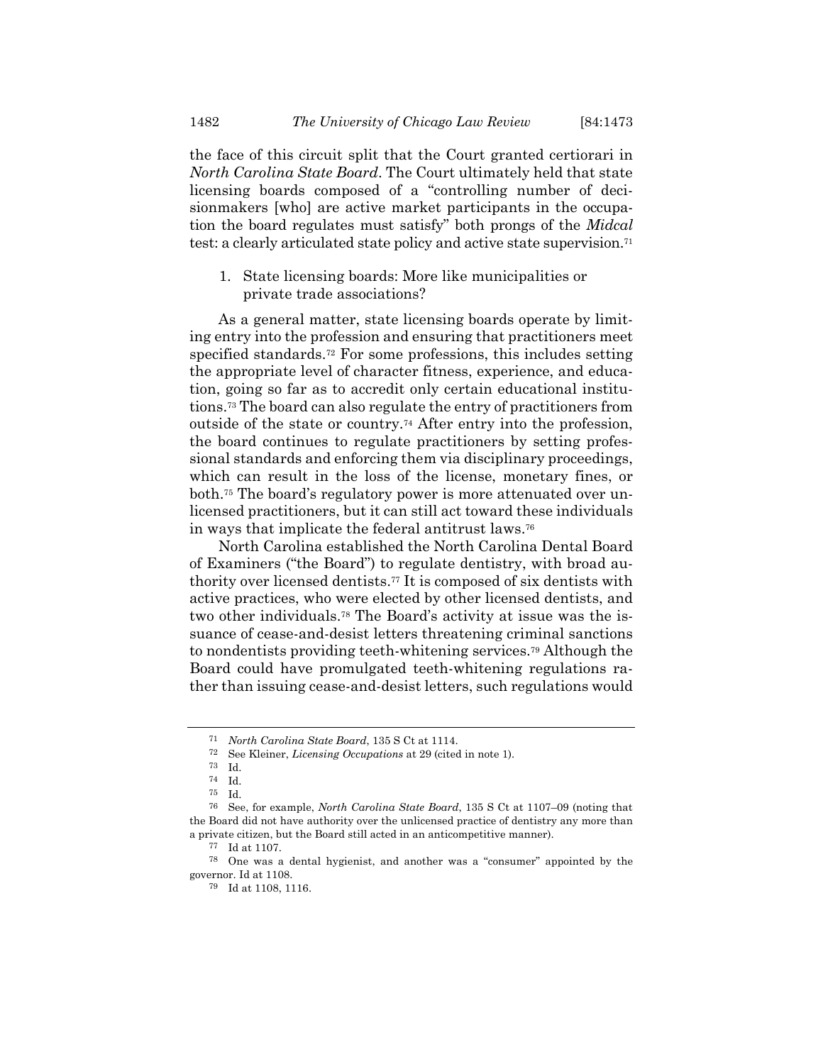the face of this circuit split that the Court granted certiorari in *North Carolina State Board*. The Court ultimately held that state licensing boards composed of a "controlling number of decisionmakers [who] are active market participants in the occupation the board regulates must satisfy" both prongs of the *Midcal* test: a clearly articulated state policy and active state supervision.[71]

### 1. State licensing boards: More like municipalities or private trade associations?

As a general matter, state licensing boards operate by limiting entry into the profession and ensuring that practitioners meet specified standards.[72] For some professions, this includes setting the appropriate level of character fitness, experience, and education, going so far as to accredit only certain educational institutions.[73] The board can also regulate the entry of practitioners from outside of the state or country.[74] After entry into the profession, the board continues to regulate practitioners by setting professional standards and enforcing them via disciplinary proceedings, which can result in the loss of the license, monetary fines, or both.[75] The board's regulatory power is more attenuated over unlicensed practitioners, but it can still act toward these individuals in ways that implicate the federal antitrust laws.[76]

North Carolina established the North Carolina Dental Board of Examiners ("the Board") to regulate dentistry, with broad authority over licensed dentists.[77] It is composed of six dentists with active practices, who were elected by other licensed dentists, and two other individuals.[78] The Board's activity at issue was the issuance of cease-and-desist letters threatening criminal sanctions to nondentists providing teeth-whitening services.[79] Although the Board could have promulgated teeth-whitening regulations rather than issuing cease-and-desist letters, such regulations would

---

[71] *North Carolina State Board*, 135 S Ct at 1114.

[72] See Kleiner, *Licensing Occupations* at 29 (cited in note 1).

[73] Id.

[74] Id.

[75] Id.

[76] See, for example, *North Carolina State Board*, 135 S Ct at 1107–09 (noting that the Board did not have authority over the unlicensed practice of dentistry any more than a private citizen, but the Board still acted in an anticompetitive manner).

[77] Id at 1107.

[78] One was a dental hygienist, and another was a "consumer" appointed by the governor. Id at 1108.

[79] Id at 1108, 1116.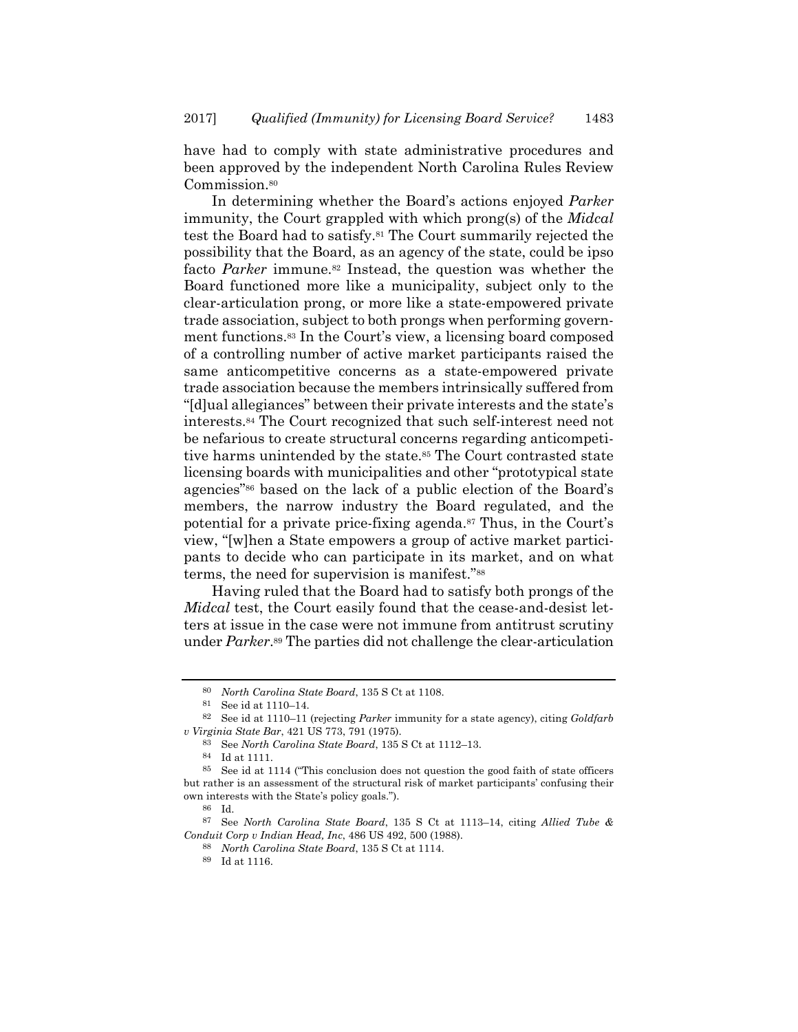have had to comply with state administrative procedures and been approved by the independent North Carolina Rules Review Commission.[80]

In determining whether the Board's actions enjoyed *Parker* immunity, the Court grappled with which prong(s) of the *Midcal* test the Board had to satisfy.[81] The Court summarily rejected the possibility that the Board, as an agency of the state, could be ipso facto *Parker* immune.[82] Instead, the question was whether the Board functioned more like a municipality, subject only to the clear-articulation prong, or more like a state-empowered private trade association, subject to both prongs when performing government functions.[83] In the Court's view, a licensing board composed of a controlling number of active market participants raised the same anticompetitive concerns as a state-empowered private trade association because the members intrinsically suffered from "[d]ual allegiances" between their private interests and the state's interests.[84] The Court recognized that such self-interest need not be nefarious to create structural concerns regarding anticompetitive harms unintended by the state.[85] The Court contrasted state licensing boards with municipalities and other "prototypical state agencies"[86] based on the lack of a public election of the Board's members, the narrow industry the Board regulated, and the potential for a private price-fixing agenda.[87] Thus, in the Court's view, "[w]hen a State empowers a group of active market participants to decide who can participate in its market, and on what terms, the need for supervision is manifest."[88]

Having ruled that the Board had to satisfy both prongs of the *Midcal* test, the Court easily found that the cease-and-desist letters at issue in the case were not immune from antitrust scrutiny under *Parker*.[89] The parties did not challenge the clear-articulation

---

[80] *North Carolina State Board*, 135 S Ct at 1108.

[81] See id at 1110–14.

[82] See id at 1110–11 (rejecting *Parker* immunity for a state agency), citing *Goldfarb v Virginia State Bar*, 421 US 773, 791 (1975).

[83] See *North Carolina State Board*, 135 S Ct at 1112–13.

[84] Id at 1111.

[85] See id at 1114 ("This conclusion does not question the good faith of state officers but rather is an assessment of the structural risk of market participants' confusing their own interests with the State's policy goals.").

[86] Id.

[87] See *North Carolina State Board*, 135 S Ct at 1113–14, citing *Allied Tube & Conduit Corp v Indian Head, Inc*, 486 US 492, 500 (1988).

[88] *North Carolina State Board*, 135 S Ct at 1114.

[89] Id at 1116.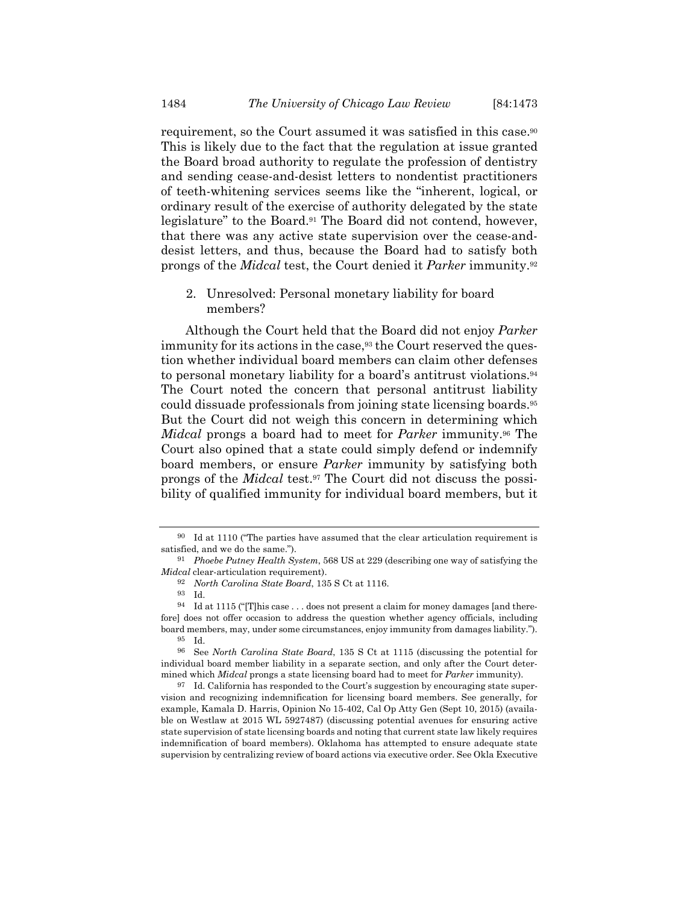requirement, so the Court assumed it was satisfied in this case.[90] This is likely due to the fact that the regulation at issue granted the Board broad authority to regulate the profession of dentistry and sending cease-and-desist letters to nondentist practitioners of teeth-whitening services seems like the "inherent, logical, or ordinary result of the exercise of authority delegated by the state legislature" to the Board.[91] The Board did not contend, however, that there was any active state supervision over the cease-and-desist letters, and thus, because the Board had to satisfy both prongs of the *Midcal* test, the Court denied it *Parker* immunity.[92]

### 2. Unresolved: Personal monetary liability for board members?

Although the Court held that the Board did not enjoy *Parker* immunity for its actions in the case,[93] the Court reserved the question whether individual board members can claim other defenses to personal monetary liability for a board's antitrust violations.[94] The Court noted the concern that personal antitrust liability could dissuade professionals from joining state licensing boards.[95] But the Court did not weigh this concern in determining which *Midcal* prongs a board had to meet for *Parker* immunity.[96] The Court also opined that a state could simply defend or indemnify board members, or ensure *Parker* immunity by satisfying both prongs of the *Midcal* test.[97] The Court did not discuss the possibility of qualified immunity for individual board members, but it

---

[90] Id at 1110 ("The parties have assumed that the clear articulation requirement is satisfied, and we do the same.").

[91] *Phoebe Putney Health System*, 568 US at 229 (describing one way of satisfying the *Midcal* clear-articulation requirement).

[92] *North Carolina State Board*, 135 S Ct at 1116.

[93] Id.

[94] Id at 1115 ("[T]his case . . . does not present a claim for money damages [and therefore] does not offer occasion to address the question whether agency officials, including board members, may, under some circumstances, enjoy immunity from damages liability.").

[95] Id.

[96] See *North Carolina State Board*, 135 S Ct at 1115 (discussing the potential for individual board member liability in a separate section, and only after the Court determined which *Midcal* prongs a state licensing board had to meet for *Parker* immunity).

[97] Id. California has responded to the Court's suggestion by encouraging state supervision and recognizing indemnification for licensing board members. See generally, for example, Kamala D. Harris, Opinion No 15-402, Cal Op Atty Gen (Sept 10, 2015) (available on Westlaw at 2015 WL 5927487) (discussing potential avenues for ensuring active state supervision of state licensing boards and noting that current state law likely requires indemnification of board members). Oklahoma has attempted to ensure adequate state supervision by centralizing review of board actions via executive order. See Okla Executive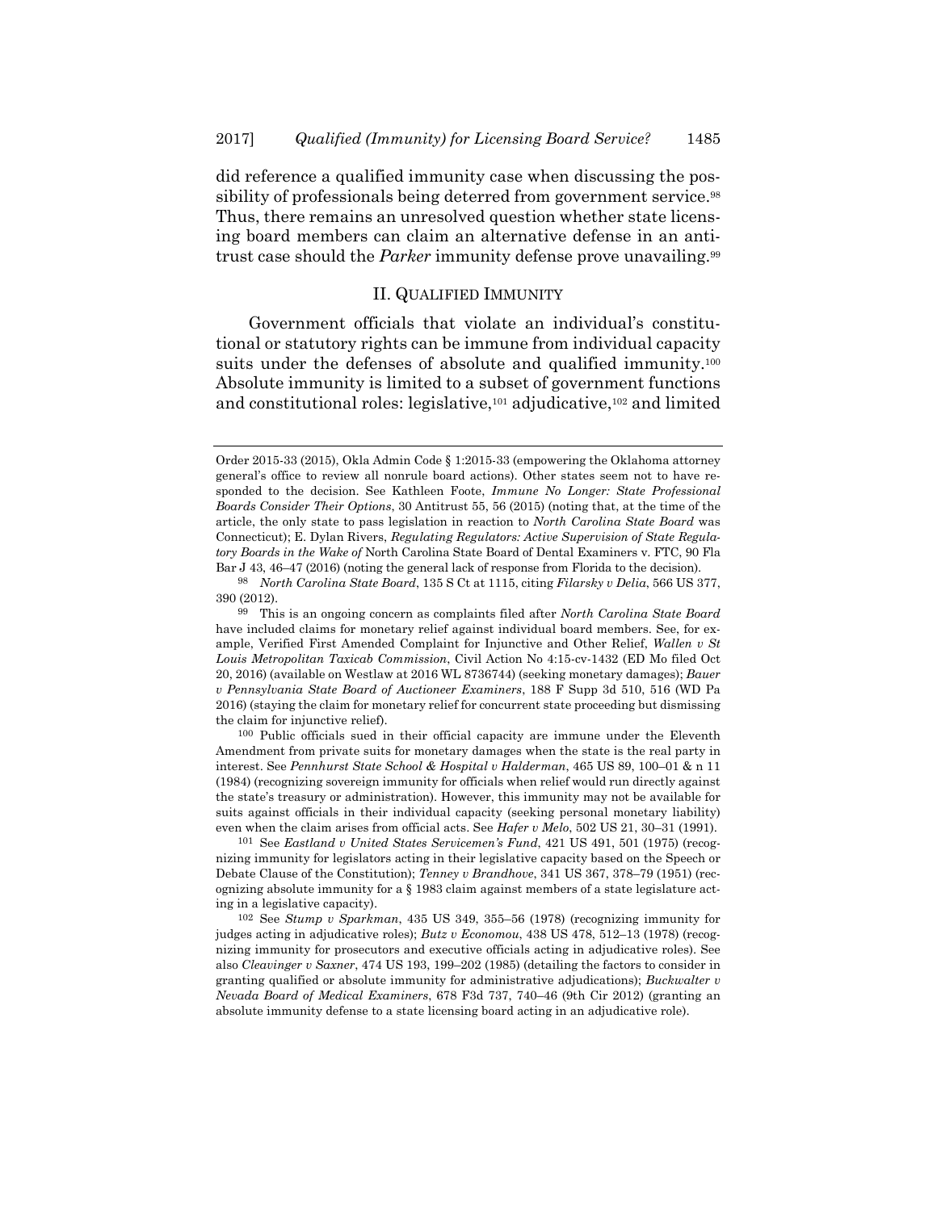did reference a qualified immunity case when discussing the possibility of professionals being deterred from government service.[98] Thus, there remains an unresolved question whether state licensing board members can claim an alternative defense in an antitrust case should the *Parker* immunity defense prove unavailing.[99]

## II. QUALIFIED IMMUNITY

Government officials that violate an individual's constitutional or statutory rights can be immune from individual capacity suits under the defenses of absolute and qualified immunity.[100] Absolute immunity is limited to a subset of government functions and constitutional roles: legislative,[101] adjudicative,[102] and limited

---

Order 2015-33 (2015), Okla Admin Code § 1:2015-33 (empowering the Oklahoma attorney general's office to review all nonrule board actions). Other states seem not to have responded to the decision. See Kathleen Foote, *Immune No Longer: State Professional Boards Consider Their Options*, 30 Antitrust 55, 56 (2015) (noting that, at the time of the article, the only state to pass legislation in reaction to *North Carolina State Board* was Connecticut); E. Dylan Rivers, *Regulating Regulators: Active Supervision of State Regulatory Boards in the Wake of* North Carolina State Board of Dental Examiners v. FTC, 90 Fla Bar J 43, 46–47 (2016) (noting the general lack of response from Florida to the decision).

[98] *North Carolina State Board*, 135 S Ct at 1115, citing *Filarsky v Delia*, 566 US 377, 390 (2012).

[99] This is an ongoing concern as complaints filed after *North Carolina State Board* have included claims for monetary relief against individual board members. See, for example, Verified First Amended Complaint for Injunctive and Other Relief, *Wallen v St Louis Metropolitan Taxicab Commission*, Civil Action No 4:15-cv-1432 (ED Mo filed Oct 20, 2016) (available on Westlaw at 2016 WL 8736744) (seeking monetary damages); *Bauer v Pennsylvania State Board of Auctioneer Examiners*, 188 F Supp 3d 510, 516 (WD Pa 2016) (staying the claim for monetary relief for concurrent state proceeding but dismissing the claim for injunctive relief).

[100] Public officials sued in their official capacity are immune under the Eleventh Amendment from private suits for monetary damages when the state is the real party in interest. See *Pennhurst State School & Hospital v Halderman*, 465 US 89, 100–01 & n 11 (1984) (recognizing sovereign immunity for officials when relief would run directly against the state's treasury or administration). However, this immunity may not be available for suits against officials in their individual capacity (seeking personal monetary liability) even when the claim arises from official acts. See *Hafer v Melo*, 502 US 21, 30–31 (1991).

[101] See *Eastland v United States Servicemen's Fund*, 421 US 491, 501 (1975) (recognizing immunity for legislators acting in their legislative capacity based on the Speech or Debate Clause of the Constitution); *Tenney v Brandhove*, 341 US 367, 378–79 (1951) (recognizing absolute immunity for a § 1983 claim against members of a state legislature acting in a legislative capacity).

[102] See *Stump v Sparkman*, 435 US 349, 355–56 (1978) (recognizing immunity for judges acting in adjudicative roles); *Butz v Economou*, 438 US 478, 512–13 (1978) (recognizing immunity for prosecutors and executive officials acting in adjudicative roles). See also *Cleavinger v Saxner*, 474 US 193, 199–202 (1985) (detailing the factors to consider in granting qualified or absolute immunity for administrative adjudications); *Buckwalter v Nevada Board of Medical Examiners*, 678 F3d 737, 740–46 (9th Cir 2012) (granting an absolute immunity defense to a state licensing board acting in an adjudicative role).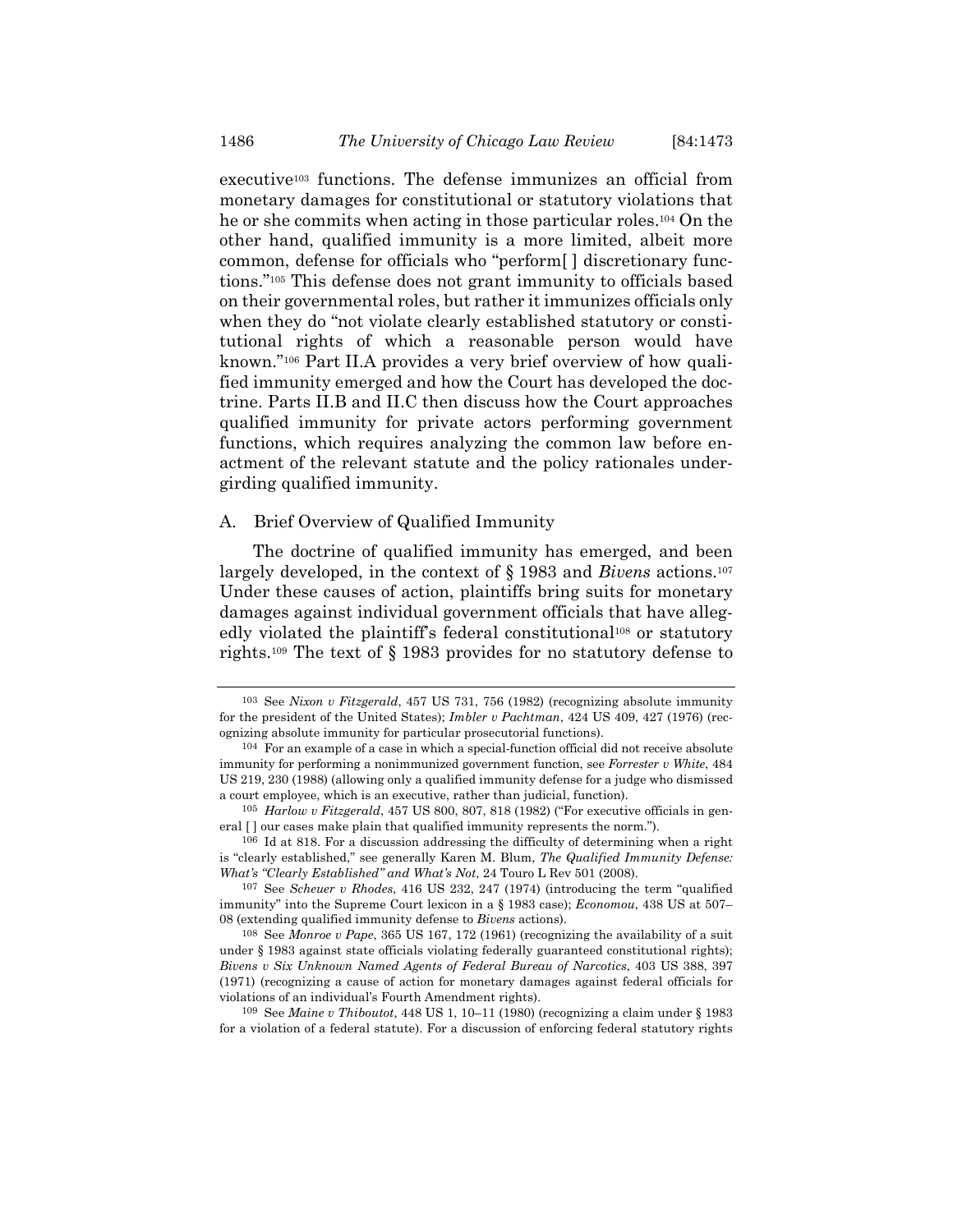executive[103] functions. The defense immunizes an official from monetary damages for constitutional or statutory violations that he or she commits when acting in those particular roles.[104] On the other hand, qualified immunity is a more limited, albeit more common, defense for officials who "perform[ ] discretionary functions."[105] This defense does not grant immunity to officials based on their governmental roles, but rather it immunizes officials only when they do "not violate clearly established statutory or constitutional rights of which a reasonable person would have known."[106] Part II.A provides a very brief overview of how qualified immunity emerged and how the Court has developed the doctrine. Parts II.B and II.C then discuss how the Court approaches qualified immunity for private actors performing government functions, which requires analyzing the common law before enactment of the relevant statute and the policy rationales undergirding qualified immunity.

## A. Brief Overview of Qualified Immunity

The doctrine of qualified immunity has emerged, and been largely developed, in the context of § 1983 and *Bivens* actions.[107] Under these causes of action, plaintiffs bring suits for monetary damages against individual government officials that have allegedly violated the plaintiff's federal constitutional[108] or statutory rights.[109] The text of § 1983 provides for no statutory defense to

---

[103] See *Nixon v Fitzgerald*, 457 US 731, 756 (1982) (recognizing absolute immunity for the president of the United States); *Imbler v Pachtman*, 424 US 409, 427 (1976) (recognizing absolute immunity for particular prosecutorial functions).

[104] For an example of a case in which a special-function official did not receive absolute immunity for performing a nonimmunized government function, see *Forrester v White*, 484 US 219, 230 (1988) (allowing only a qualified immunity defense for a judge who dismissed a court employee, which is an executive, rather than judicial, function).

[105] *Harlow v Fitzgerald*, 457 US 800, 807, 818 (1982) ("For executive officials in general [ ] our cases make plain that qualified immunity represents the norm.").

[106] Id at 818. For a discussion addressing the difficulty of determining when a right is "clearly established," see generally Karen M. Blum, *The Qualified Immunity Defense: What's "Clearly Established" and What's Not*, 24 Touro L Rev 501 (2008).

[107] See *Scheuer v Rhodes*, 416 US 232, 247 (1974) (introducing the term "qualified immunity" into the Supreme Court lexicon in a § 1983 case); *Economou*, 438 US at 507–08 (extending qualified immunity defense to *Bivens* actions).

[108] See *Monroe v Pape*, 365 US 167, 172 (1961) (recognizing the availability of a suit under § 1983 against state officials violating federally guaranteed constitutional rights); *Bivens v Six Unknown Named Agents of Federal Bureau of Narcotics*, 403 US 388, 397 (1971) (recognizing a cause of action for monetary damages against federal officials for violations of an individual's Fourth Amendment rights).

[109] See *Maine v Thiboutot*, 448 US 1, 10–11 (1980) (recognizing a claim under § 1983 for a violation of a federal statute). For a discussion of enforcing federal statutory rights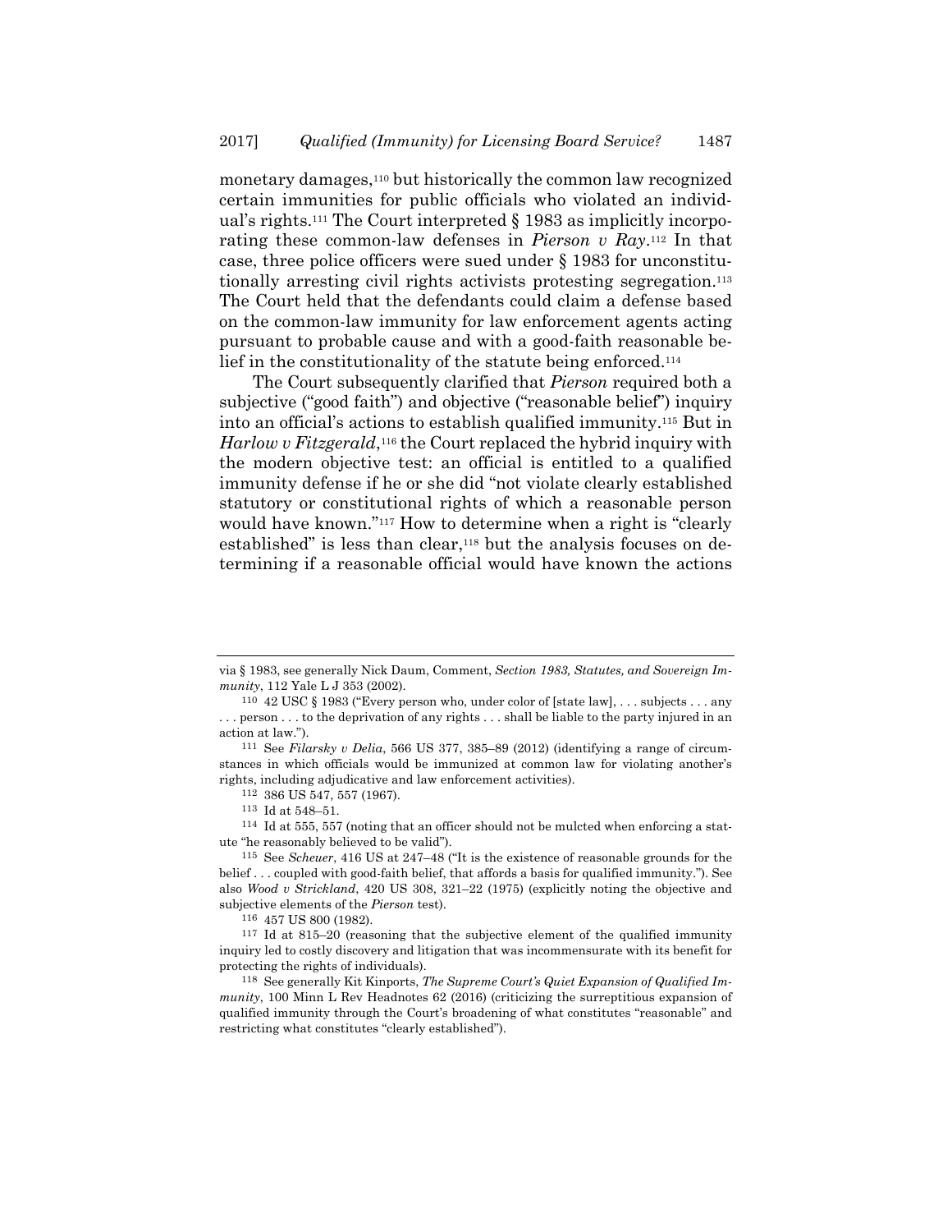monetary damages,[110] but historically the common law recognized certain immunities for public officials who violated an individual's rights.[111] The Court interpreted § 1983 as implicitly incorporating these common-law defenses in *Pierson v Ray*.[112] In that case, three police officers were sued under § 1983 for unconstitutionally arresting civil rights activists protesting segregation.[113] The Court held that the defendants could claim a defense based on the common-law immunity for law enforcement agents acting pursuant to probable cause and with a good-faith reasonable belief in the constitutionality of the statute being enforced.[114]

The Court subsequently clarified that *Pierson* required both a subjective ("good faith") and objective ("reasonable belief") inquiry into an official's actions to establish qualified immunity.[115] But in *Harlow v Fitzgerald*,[116] the Court replaced the hybrid inquiry with the modern objective test: an official is entitled to a qualified immunity defense if he or she did "not violate clearly established statutory or constitutional rights of which a reasonable person would have known."[117] How to determine when a right is "clearly established" is less than clear,[118] but the analysis focuses on determining if a reasonable official would have known the actions

---

via § 1983, see generally Nick Daum, Comment, *Section 1983, Statutes, and Sovereign Immunity*, 112 Yale L J 353 (2002).

[110] 42 USC § 1983 ("Every person who, under color of [state law], . . . subjects . . . any . . . person . . . to the deprivation of any rights . . . shall be liable to the party injured in an action at law.").

[111] See *Filarsky v Delia*, 566 US 377, 385–89 (2012) (identifying a range of circumstances in which officials would be immunized at common law for violating another's rights, including adjudicative and law enforcement activities).

[112] 386 US 547, 557 (1967).

[113] Id at 548–51.

[114] Id at 555, 557 (noting that an officer should not be mulcted when enforcing a statute "he reasonably believed to be valid").

[115] See *Scheuer*, 416 US at 247–48 ("It is the existence of reasonable grounds for the belief . . . coupled with good-faith belief, that affords a basis for qualified immunity."). See also *Wood v Strickland*, 420 US 308, 321–22 (1975) (explicitly noting the objective and subjective elements of the *Pierson* test).

[116] 457 US 800 (1982).

[117] Id at 815–20 (reasoning that the subjective element of the qualified immunity inquiry led to costly discovery and litigation that was incommensurate with its benefit for protecting the rights of individuals).

[118] See generally Kit Kinports, *The Supreme Court's Quiet Expansion of Qualified Immunity*, 100 Minn L Rev Headnotes 62 (2016) (criticizing the surreptitious expansion of qualified immunity through the Court's broadening of what constitutes "reasonable" and restricting what constitutes "clearly established").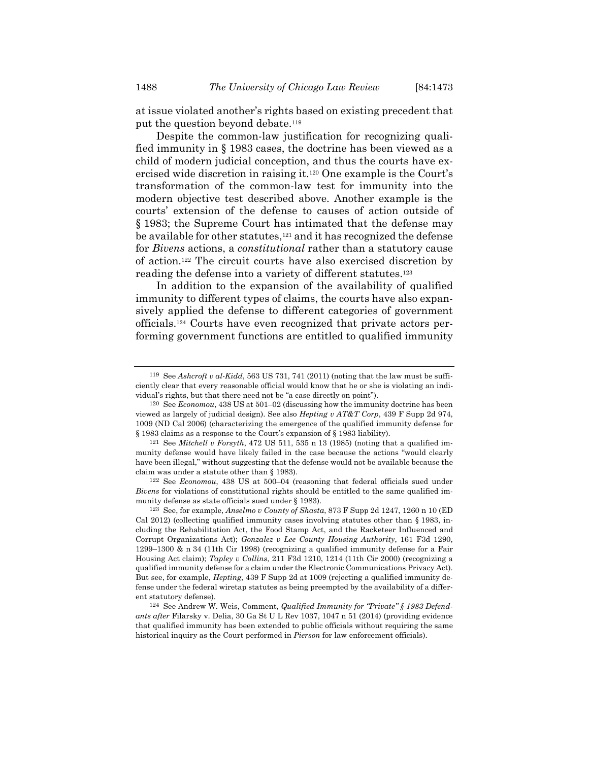at issue violated another's rights based on existing precedent that put the question beyond debate.[119]

Despite the common-law justification for recognizing qualified immunity in § 1983 cases, the doctrine has been viewed as a child of modern judicial conception, and thus the courts have exercised wide discretion in raising it.[120] One example is the Court's transformation of the common-law test for immunity into the modern objective test described above. Another example is the courts' extension of the defense to causes of action outside of § 1983; the Supreme Court has intimated that the defense may be available for other statutes,[121] and it has recognized the defense for *Bivens* actions, a *constitutional* rather than a statutory cause of action.[122] The circuit courts have also exercised discretion by reading the defense into a variety of different statutes.[123]

In addition to the expansion of the availability of qualified immunity to different types of claims, the courts have also expansively applied the defense to different categories of government officials.[124] Courts have even recognized that private actors performing government functions are entitled to qualified immunity

---

[119] See *Ashcroft v al-Kidd*, 563 US 731, 741 (2011) (noting that the law must be sufficiently clear that every reasonable official would know that he or she is violating an individual's rights, but that there need not be "a case directly on point").

[120] See *Economou*, 438 US at 501–02 (discussing how the immunity doctrine has been viewed as largely of judicial design). See also *Hepting v AT&T Corp*, 439 F Supp 2d 974, 1009 (ND Cal 2006) (characterizing the emergence of the qualified immunity defense for § 1983 claims as a response to the Court's expansion of § 1983 liability).

[121] See *Mitchell v Forsyth*, 472 US 511, 535 n 13 (1985) (noting that a qualified immunity defense would have likely failed in the case because the actions "would clearly have been illegal," without suggesting that the defense would not be available because the claim was under a statute other than § 1983).

[122] See *Economou*, 438 US at 500–04 (reasoning that federal officials sued under *Bivens* for violations of constitutional rights should be entitled to the same qualified immunity defense as state officials sued under § 1983).

[123] See, for example, *Anselmo v County of Shasta*, 873 F Supp 2d 1247, 1260 n 10 (ED Cal 2012) (collecting qualified immunity cases involving statutes other than § 1983, including the Rehabilitation Act, the Food Stamp Act, and the Racketeer Influenced and Corrupt Organizations Act); *Gonzalez v Lee County Housing Authority*, 161 F3d 1290, 1299–1300 & n 34 (11th Cir 1998) (recognizing a qualified immunity defense for a Fair Housing Act claim); *Tapley v Collins*, 211 F3d 1210, 1214 (11th Cir 2000) (recognizing a qualified immunity defense for a claim under the Electronic Communications Privacy Act). But see, for example, *Hepting*, 439 F Supp 2d at 1009 (rejecting a qualified immunity defense under the federal wiretap statutes as being preempted by the availability of a different statutory defense).

[124] See Andrew W. Weis, Comment, *Qualified Immunity for "Private" § 1983 Defendants after* Filarsky v. Delia, 30 Ga St U L Rev 1037, 1047 n 51 (2014) (providing evidence that qualified immunity has been extended to public officials without requiring the same historical inquiry as the Court performed in *Pierson* for law enforcement officials).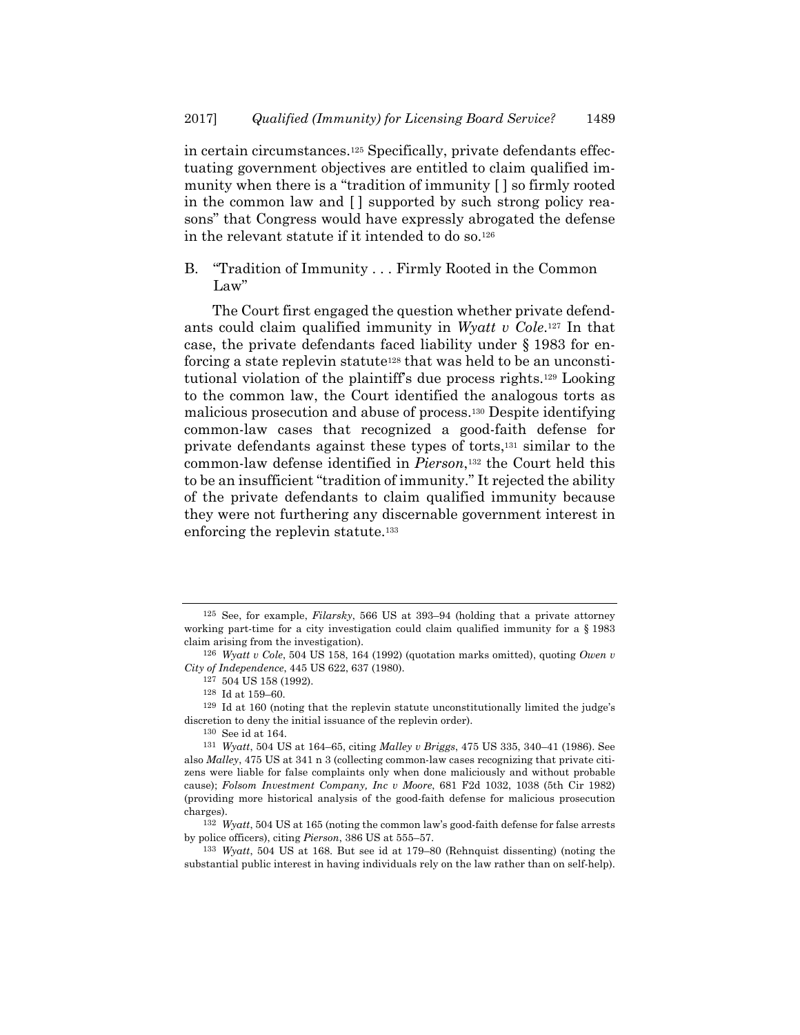in certain circumstances.[125] Specifically, private defendants effectuating government objectives are entitled to claim qualified immunity when there is a "tradition of immunity [ ] so firmly rooted in the common law and [ ] supported by such strong policy reasons" that Congress would have expressly abrogated the defense in the relevant statute if it intended to do so.[126]

## B. "Tradition of Immunity . . . Firmly Rooted in the Common Law"

The Court first engaged the question whether private defendants could claim qualified immunity in *Wyatt v Cole*.[127] In that case, the private defendants faced liability under § 1983 for enforcing a state replevin statute[128] that was held to be an unconstitutional violation of the plaintiff's due process rights.[129] Looking to the common law, the Court identified the analogous torts as malicious prosecution and abuse of process.[130] Despite identifying common-law cases that recognized a good-faith defense for private defendants against these types of torts,[131] similar to the common-law defense identified in *Pierson*,[132] the Court held this to be an insufficient "tradition of immunity." It rejected the ability of the private defendants to claim qualified immunity because they were not furthering any discernable government interest in enforcing the replevin statute.[133]

---

[125] See, for example, *Filarsky*, 566 US at 393–94 (holding that a private attorney working part-time for a city investigation could claim qualified immunity for a § 1983 claim arising from the investigation).

[126] *Wyatt v Cole*, 504 US 158, 164 (1992) (quotation marks omitted), quoting *Owen v City of Independence*, 445 US 622, 637 (1980).

[127] 504 US 158 (1992).

[128] Id at 159–60.

[129] Id at 160 (noting that the replevin statute unconstitutionally limited the judge's discretion to deny the initial issuance of the replevin order).

[130] See id at 164.

[131] *Wyatt*, 504 US at 164–65, citing *Malley v Briggs*, 475 US 335, 340–41 (1986). See also *Malley*, 475 US at 341 n 3 (collecting common-law cases recognizing that private citizens were liable for false complaints only when done maliciously and without probable cause); *Folsom Investment Company, Inc v Moore*, 681 F2d 1032, 1038 (5th Cir 1982) (providing more historical analysis of the good-faith defense for malicious prosecution charges).

[132] *Wyatt*, 504 US at 165 (noting the common law's good-faith defense for false arrests by police officers), citing *Pierson*, 386 US at 555–57.

[133] *Wyatt*, 504 US at 168. But see id at 179–80 (Rehnquist dissenting) (noting the substantial public interest in having individuals rely on the law rather than on self-help).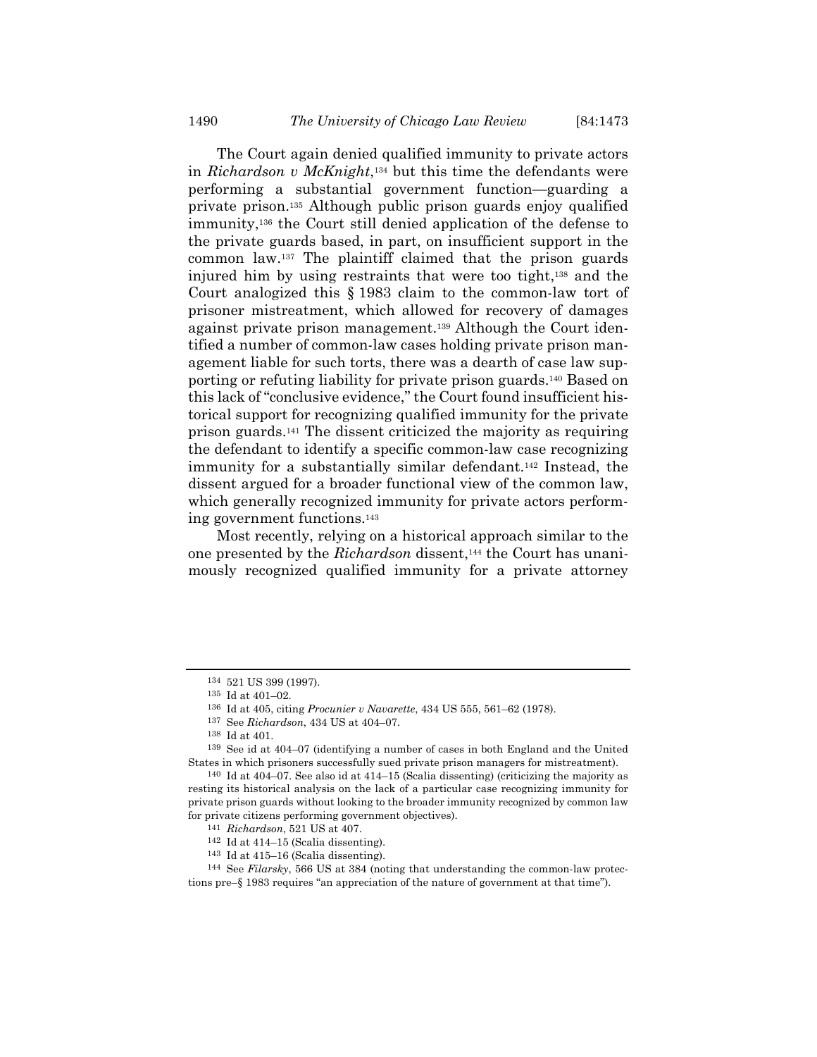The Court again denied qualified immunity to private actors in *Richardson v McKnight*,[134] but this time the defendants were performing a substantial government function—guarding a private prison.[135] Although public prison guards enjoy qualified immunity,[136] the Court still denied application of the defense to the private guards based, in part, on insufficient support in the common law.[137] The plaintiff claimed that the prison guards injured him by using restraints that were too tight,[138] and the Court analogized this § 1983 claim to the common-law tort of prisoner mistreatment, which allowed for recovery of damages against private prison management.[139] Although the Court identified a number of common-law cases holding private prison management liable for such torts, there was a dearth of case law supporting or refuting liability for private prison guards.[140] Based on this lack of "conclusive evidence," the Court found insufficient historical support for recognizing qualified immunity for the private prison guards.[141] The dissent criticized the majority as requiring the defendant to identify a specific common-law case recognizing immunity for a substantially similar defendant.[142] Instead, the dissent argued for a broader functional view of the common law, which generally recognized immunity for private actors performing government functions.[143]

Most recently, relying on a historical approach similar to the one presented by the *Richardson* dissent,[144] the Court has unanimously recognized qualified immunity for a private attorney

---

[134] 521 US 399 (1997).

[135] Id at 401–02.

[136] Id at 405, citing *Procunier v Navarette*, 434 US 555, 561–62 (1978).

[137] See *Richardson*, 434 US at 404–07.

[138] Id at 401.

[139] See id at 404–07 (identifying a number of cases in both England and the United States in which prisoners successfully sued private prison managers for mistreatment).

[140] Id at 404–07. See also id at 414–15 (Scalia dissenting) (criticizing the majority as resting its historical analysis on the lack of a particular case recognizing immunity for private prison guards without looking to the broader immunity recognized by common law for private citizens performing government objectives).

[141] *Richardson*, 521 US at 407.

[142] Id at 414–15 (Scalia dissenting).

[143] Id at 415–16 (Scalia dissenting).

[144] See *Filarsky*, 566 US at 384 (noting that understanding the common-law protections pre–§ 1983 requires "an appreciation of the nature of government at that time").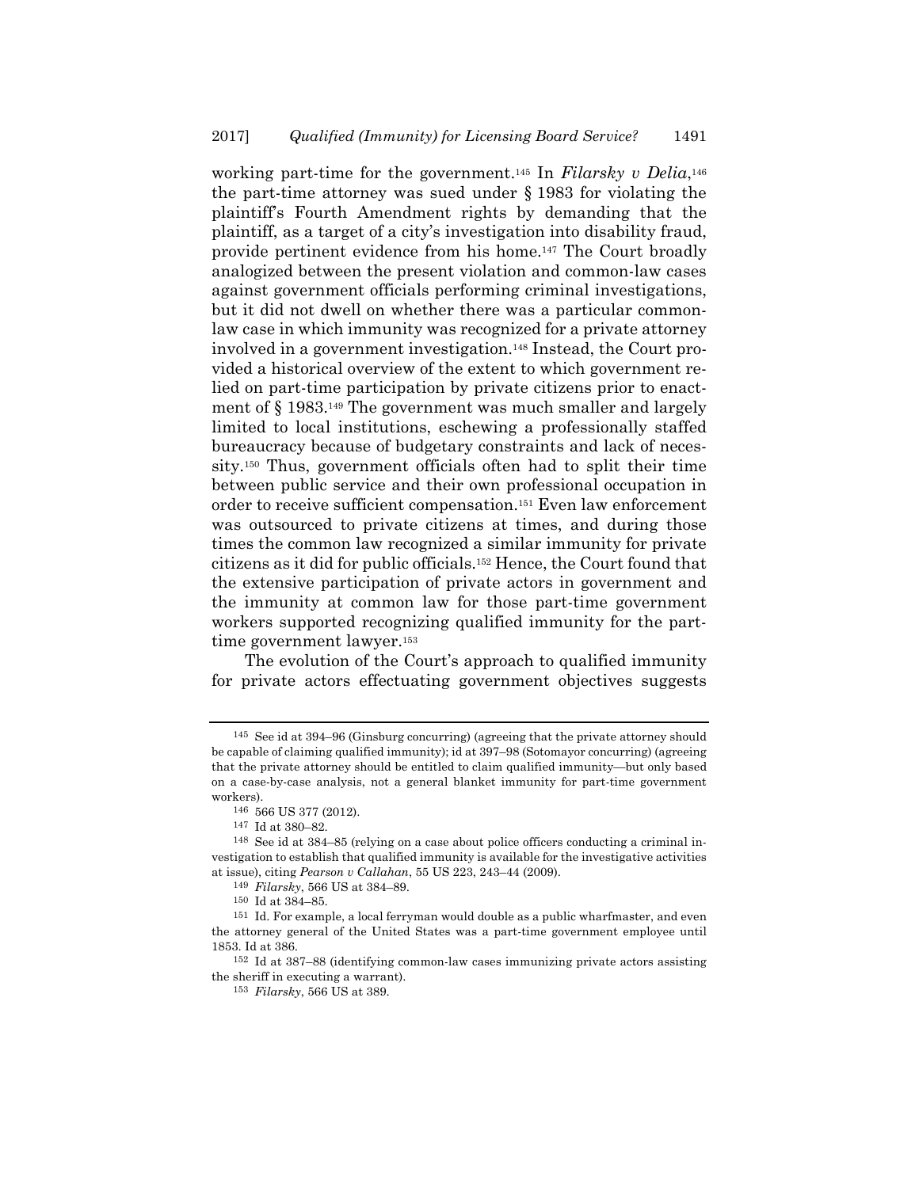working part-time for the government.[145] In *Filarsky v Delia*,[146] the part-time attorney was sued under § 1983 for violating the plaintiff's Fourth Amendment rights by demanding that the plaintiff, as a target of a city's investigation into disability fraud, provide pertinent evidence from his home.[147] The Court broadly analogized between the present violation and common-law cases against government officials performing criminal investigations, but it did not dwell on whether there was a particular common-law case in which immunity was recognized for a private attorney involved in a government investigation.[148] Instead, the Court provided a historical overview of the extent to which government relied on part-time participation by private citizens prior to enactment of § 1983.[149] The government was much smaller and largely limited to local institutions, eschewing a professionally staffed bureaucracy because of budgetary constraints and lack of necessity.[150] Thus, government officials often had to split their time between public service and their own professional occupation in order to receive sufficient compensation.[151] Even law enforcement was outsourced to private citizens at times, and during those times the common law recognized a similar immunity for private citizens as it did for public officials.[152] Hence, the Court found that the extensive participation of private actors in government and the immunity at common law for those part-time government workers supported recognizing qualified immunity for the part-time government lawyer.[153]

The evolution of the Court's approach to qualified immunity for private actors effectuating government objectives suggests

---

[145] See id at 394–96 (Ginsburg concurring) (agreeing that the private attorney should be capable of claiming qualified immunity); id at 397–98 (Sotomayor concurring) (agreeing that the private attorney should be entitled to claim qualified immunity—but only based on a case-by-case analysis, not a general blanket immunity for part-time government workers).

[146] 566 US 377 (2012).

[147] Id at 380–82.

[148] See id at 384–85 (relying on a case about police officers conducting a criminal investigation to establish that qualified immunity is available for the investigative activities at issue), citing *Pearson v Callahan*, 55 US 223, 243–44 (2009).

[149] *Filarsky*, 566 US at 384–89.

[150] Id at 384–85.

[151] Id. For example, a local ferryman would double as a public wharfmaster, and even the attorney general of the United States was a part-time government employee until 1853. Id at 386.

[152] Id at 387–88 (identifying common-law cases immunizing private actors assisting the sheriff in executing a warrant).

[153] *Filarsky*, 566 US at 389.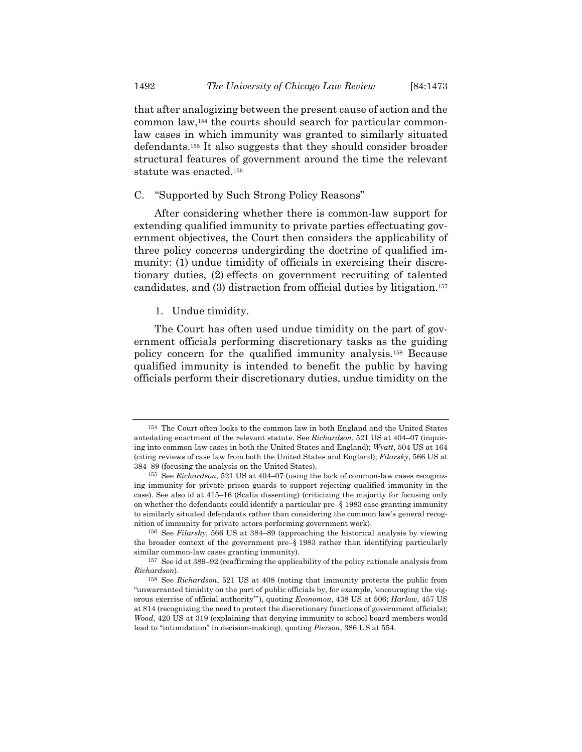that after analogizing between the present cause of action and the common law,[154] the courts should search for particular common-law cases in which immunity was granted to similarly situated defendants.[155] It also suggests that they should consider broader structural features of government around the time the relevant statute was enacted.[156]

### C. "Supported by Such Strong Policy Reasons"

After considering whether there is common-law support for extending qualified immunity to private parties effectuating government objectives, the Court then considers the applicability of three policy concerns undergirding the doctrine of qualified immunity: (1) undue timidity of officials in exercising their discretionary duties, (2) effects on government recruiting of talented candidates, and (3) distraction from official duties by litigation.[157]

#### 1. Undue timidity.

The Court has often used undue timidity on the part of government officials performing discretionary tasks as the guiding policy concern for the qualified immunity analysis.[158] Because qualified immunity is intended to benefit the public by having officials perform their discretionary duties, undue timidity on the

---

[154] The Court often looks to the common law in both England and the United States antedating enactment of the relevant statute. See *Richardson*, 521 US at 404–07 (inquiring into common-law cases in both the United States and England); *Wyatt*, 504 US at 164 (citing reviews of case law from both the United States and England); *Filarsky*, 566 US at 384–89 (focusing the analysis on the United States).

[155] See *Richardson*, 521 US at 404–07 (using the lack of common-law cases recognizing immunity for private prison guards to support rejecting qualified immunity in the case). See also id at 415–16 (Scalia dissenting) (criticizing the majority for focusing only on whether the defendants could identify a particular pre–§ 1983 case granting immunity to similarly situated defendants rather than considering the common law's general recognition of immunity for private actors performing government work).

[156] See *Filarsky*, 566 US at 384–89 (approaching the historical analysis by viewing the broader context of the government pre–§ 1983 rather than identifying particularly similar common-law cases granting immunity).

[157] See id at 389–92 (reaffirming the applicability of the policy rationale analysis from *Richardson*).

[158] See *Richardson*, 521 US at 408 (noting that immunity protects the public from "unwarranted timidity on the part of public officials by, for example, 'encouraging the vigorous exercise of official authority'"), quoting *Economou*, 438 US at 506; *Harlow*, 457 US at 814 (recognizing the need to protect the discretionary functions of government officials); *Wood*, 420 US at 319 (explaining that denying immunity to school board members would lead to "intimidation" in decision-making), quoting *Pierson*, 386 US at 554.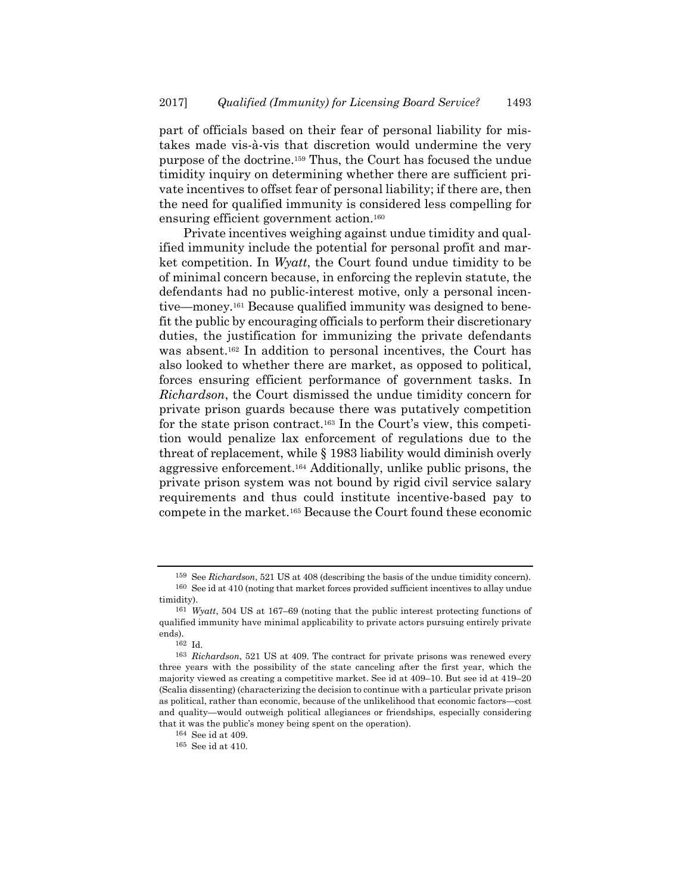part of officials based on their fear of personal liability for mistakes made vis-à-vis that discretion would undermine the very purpose of the doctrine.[159] Thus, the Court has focused the undue timidity inquiry on determining whether there are sufficient private incentives to offset fear of personal liability; if there are, then the need for qualified immunity is considered less compelling for ensuring efficient government action.[160]

Private incentives weighing against undue timidity and qualified immunity include the potential for personal profit and market competition. In *Wyatt*, the Court found undue timidity to be of minimal concern because, in enforcing the replevin statute, the defendants had no public-interest motive, only a personal incentive—money.[161] Because qualified immunity was designed to benefit the public by encouraging officials to perform their discretionary duties, the justification for immunizing the private defendants was absent.[162] In addition to personal incentives, the Court has also looked to whether there are market, as opposed to political, forces ensuring efficient performance of government tasks. In *Richardson*, the Court dismissed the undue timidity concern for private prison guards because there was putatively competition for the state prison contract.[163] In the Court's view, this competition would penalize lax enforcement of regulations due to the threat of replacement, while § 1983 liability would diminish overly aggressive enforcement.[164] Additionally, unlike public prisons, the private prison system was not bound by rigid civil service salary requirements and thus could institute incentive-based pay to compete in the market.[165] Because the Court found these economic

---

[159] See *Richardson*, 521 US at 408 (describing the basis of the undue timidity concern).

[160] See id at 410 (noting that market forces provided sufficient incentives to allay undue timidity).

[161] *Wyatt*, 504 US at 167–69 (noting that the public interest protecting functions of qualified immunity have minimal applicability to private actors pursuing entirely private ends).

[162] Id.

[163] *Richardson*, 521 US at 409. The contract for private prisons was renewed every three years with the possibility of the state canceling after the first year, which the majority viewed as creating a competitive market. See id at 409–10. But see id at 419–20 (Scalia dissenting) (characterizing the decision to continue with a particular private prison as political, rather than economic, because of the unlikelihood that economic factors—cost and quality—would outweigh political allegiances or friendships, especially considering that it was the public's money being spent on the operation).

[164] See id at 409.

[165] See id at 410.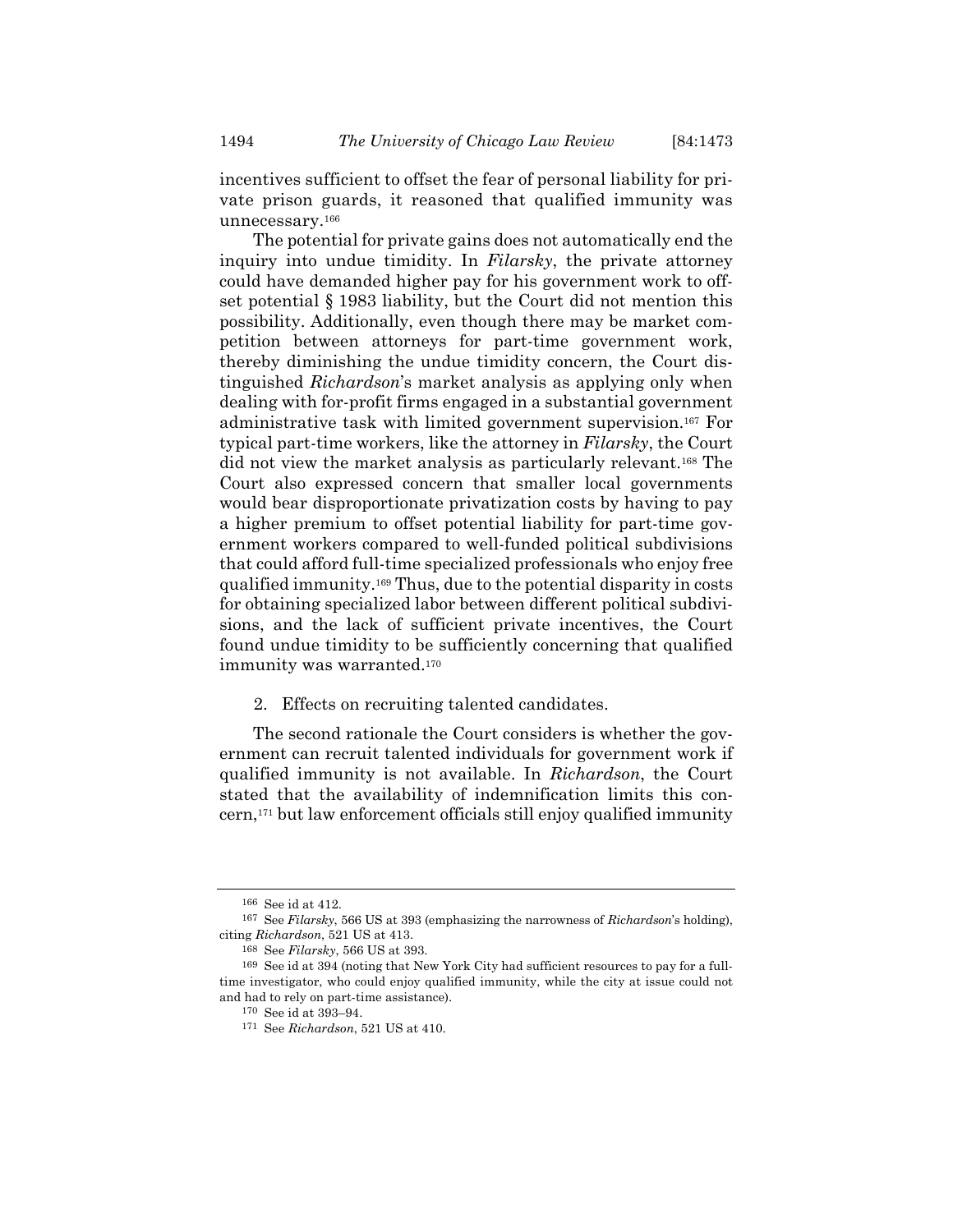incentives sufficient to offset the fear of personal liability for private prison guards, it reasoned that qualified immunity was unnecessary.[166]

The potential for private gains does not automatically end the inquiry into undue timidity. In *Filarsky*, the private attorney could have demanded higher pay for his government work to offset potential § 1983 liability, but the Court did not mention this possibility. Additionally, even though there may be market competition between attorneys for part-time government work, thereby diminishing the undue timidity concern, the Court distinguished *Richardson*'s market analysis as applying only when dealing with for-profit firms engaged in a substantial government administrative task with limited government supervision.[167] For typical part-time workers, like the attorney in *Filarsky*, the Court did not view the market analysis as particularly relevant.[168] The Court also expressed concern that smaller local governments would bear disproportionate privatization costs by having to pay a higher premium to offset potential liability for part-time government workers compared to well-funded political subdivisions that could afford full-time specialized professionals who enjoy free qualified immunity.[169] Thus, due to the potential disparity in costs for obtaining specialized labor between different political subdivisions, and the lack of sufficient private incentives, the Court found undue timidity to be sufficiently concerning that qualified immunity was warranted.[170]

2. Effects on recruiting talented candidates.

The second rationale the Court considers is whether the government can recruit talented individuals for government work if qualified immunity is not available. In *Richardson*, the Court stated that the availability of indemnification limits this concern,[171] but law enforcement officials still enjoy qualified immunity

---

[166] See id at 412.

[167] See *Filarsky*, 566 US at 393 (emphasizing the narrowness of *Richardson*'s holding), citing *Richardson*, 521 US at 413.

[168] See *Filarsky*, 566 US at 393.

[169] See id at 394 (noting that New York City had sufficient resources to pay for a full-time investigator, who could enjoy qualified immunity, while the city at issue could not and had to rely on part-time assistance).

[170] See id at 393–94.

[171] See *Richardson*, 521 US at 410.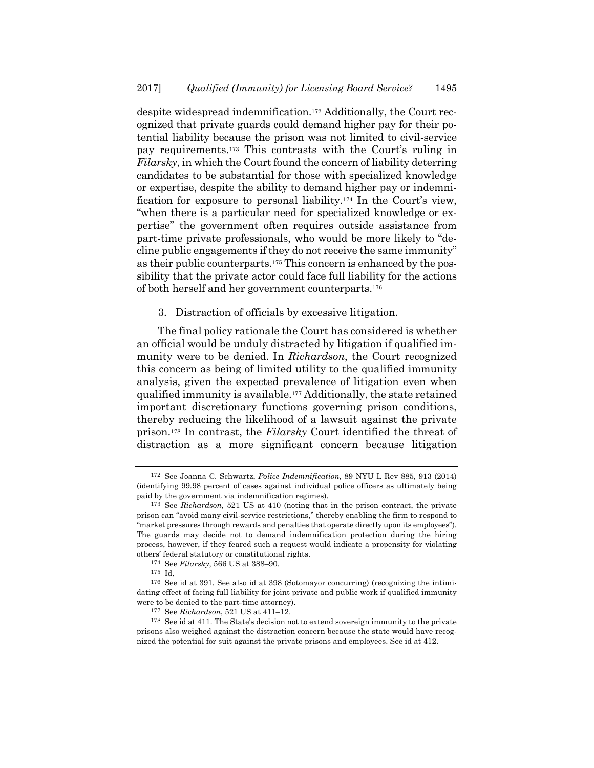despite widespread indemnification.[172] Additionally, the Court recognized that private guards could demand higher pay for their potential liability because the prison was not limited to civil-service pay requirements.[173] This contrasts with the Court's ruling in *Filarsky*, in which the Court found the concern of liability deterring candidates to be substantial for those with specialized knowledge or expertise, despite the ability to demand higher pay or indemnification for exposure to personal liability.[174] In the Court's view, "when there is a particular need for specialized knowledge or expertise" the government often requires outside assistance from part-time private professionals, who would be more likely to "decline public engagements if they do not receive the same immunity" as their public counterparts.[175] This concern is enhanced by the possibility that the private actor could face full liability for the actions of both herself and her government counterparts.[176]

3. Distraction of officials by excessive litigation.

The final policy rationale the Court has considered is whether an official would be unduly distracted by litigation if qualified immunity were to be denied. In *Richardson*, the Court recognized this concern as being of limited utility to the qualified immunity analysis, given the expected prevalence of litigation even when qualified immunity is available.[177] Additionally, the state retained important discretionary functions governing prison conditions, thereby reducing the likelihood of a lawsuit against the private prison.[178] In contrast, the *Filarsky* Court identified the threat of distraction as a more significant concern because litigation

---

[172] See Joanna C. Schwartz, *Police Indemnification*, 89 NYU L Rev 885, 913 (2014) (identifying 99.98 percent of cases against individual police officers as ultimately being paid by the government via indemnification regimes).

[173] See *Richardson*, 521 US at 410 (noting that in the prison contract, the private prison can "avoid many civil-service restrictions," thereby enabling the firm to respond to "market pressures through rewards and penalties that operate directly upon its employees"). The guards may decide not to demand indemnification protection during the hiring process, however, if they feared such a request would indicate a propensity for violating others' federal statutory or constitutional rights.

[174] See *Filarsky*, 566 US at 388–90.

[175] Id.

[176] See id at 391. See also id at 398 (Sotomayor concurring) (recognizing the intimidating effect of facing full liability for joint private and public work if qualified immunity were to be denied to the part-time attorney).

[177] See *Richardson*, 521 US at 411–12.

[178] See id at 411. The State's decision not to extend sovereign immunity to the private prisons also weighed against the distraction concern because the state would have recognized the potential for suit against the private prisons and employees. See id at 412.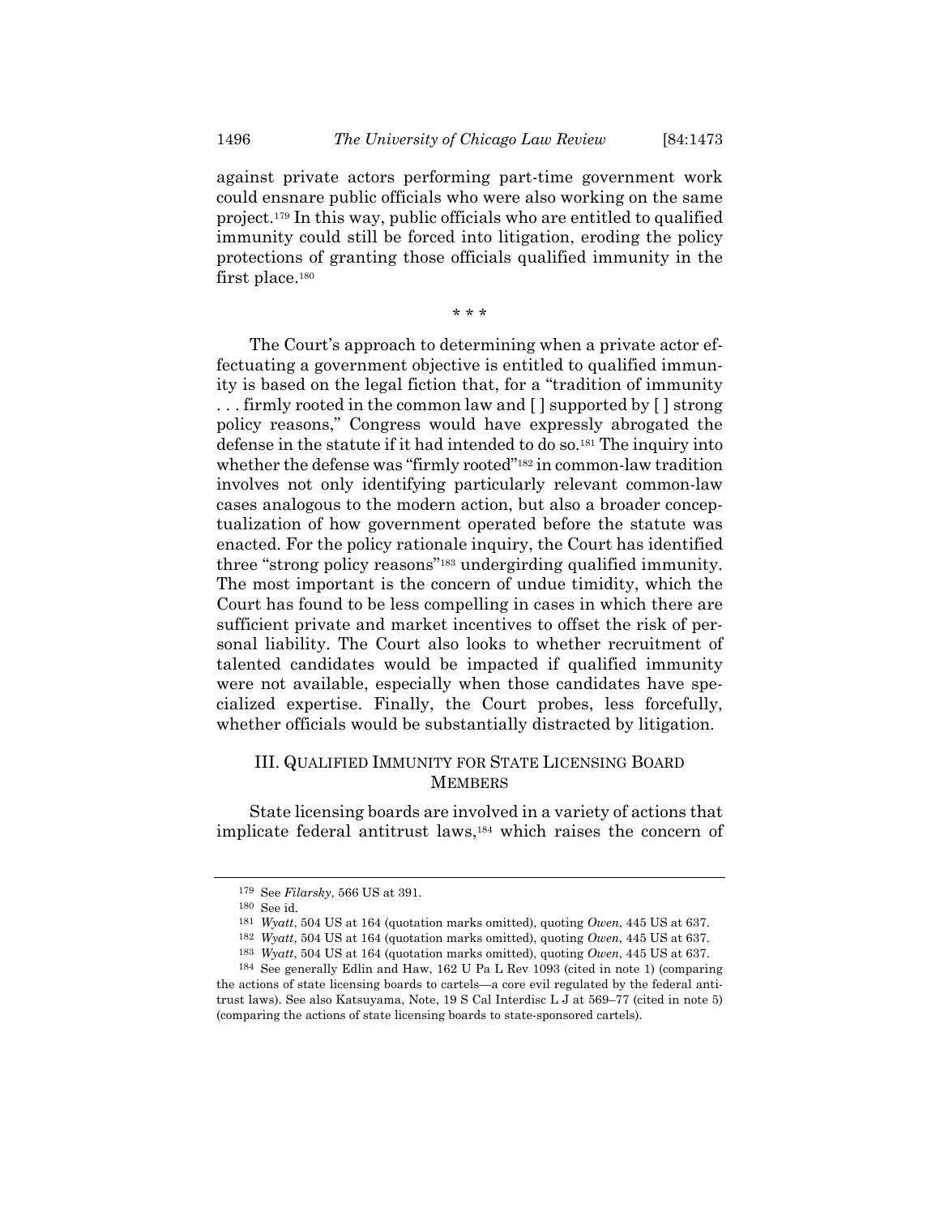against private actors performing part-time government work could ensnare public officials who were also working on the same project.[179] In this way, public officials who are entitled to qualified immunity could still be forced into litigation, eroding the policy protections of granting those officials qualified immunity in the first place.[180]

\* \* \*

The Court's approach to determining when a private actor effectuating a government objective is entitled to qualified immunity is based on the legal fiction that, for a "tradition of immunity . . . firmly rooted in the common law and [ ] supported by [ ] strong policy reasons," Congress would have expressly abrogated the defense in the statute if it had intended to do so.[181] The inquiry into whether the defense was "firmly rooted"[182] in common-law tradition involves not only identifying particularly relevant common-law cases analogous to the modern action, but also a broader conceptualization of how government operated before the statute was enacted. For the policy rationale inquiry, the Court has identified three "strong policy reasons"[183] undergirding qualified immunity. The most important is the concern of undue timidity, which the Court has found to be less compelling in cases in which there are sufficient private and market incentives to offset the risk of personal liability. The Court also looks to whether recruitment of talented candidates would be impacted if qualified immunity were not available, especially when those candidates have specialized expertise. Finally, the Court probes, less forcefully, whether officials would be substantially distracted by litigation.

## III. QUALIFIED IMMUNITY FOR STATE LICENSING BOARD MEMBERS

State licensing boards are involved in a variety of actions that implicate federal antitrust laws,[184] which raises the concern of

---

179 See *Filarsky*, 566 US at 391.

180 See id.

181 *Wyatt*, 504 US at 164 (quotation marks omitted), quoting *Owen*, 445 US at 637.

182 *Wyatt*, 504 US at 164 (quotation marks omitted), quoting *Owen*, 445 US at 637.

183 *Wyatt*, 504 US at 164 (quotation marks omitted), quoting *Owen*, 445 US at 637.

184 See generally Edlin and Haw, 162 U Pa L Rev 1093 (cited in note 1) (comparing the actions of state licensing boards to cartels—a core evil regulated by the federal antitrust laws). See also Katsuyama, Note, 19 S Cal Interdisc L J at 569–77 (cited in note 5) (comparing the actions of state licensing boards to state-sponsored cartels).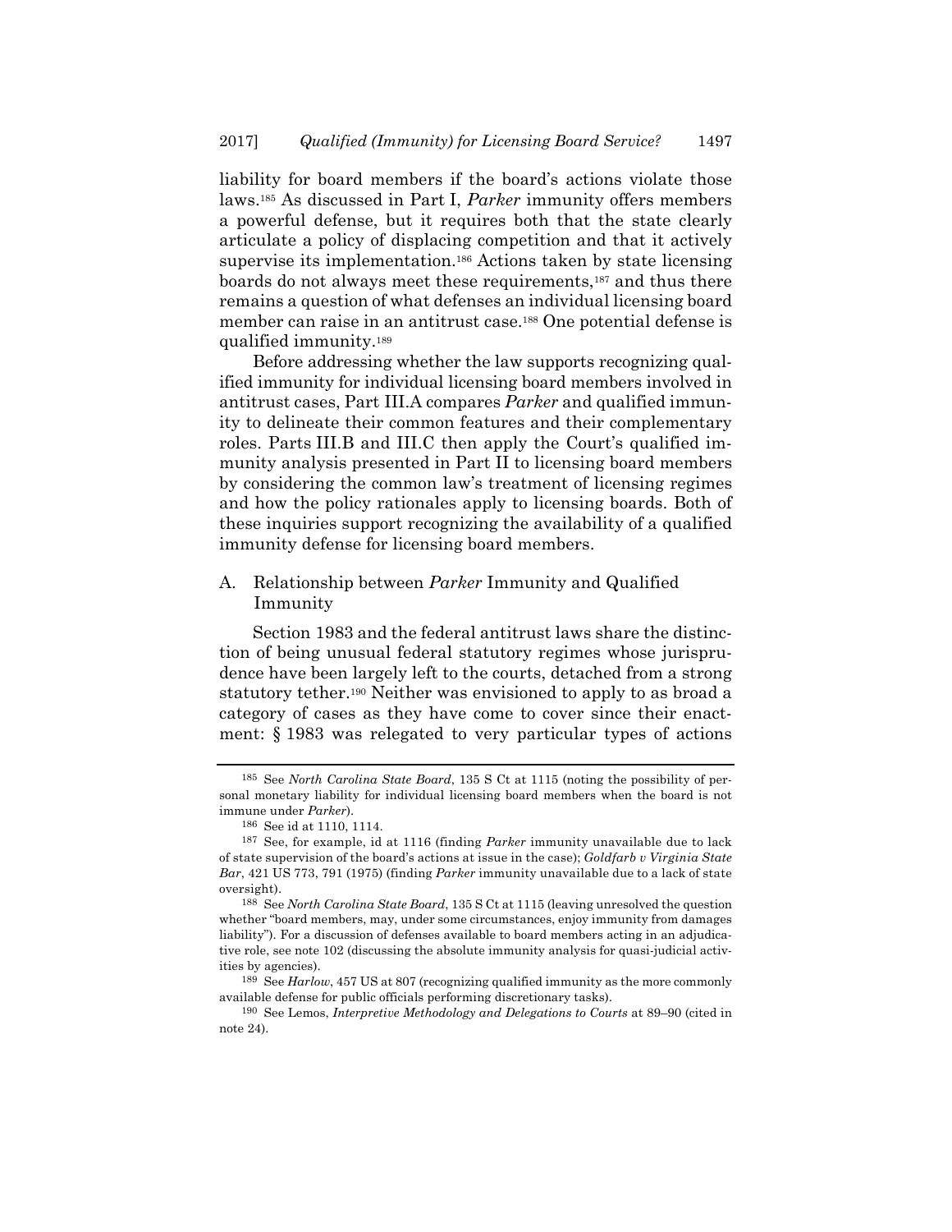liability for board members if the board's actions violate those laws.[185] As discussed in Part I, *Parker* immunity offers members a powerful defense, but it requires both that the state clearly articulate a policy of displacing competition and that it actively supervise its implementation.[186] Actions taken by state licensing boards do not always meet these requirements,[187] and thus there remains a question of what defenses an individual licensing board member can raise in an antitrust case.[188] One potential defense is qualified immunity.[189]

Before addressing whether the law supports recognizing qualified immunity for individual licensing board members involved in antitrust cases, Part III.A compares *Parker* and qualified immunity to delineate their common features and their complementary roles. Parts III.B and III.C then apply the Court's qualified immunity analysis presented in Part II to licensing board members by considering the common law's treatment of licensing regimes and how the policy rationales apply to licensing boards. Both of these inquiries support recognizing the availability of a qualified immunity defense for licensing board members.

## A. Relationship between *Parker* Immunity and Qualified Immunity

Section 1983 and the federal antitrust laws share the distinction of being unusual federal statutory regimes whose jurisprudence have been largely left to the courts, detached from a strong statutory tether.[190] Neither was envisioned to apply to as broad a category of cases as they have come to cover since their enactment: § 1983 was relegated to very particular types of actions

---

[185] See *North Carolina State Board*, 135 S Ct at 1115 (noting the possibility of personal monetary liability for individual licensing board members when the board is not immune under *Parker*).

[186] See id at 1110, 1114.

[187] See, for example, id at 1116 (finding *Parker* immunity unavailable due to lack of state supervision of the board's actions at issue in the case); *Goldfarb v Virginia State Bar*, 421 US 773, 791 (1975) (finding *Parker* immunity unavailable due to a lack of state oversight).

[188] See *North Carolina State Board*, 135 S Ct at 1115 (leaving unresolved the question whether "board members, may, under some circumstances, enjoy immunity from damages liability"). For a discussion of defenses available to board members acting in an adjudicative role, see note 102 (discussing the absolute immunity analysis for quasi-judicial activities by agencies).

[189] See *Harlow*, 457 US at 807 (recognizing qualified immunity as the more commonly available defense for public officials performing discretionary tasks).

[190] See Lemos, *Interpretive Methodology and Delegations to Courts* at 89–90 (cited in note 24).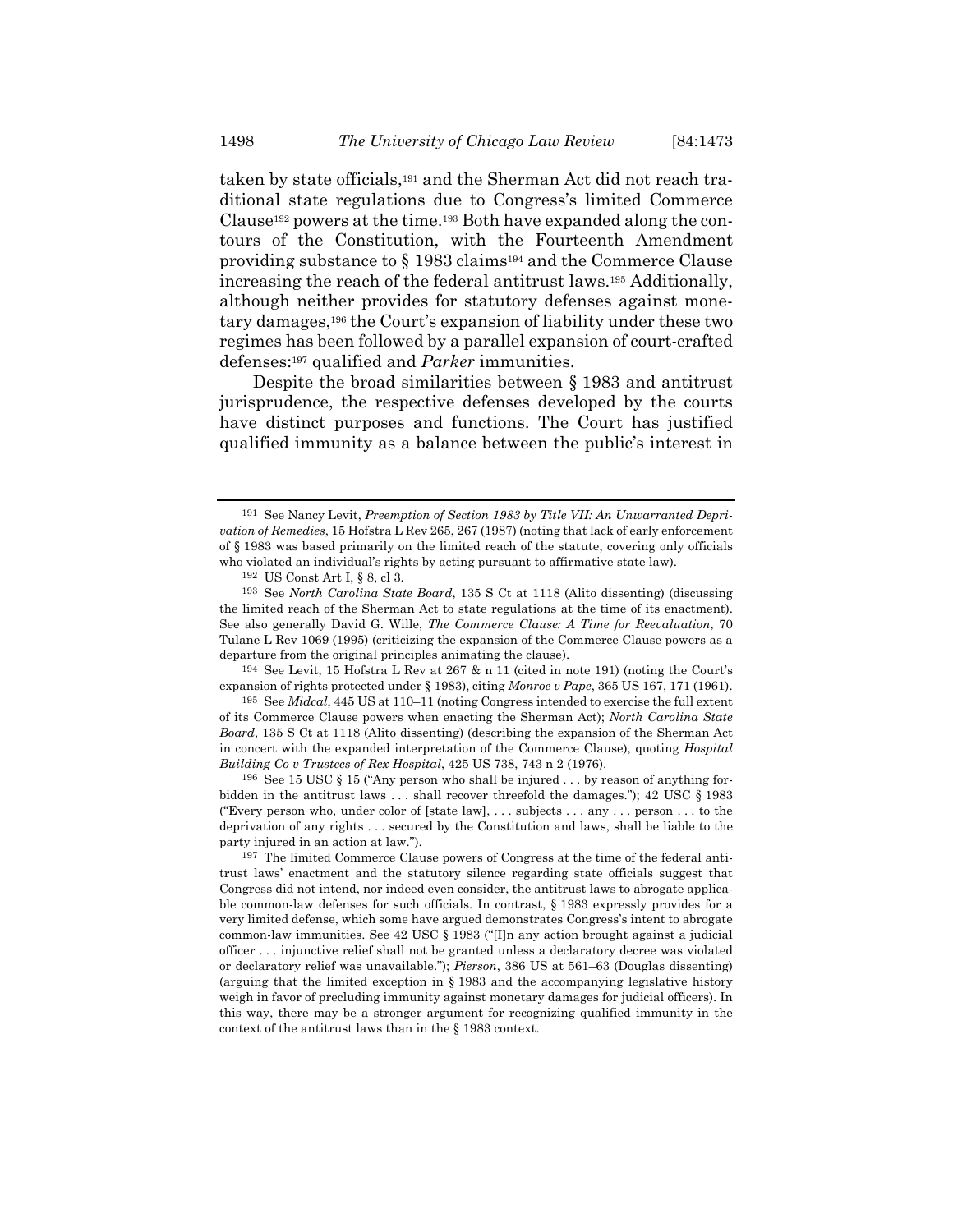taken by state officials,[191] and the Sherman Act did not reach traditional state regulations due to Congress's limited Commerce Clause[192] powers at the time.[193] Both have expanded along the contours of the Constitution, with the Fourteenth Amendment providing substance to § 1983 claims[194] and the Commerce Clause increasing the reach of the federal antitrust laws.[195] Additionally, although neither provides for statutory defenses against monetary damages,[196] the Court's expansion of liability under these two regimes has been followed by a parallel expansion of court-crafted defenses:[197] qualified and *Parker* immunities.

Despite the broad similarities between § 1983 and antitrust jurisprudence, the respective defenses developed by the courts have distinct purposes and functions. The Court has justified qualified immunity as a balance between the public's interest in

---

[191] See Nancy Levit, *Preemption of Section 1983 by Title VII: An Unwarranted Deprivation of Remedies*, 15 Hofstra L Rev 265, 267 (1987) (noting that lack of early enforcement of § 1983 was based primarily on the limited reach of the statute, covering only officials who violated an individual's rights by acting pursuant to affirmative state law).

[192] US Const Art I, § 8, cl 3.

[193] See *North Carolina State Board*, 135 S Ct at 1118 (Alito dissenting) (discussing the limited reach of the Sherman Act to state regulations at the time of its enactment). See also generally David G. Wille, *The Commerce Clause: A Time for Reevaluation*, 70 Tulane L Rev 1069 (1995) (criticizing the expansion of the Commerce Clause powers as a departure from the original principles animating the clause).

[194] See Levit, 15 Hofstra L Rev at 267 & n 11 (cited in note 191) (noting the Court's expansion of rights protected under § 1983), citing *Monroe v Pape*, 365 US 167, 171 (1961).

[195] See *Midcal*, 445 US at 110–11 (noting Congress intended to exercise the full extent of its Commerce Clause powers when enacting the Sherman Act); *North Carolina State Board*, 135 S Ct at 1118 (Alito dissenting) (describing the expansion of the Sherman Act in concert with the expanded interpretation of the Commerce Clause), quoting *Hospital Building Co v Trustees of Rex Hospital*, 425 US 738, 743 n 2 (1976).

[196] See 15 USC § 15 ("Any person who shall be injured . . . by reason of anything forbidden in the antitrust laws . . . shall recover threefold the damages."); 42 USC § 1983 ("Every person who, under color of [state law], . . . subjects . . . any . . . person . . . to the deprivation of any rights . . . secured by the Constitution and laws, shall be liable to the party injured in an action at law.").

[197] The limited Commerce Clause powers of Congress at the time of the federal antitrust laws' enactment and the statutory silence regarding state officials suggest that Congress did not intend, nor indeed even consider, the antitrust laws to abrogate applicable common-law defenses for such officials. In contrast, § 1983 expressly provides for a very limited defense, which some have argued demonstrates Congress's intent to abrogate common-law immunities. See 42 USC § 1983 ("[I]n any action brought against a judicial officer . . . injunctive relief shall not be granted unless a declaratory decree was violated or declaratory relief was unavailable."); *Pierson*, 386 US at 561–63 (Douglas dissenting) (arguing that the limited exception in § 1983 and the accompanying legislative history weigh in favor of precluding immunity against monetary damages for judicial officers). In this way, there may be a stronger argument for recognizing qualified immunity in the context of the antitrust laws than in the § 1983 context.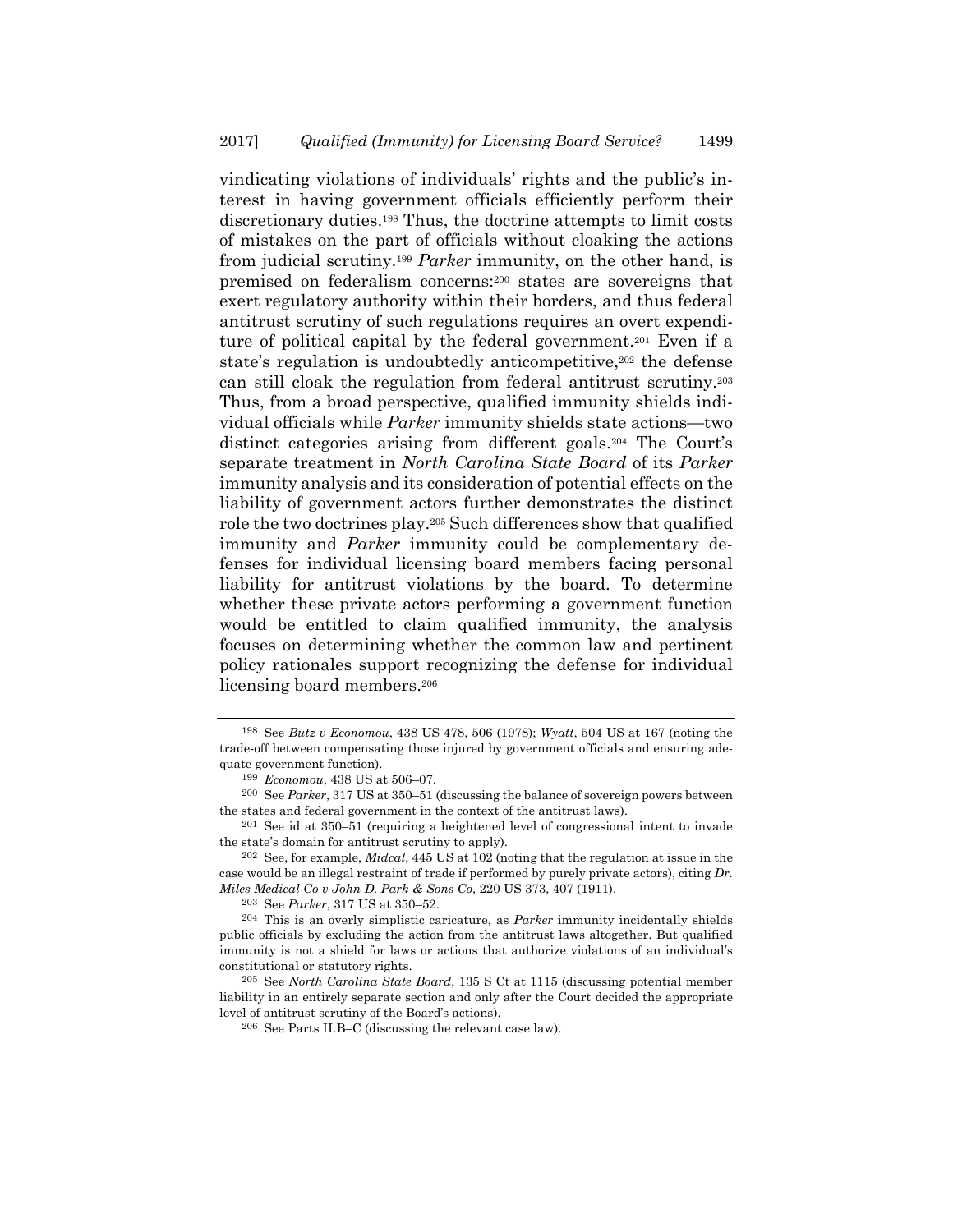vindicating violations of individuals' rights and the public's interest in having government officials efficiently perform their discretionary duties.[198] Thus, the doctrine attempts to limit costs of mistakes on the part of officials without cloaking the actions from judicial scrutiny.[199] *Parker* immunity, on the other hand, is premised on federalism concerns:[200] states are sovereigns that exert regulatory authority within their borders, and thus federal antitrust scrutiny of such regulations requires an overt expenditure of political capital by the federal government.[201] Even if a state's regulation is undoubtedly anticompetitive,[202] the defense can still cloak the regulation from federal antitrust scrutiny.[203] Thus, from a broad perspective, qualified immunity shields individual officials while *Parker* immunity shields state actions—two distinct categories arising from different goals.[204] The Court's separate treatment in *North Carolina State Board* of its *Parker* immunity analysis and its consideration of potential effects on the liability of government actors further demonstrates the distinct role the two doctrines play.[205] Such differences show that qualified immunity and *Parker* immunity could be complementary defenses for individual licensing board members facing personal liability for antitrust violations by the board. To determine whether these private actors performing a government function would be entitled to claim qualified immunity, the analysis focuses on determining whether the common law and pertinent policy rationales support recognizing the defense for individual licensing board members.[206]

---

[198] See *Butz v Economou*, 438 US 478, 506 (1978); *Wyatt*, 504 US at 167 (noting the trade-off between compensating those injured by government officials and ensuring adequate government function).

[199] *Economou*, 438 US at 506–07.

[200] See *Parker*, 317 US at 350–51 (discussing the balance of sovereign powers between the states and federal government in the context of the antitrust laws).

[201] See id at 350–51 (requiring a heightened level of congressional intent to invade the state's domain for antitrust scrutiny to apply).

[202] See, for example, *Midcal*, 445 US at 102 (noting that the regulation at issue in the case would be an illegal restraint of trade if performed by purely private actors), citing *Dr. Miles Medical Co v John D. Park & Sons Co*, 220 US 373, 407 (1911).

[203] See *Parker*, 317 US at 350–52.

[204] This is an overly simplistic caricature, as *Parker* immunity incidentally shields public officials by excluding the action from the antitrust laws altogether. But qualified immunity is not a shield for laws or actions that authorize violations of an individual's constitutional or statutory rights.

[205] See *North Carolina State Board*, 135 S Ct at 1115 (discussing potential member liability in an entirely separate section and only after the Court decided the appropriate level of antitrust scrutiny of the Board's actions).

[206] See Parts II.B–C (discussing the relevant case law).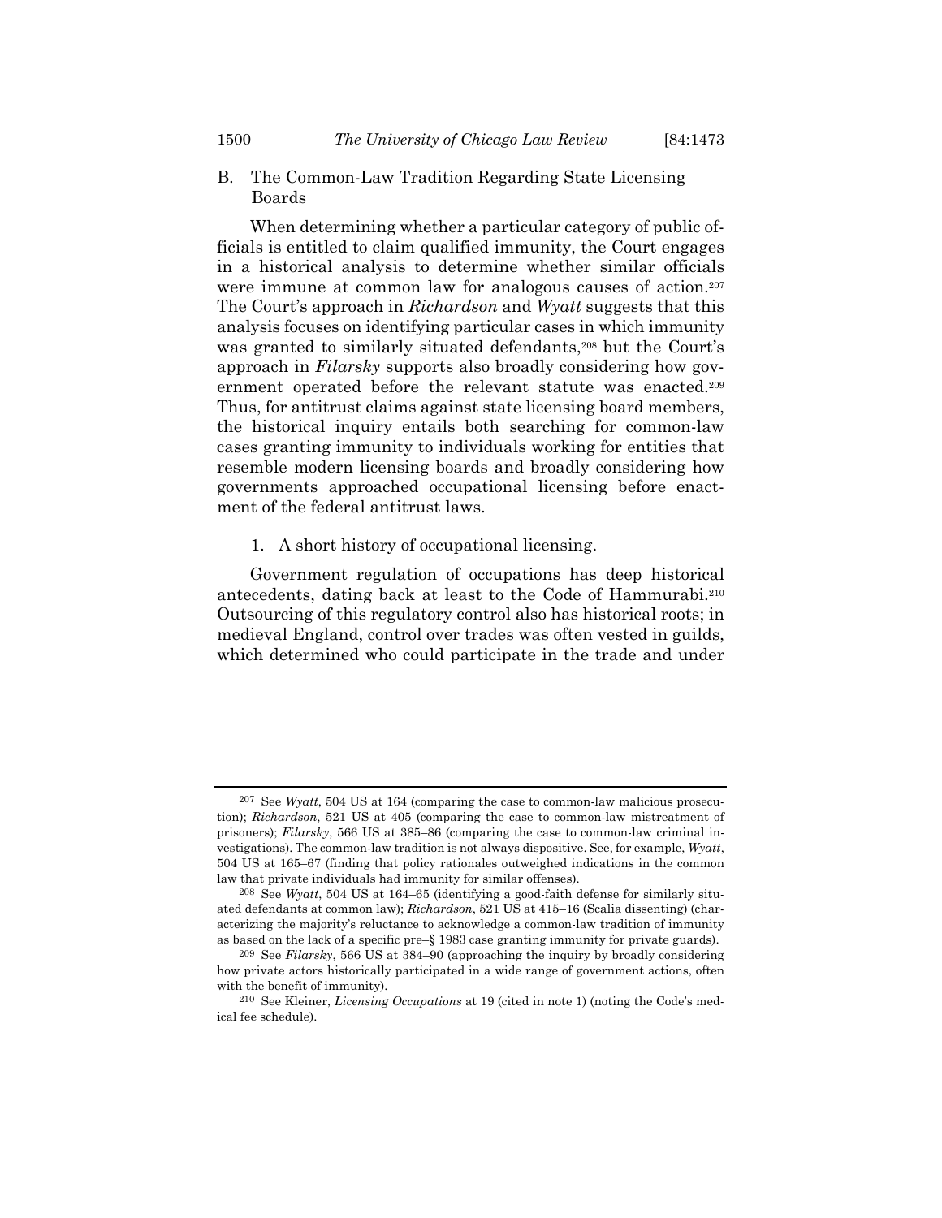## B. The Common-Law Tradition Regarding State Licensing Boards

When determining whether a particular category of public officials is entitled to claim qualified immunity, the Court engages in a historical analysis to determine whether similar officials were immune at common law for analogous causes of action.[207] The Court's approach in *Richardson* and *Wyatt* suggests that this analysis focuses on identifying particular cases in which immunity was granted to similarly situated defendants,[208] but the Court's approach in *Filarsky* supports also broadly considering how government operated before the relevant statute was enacted.[209] Thus, for antitrust claims against state licensing board members, the historical inquiry entails both searching for common-law cases granting immunity to individuals working for entities that resemble modern licensing boards and broadly considering how governments approached occupational licensing before enactment of the federal antitrust laws.

### 1. A short history of occupational licensing.

Government regulation of occupations has deep historical antecedents, dating back at least to the Code of Hammurabi.[210] Outsourcing of this regulatory control also has historical roots; in medieval England, control over trades was often vested in guilds, which determined who could participate in the trade and under

---

[207] See *Wyatt*, 504 US at 164 (comparing the case to common-law malicious prosecution); *Richardson*, 521 US at 405 (comparing the case to common-law mistreatment of prisoners); *Filarsky*, 566 US at 385–86 (comparing the case to common-law criminal investigations). The common-law tradition is not always dispositive. See, for example, *Wyatt*, 504 US at 165–67 (finding that policy rationales outweighed indications in the common law that private individuals had immunity for similar offenses).

[208] See *Wyatt*, 504 US at 164–65 (identifying a good-faith defense for similarly situated defendants at common law); *Richardson*, 521 US at 415–16 (Scalia dissenting) (characterizing the majority's reluctance to acknowledge a common-law tradition of immunity as based on the lack of a specific pre–§ 1983 case granting immunity for private guards).

[209] See *Filarsky*, 566 US at 384–90 (approaching the inquiry by broadly considering how private actors historically participated in a wide range of government actions, often with the benefit of immunity).

[210] See Kleiner, *Licensing Occupations* at 19 (cited in note 1) (noting the Code's medical fee schedule).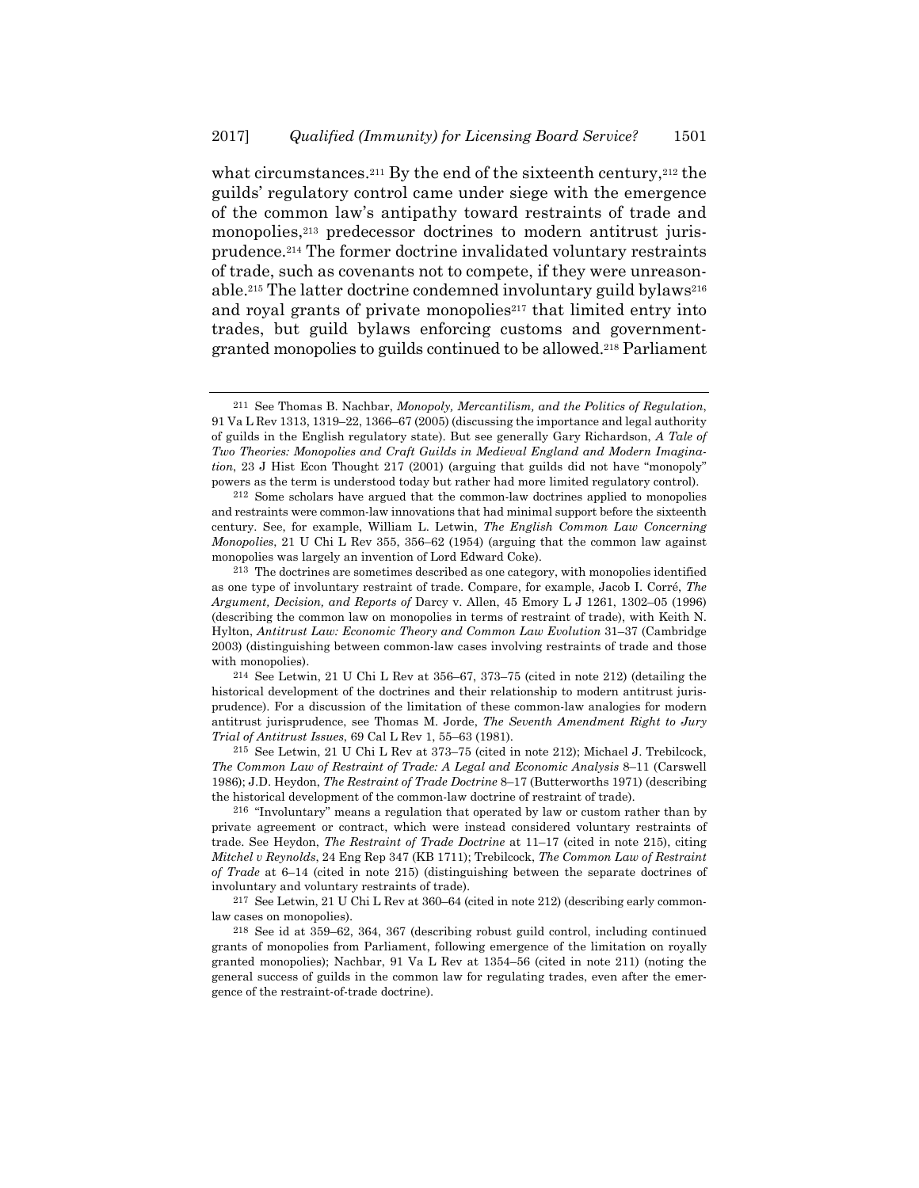what circumstances.[211] By the end of the sixteenth century,[212] the guilds' regulatory control came under siege with the emergence of the common law's antipathy toward restraints of trade and monopolies,[213] predecessor doctrines to modern antitrust jurisprudence.[214] The former doctrine invalidated voluntary restraints of trade, such as covenants not to compete, if they were unreasonable.[215] The latter doctrine condemned involuntary guild bylaws[216] and royal grants of private monopolies[217] that limited entry into trades, but guild bylaws enforcing customs and government-granted monopolies to guilds continued to be allowed.[218] Parliament

---

[211] See Thomas B. Nachbar, *Monopoly, Mercantilism, and the Politics of Regulation*, 91 Va L Rev 1313, 1319–22, 1366–67 (2005) (discussing the importance and legal authority of guilds in the English regulatory state). But see generally Gary Richardson, *A Tale of Two Theories: Monopolies and Craft Guilds in Medieval England and Modern Imagination*, 23 J Hist Econ Thought 217 (2001) (arguing that guilds did not have "monopoly" powers as the term is understood today but rather had more limited regulatory control).

[212] Some scholars have argued that the common-law doctrines applied to monopolies and restraints were common-law innovations that had minimal support before the sixteenth century. See, for example, William L. Letwin, *The English Common Law Concerning Monopolies*, 21 U Chi L Rev 355, 356–62 (1954) (arguing that the common law against monopolies was largely an invention of Lord Edward Coke).

[213] The doctrines are sometimes described as one category, with monopolies identified as one type of involuntary restraint of trade. Compare, for example, Jacob I. Corré, *The Argument, Decision, and Reports of* Darcy v. Allen, 45 Emory L J 1261, 1302–05 (1996) (describing the common law on monopolies in terms of restraint of trade), with Keith N. Hylton, *Antitrust Law: Economic Theory and Common Law Evolution* 31–37 (Cambridge 2003) (distinguishing between common-law cases involving restraints of trade and those with monopolies).

[214] See Letwin, 21 U Chi L Rev at 356–67, 373–75 (cited in note 212) (detailing the historical development of the doctrines and their relationship to modern antitrust jurisprudence). For a discussion of the limitation of these common-law analogies for modern antitrust jurisprudence, see Thomas M. Jorde, *The Seventh Amendment Right to Jury Trial of Antitrust Issues*, 69 Cal L Rev 1, 55–63 (1981).

[215] See Letwin, 21 U Chi L Rev at 373–75 (cited in note 212); Michael J. Trebilcock, *The Common Law of Restraint of Trade: A Legal and Economic Analysis* 8–11 (Carswell 1986); J.D. Heydon, *The Restraint of Trade Doctrine* 8–17 (Butterworths 1971) (describing the historical development of the common-law doctrine of restraint of trade).

[216] "Involuntary" means a regulation that operated by law or custom rather than by private agreement or contract, which were instead considered voluntary restraints of trade. See Heydon, *The Restraint of Trade Doctrine* at 11–17 (cited in note 215), citing *Mitchel v Reynolds*, 24 Eng Rep 347 (KB 1711); Trebilcock, *The Common Law of Restraint of Trade* at 6–14 (cited in note 215) (distinguishing between the separate doctrines of involuntary and voluntary restraints of trade).

[217] See Letwin, 21 U Chi L Rev at 360–64 (cited in note 212) (describing early common-law cases on monopolies).

[218] See id at 359–62, 364, 367 (describing robust guild control, including continued grants of monopolies from Parliament, following emergence of the limitation on royally granted monopolies); Nachbar, 91 Va L Rev at 1354–56 (cited in note 211) (noting the general success of guilds in the common law for regulating trades, even after the emergence of the restraint-of-trade doctrine).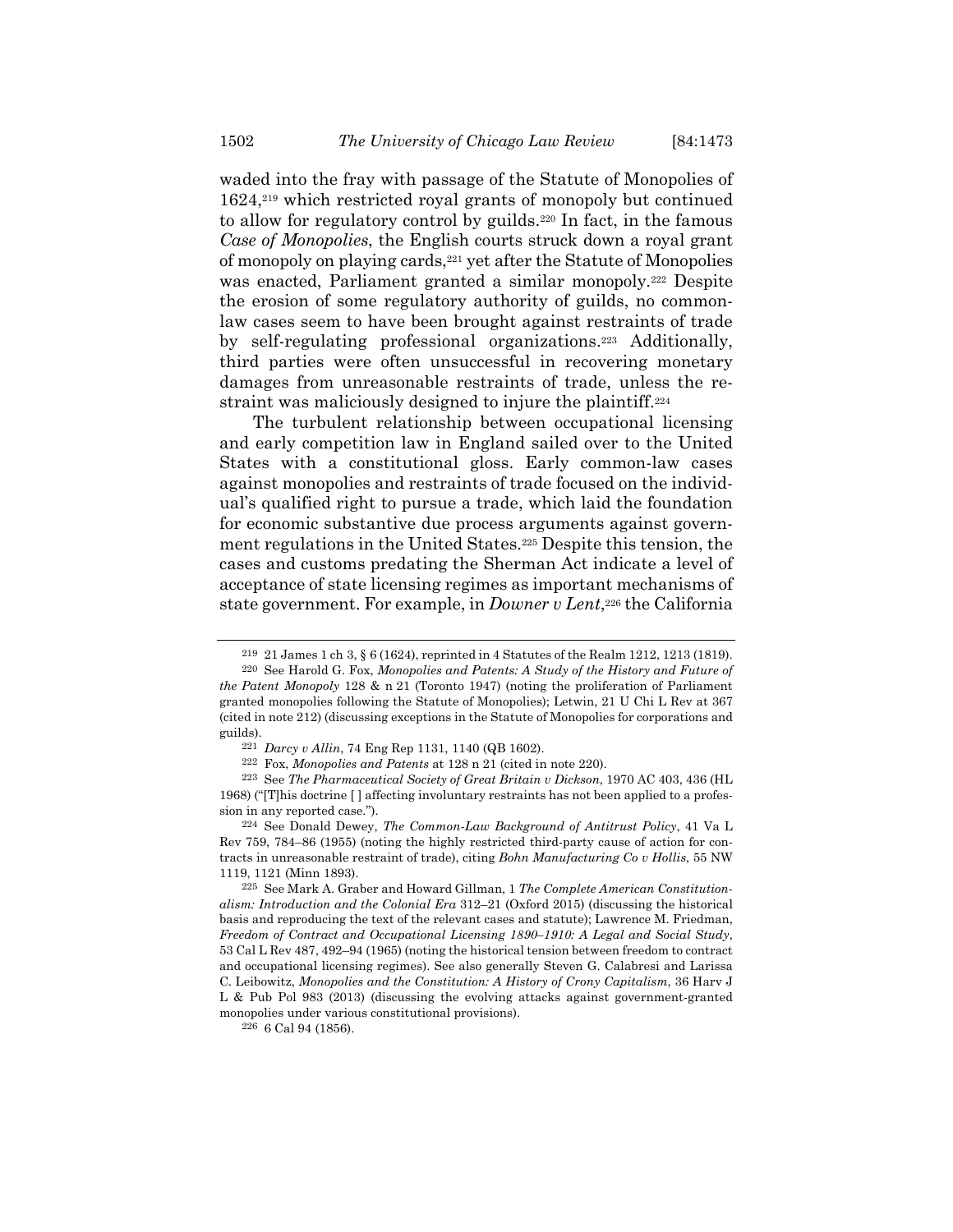waded into the fray with passage of the Statute of Monopolies of 1624,[219] which restricted royal grants of monopoly but continued to allow for regulatory control by guilds.[220] In fact, in the famous *Case of Monopolies*, the English courts struck down a royal grant of monopoly on playing cards,[221] yet after the Statute of Monopolies was enacted, Parliament granted a similar monopoly.[222] Despite the erosion of some regulatory authority of guilds, no common-law cases seem to have been brought against restraints of trade by self-regulating professional organizations.[223] Additionally, third parties were often unsuccessful in recovering monetary damages from unreasonable restraints of trade, unless the restraint was maliciously designed to injure the plaintiff.[224]

The turbulent relationship between occupational licensing and early competition law in England sailed over to the United States with a constitutional gloss. Early common-law cases against monopolies and restraints of trade focused on the individual's qualified right to pursue a trade, which laid the foundation for economic substantive due process arguments against government regulations in the United States.[225] Despite this tension, the cases and customs predating the Sherman Act indicate a level of acceptance of state licensing regimes as important mechanisms of state government. For example, in *Downer v Lent*,[226] the California

---

[219] 21 James 1 ch 3, § 6 (1624), reprinted in 4 Statutes of the Realm 1212, 1213 (1819).

[220] See Harold G. Fox, *Monopolies and Patents: A Study of the History and Future of the Patent Monopoly* 128 & n 21 (Toronto 1947) (noting the proliferation of Parliament granted monopolies following the Statute of Monopolies); Letwin, 21 U Chi L Rev at 367 (cited in note 212) (discussing exceptions in the Statute of Monopolies for corporations and guilds).

[221] *Darcy v Allin*, 74 Eng Rep 1131, 1140 (QB 1602).

[222] Fox, *Monopolies and Patents* at 128 n 21 (cited in note 220).

[223] See *The Pharmaceutical Society of Great Britain v Dickson*, 1970 AC 403, 436 (HL 1968) ("[T]his doctrine [ ] affecting involuntary restraints has not been applied to a profession in any reported case.").

[224] See Donald Dewey, *The Common-Law Background of Antitrust Policy*, 41 Va L Rev 759, 784–86 (1955) (noting the highly restricted third-party cause of action for contracts in unreasonable restraint of trade), citing *Bohn Manufacturing Co v Hollis*, 55 NW 1119, 1121 (Minn 1893).

[225] See Mark A. Graber and Howard Gillman, 1 *The Complete American Constitutionalism: Introduction and the Colonial Era* 312–21 (Oxford 2015) (discussing the historical basis and reproducing the text of the relevant cases and statute); Lawrence M. Friedman, *Freedom of Contract and Occupational Licensing 1890–1910: A Legal and Social Study*, 53 Cal L Rev 487, 492–94 (1965) (noting the historical tension between freedom to contract and occupational licensing regimes). See also generally Steven G. Calabresi and Larissa C. Leibowitz, *Monopolies and the Constitution: A History of Crony Capitalism*, 36 Harv J L & Pub Pol 983 (2013) (discussing the evolving attacks against government-granted monopolies under various constitutional provisions).

[226] 6 Cal 94 (1856).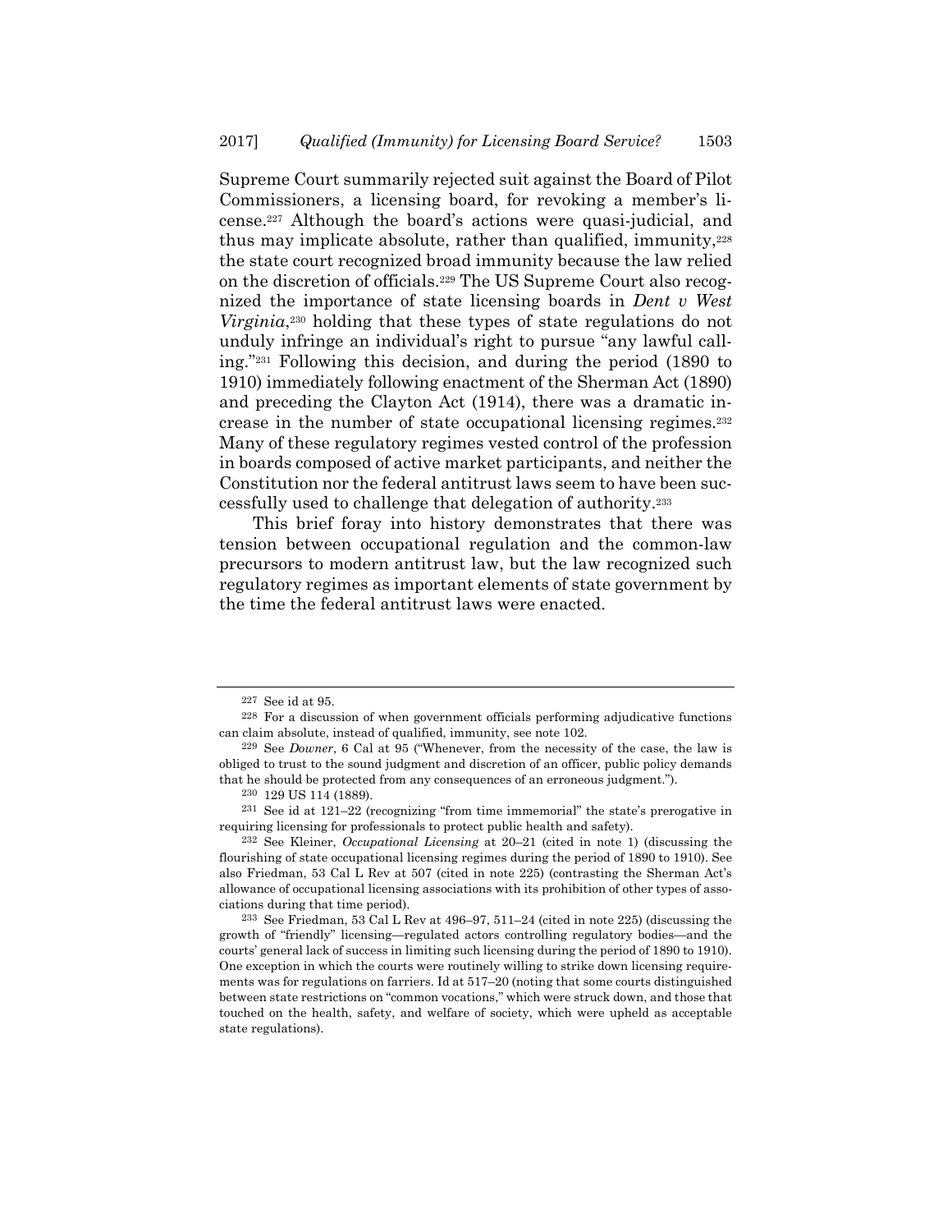Supreme Court summarily rejected suit against the Board of Pilot Commissioners, a licensing board, for revoking a member's license.[227] Although the board's actions were quasi-judicial, and thus may implicate absolute, rather than qualified, immunity,[228] the state court recognized broad immunity because the law relied on the discretion of officials.[229] The US Supreme Court also recognized the importance of state licensing boards in *Dent v West Virginia*,[230] holding that these types of state regulations do not unduly infringe an individual's right to pursue "any lawful calling."[231] Following this decision, and during the period (1890 to 1910) immediately following enactment of the Sherman Act (1890) and preceding the Clayton Act (1914), there was a dramatic increase in the number of state occupational licensing regimes.[232] Many of these regulatory regimes vested control of the profession in boards composed of active market participants, and neither the Constitution nor the federal antitrust laws seem to have been successfully used to challenge that delegation of authority.[233]

This brief foray into history demonstrates that there was tension between occupational regulation and the common-law precursors to modern antitrust law, but the law recognized such regulatory regimes as important elements of state government by the time the federal antitrust laws were enacted.

---

[227] See id at 95.

[228] For a discussion of when government officials performing adjudicative functions can claim absolute, instead of qualified, immunity, see note 102.

[229] See *Downer*, 6 Cal at 95 ("Whenever, from the necessity of the case, the law is obliged to trust to the sound judgment and discretion of an officer, public policy demands that he should be protected from any consequences of an erroneous judgment.").

[230] 129 US 114 (1889).

[231] See id at 121–22 (recognizing "from time immemorial" the state's prerogative in requiring licensing for professionals to protect public health and safety).

[232] See Kleiner, *Occupational Licensing* at 20–21 (cited in note 1) (discussing the flourishing of state occupational licensing regimes during the period of 1890 to 1910). See also Friedman, 53 Cal L Rev at 507 (cited in note 225) (contrasting the Sherman Act's allowance of occupational licensing associations with its prohibition of other types of associations during that time period).

[233] See Friedman, 53 Cal L Rev at 496–97, 511–24 (cited in note 225) (discussing the growth of "friendly" licensing—regulated actors controlling regulatory bodies—and the courts' general lack of success in limiting such licensing during the period of 1890 to 1910). One exception in which the courts were routinely willing to strike down licensing requirements was for regulations on farriers. Id at 517–20 (noting that some courts distinguished between state restrictions on "common vocations," which were struck down, and those that touched on the health, safety, and welfare of society, which were upheld as acceptable state regulations).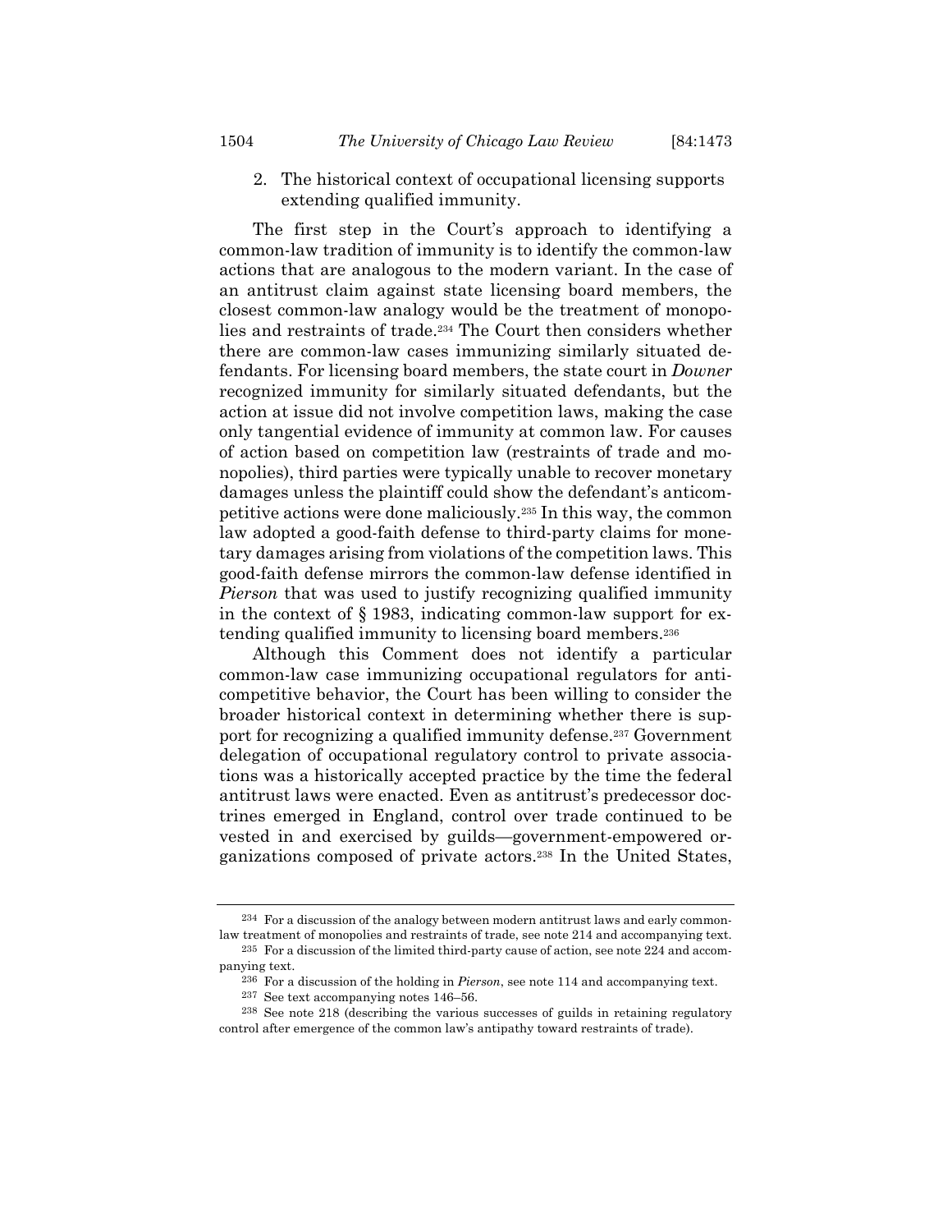2. The historical context of occupational licensing supports extending qualified immunity.

The first step in the Court's approach to identifying a common-law tradition of immunity is to identify the common-law actions that are analogous to the modern variant. In the case of an antitrust claim against state licensing board members, the closest common-law analogy would be the treatment of monopolies and restraints of trade.[234] The Court then considers whether there are common-law cases immunizing similarly situated defendants. For licensing board members, the state court in *Downer* recognized immunity for similarly situated defendants, but the action at issue did not involve competition laws, making the case only tangential evidence of immunity at common law. For causes of action based on competition law (restraints of trade and monopolies), third parties were typically unable to recover monetary damages unless the plaintiff could show the defendant's anticompetitive actions were done maliciously.[235] In this way, the common law adopted a good-faith defense to third-party claims for monetary damages arising from violations of the competition laws. This good-faith defense mirrors the common-law defense identified in *Pierson* that was used to justify recognizing qualified immunity in the context of § 1983, indicating common-law support for extending qualified immunity to licensing board members.[236]

Although this Comment does not identify a particular common-law case immunizing occupational regulators for anticompetitive behavior, the Court has been willing to consider the broader historical context in determining whether there is support for recognizing a qualified immunity defense.[237] Government delegation of occupational regulatory control to private associations was a historically accepted practice by the time the federal antitrust laws were enacted. Even as antitrust's predecessor doctrines emerged in England, control over trade continued to be vested in and exercised by guilds—government-empowered organizations composed of private actors.[238] In the United States,

---

[234] For a discussion of the analogy between modern antitrust laws and early common-law treatment of monopolies and restraints of trade, see note 214 and accompanying text.

[235] For a discussion of the limited third-party cause of action, see note 224 and accompanying text.

[236] For a discussion of the holding in *Pierson*, see note 114 and accompanying text.

[237] See text accompanying notes 146–56.

[238] See note 218 (describing the various successes of guilds in retaining regulatory control after emergence of the common law's antipathy toward restraints of trade).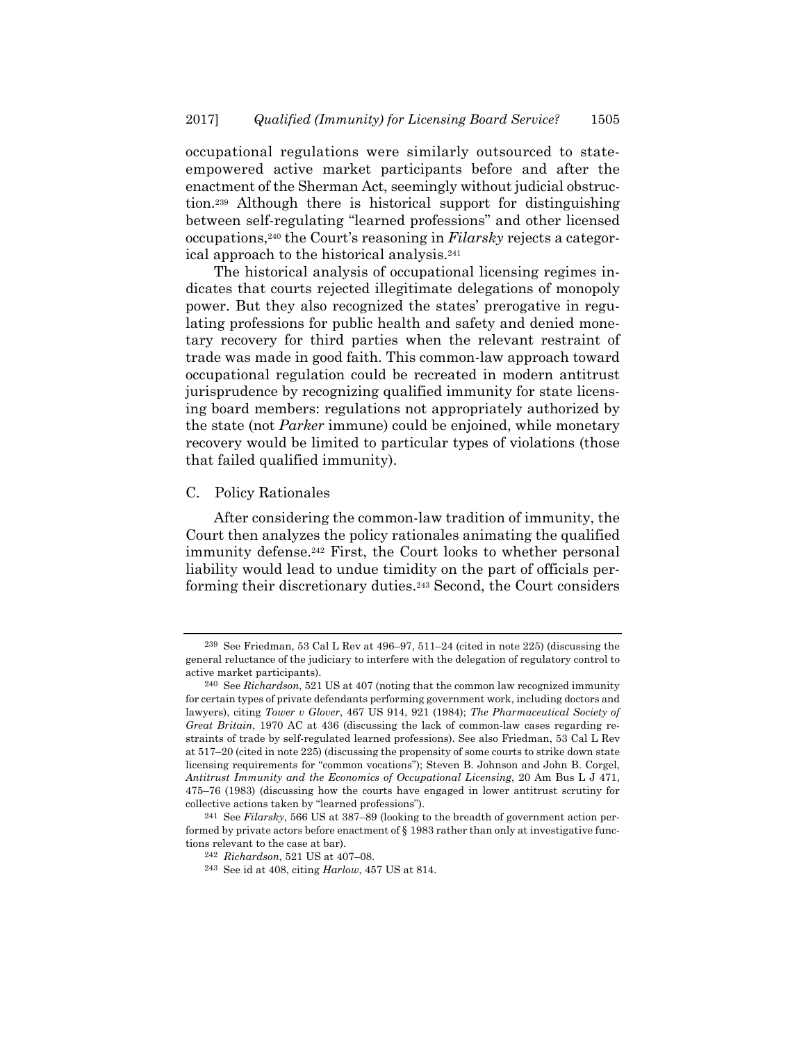occupational regulations were similarly outsourced to state-empowered active market participants before and after the enactment of the Sherman Act, seemingly without judicial obstruction.[239] Although there is historical support for distinguishing between self-regulating "learned professions" and other licensed occupations,[240] the Court's reasoning in *Filarsky* rejects a categorical approach to the historical analysis.[241]

The historical analysis of occupational licensing regimes indicates that courts rejected illegitimate delegations of monopoly power. But they also recognized the states' prerogative in regulating professions for public health and safety and denied monetary recovery for third parties when the relevant restraint of trade was made in good faith. This common-law approach toward occupational regulation could be recreated in modern antitrust jurisprudence by recognizing qualified immunity for state licensing board members: regulations not appropriately authorized by the state (not *Parker* immune) could be enjoined, while monetary recovery would be limited to particular types of violations (those that failed qualified immunity).

## C. Policy Rationales

After considering the common-law tradition of immunity, the Court then analyzes the policy rationales animating the qualified immunity defense.[242] First, the Court looks to whether personal liability would lead to undue timidity on the part of officials performing their discretionary duties.[243] Second, the Court considers

---

[239] See Friedman, 53 Cal L Rev at 496–97, 511–24 (cited in note 225) (discussing the general reluctance of the judiciary to interfere with the delegation of regulatory control to active market participants).

[240] See *Richardson*, 521 US at 407 (noting that the common law recognized immunity for certain types of private defendants performing government work, including doctors and lawyers), citing *Tower v Glover*, 467 US 914, 921 (1984); *The Pharmaceutical Society of Great Britain*, 1970 AC at 436 (discussing the lack of common-law cases regarding restraints of trade by self-regulated learned professions). See also Friedman, 53 Cal L Rev at 517–20 (cited in note 225) (discussing the propensity of some courts to strike down state licensing requirements for "common vocations"); Steven B. Johnson and John B. Corgel, *Antitrust Immunity and the Economics of Occupational Licensing*, 20 Am Bus L J 471, 475–76 (1983) (discussing how the courts have engaged in lower antitrust scrutiny for collective actions taken by "learned professions").

[241] See *Filarsky*, 566 US at 387–89 (looking to the breadth of government action performed by private actors before enactment of § 1983 rather than only at investigative functions relevant to the case at bar).

[242] *Richardson*, 521 US at 407–08.

[243] See id at 408, citing *Harlow*, 457 US at 814.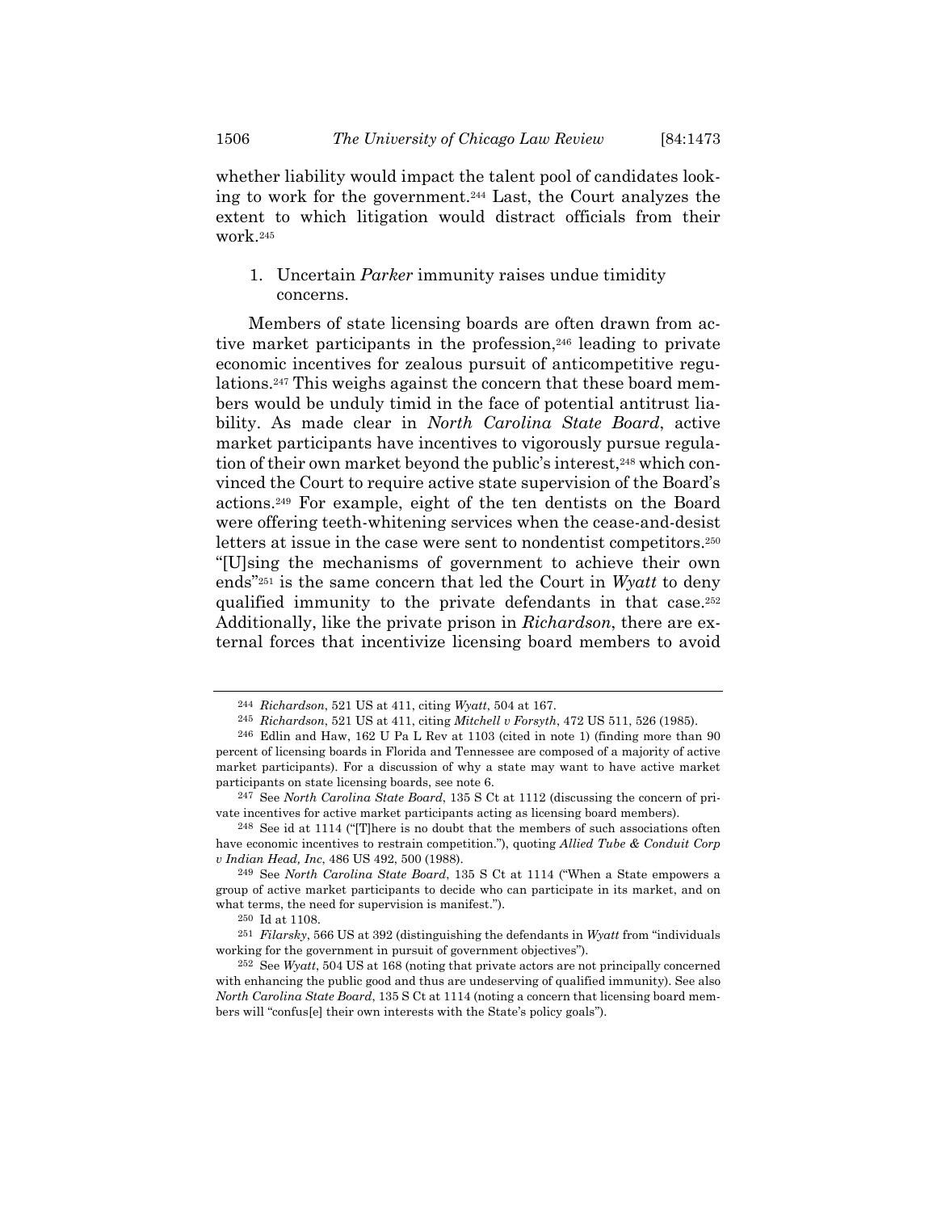whether liability would impact the talent pool of candidates looking to work for the government.[244] Last, the Court analyzes the extent to which litigation would distract officials from their work.[245]

1. Uncertain *Parker* immunity raises undue timidity concerns.

Members of state licensing boards are often drawn from active market participants in the profession,[246] leading to private economic incentives for zealous pursuit of anticompetitive regulations.[247] This weighs against the concern that these board members would be unduly timid in the face of potential antitrust liability. As made clear in *North Carolina State Board*, active market participants have incentives to vigorously pursue regulation of their own market beyond the public's interest,[248] which convinced the Court to require active state supervision of the Board's actions.[249] For example, eight of the ten dentists on the Board were offering teeth-whitening services when the cease-and-desist letters at issue in the case were sent to nondentist competitors.[250] "[U]sing the mechanisms of government to achieve their own ends"[251] is the same concern that led the Court in *Wyatt* to deny qualified immunity to the private defendants in that case.[252] Additionally, like the private prison in *Richardson*, there are external forces that incentivize licensing board members to avoid

---

[244] *Richardson*, 521 US at 411, citing *Wyatt*, 504 at 167.

[245] *Richardson*, 521 US at 411, citing *Mitchell v Forsyth*, 472 US 511, 526 (1985).

[246] Edlin and Haw, 162 U Pa L Rev at 1103 (cited in note 1) (finding more than 90 percent of licensing boards in Florida and Tennessee are composed of a majority of active market participants). For a discussion of why a state may want to have active market participants on state licensing boards, see note 6.

[247] See *North Carolina State Board*, 135 S Ct at 1112 (discussing the concern of private incentives for active market participants acting as licensing board members).

[248] See id at 1114 ("[T]here is no doubt that the members of such associations often have economic incentives to restrain competition."), quoting *Allied Tube & Conduit Corp v Indian Head, Inc*, 486 US 492, 500 (1988).

[249] See *North Carolina State Board*, 135 S Ct at 1114 ("When a State empowers a group of active market participants to decide who can participate in its market, and on what terms, the need for supervision is manifest.").

[250] Id at 1108.

[251] *Filarsky*, 566 US at 392 (distinguishing the defendants in *Wyatt* from "individuals working for the government in pursuit of government objectives").

[252] See *Wyatt*, 504 US at 168 (noting that private actors are not principally concerned with enhancing the public good and thus are undeserving of qualified immunity). See also *North Carolina State Board*, 135 S Ct at 1114 (noting a concern that licensing board members will "confus[e] their own interests with the State's policy goals").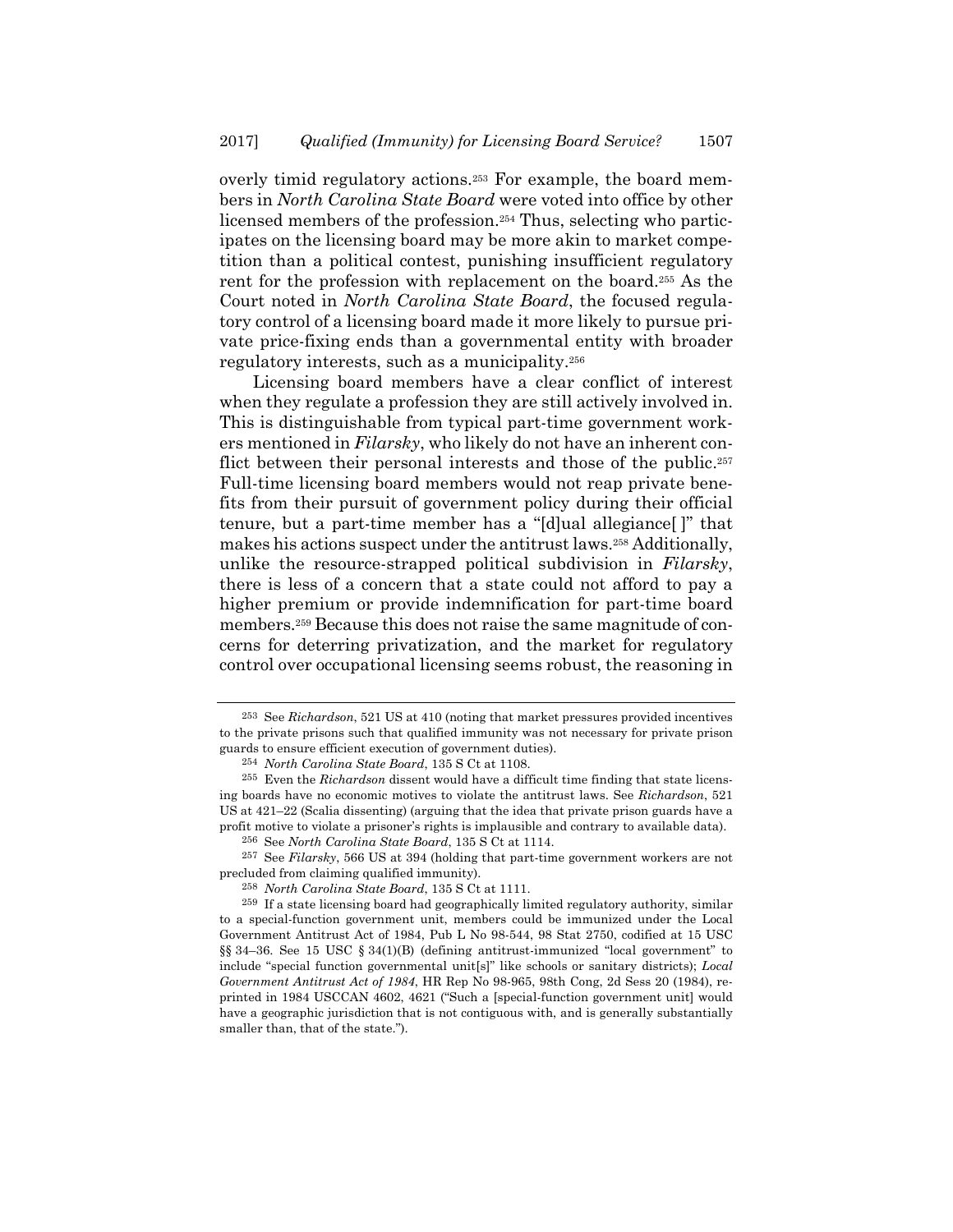overly timid regulatory actions.[253] For example, the board members in *North Carolina State Board* were voted into office by other licensed members of the profession.[254] Thus, selecting who participates on the licensing board may be more akin to market competition than a political contest, punishing insufficient regulatory rent for the profession with replacement on the board.[255] As the Court noted in *North Carolina State Board*, the focused regulatory control of a licensing board made it more likely to pursue private price-fixing ends than a governmental entity with broader regulatory interests, such as a municipality.[256]

Licensing board members have a clear conflict of interest when they regulate a profession they are still actively involved in. This is distinguishable from typical part-time government workers mentioned in *Filarsky*, who likely do not have an inherent conflict between their personal interests and those of the public.[257] Full-time licensing board members would not reap private benefits from their pursuit of government policy during their official tenure, but a part-time member has a "[d]ual allegiance[ ]" that makes his actions suspect under the antitrust laws.[258] Additionally, unlike the resource-strapped political subdivision in *Filarsky*, there is less of a concern that a state could not afford to pay a higher premium or provide indemnification for part-time board members.[259] Because this does not raise the same magnitude of concerns for deterring privatization, and the market for regulatory control over occupational licensing seems robust, the reasoning in

---

[253] See *Richardson*, 521 US at 410 (noting that market pressures provided incentives to the private prisons such that qualified immunity was not necessary for private prison guards to ensure efficient execution of government duties).

[254] *North Carolina State Board*, 135 S Ct at 1108.

[255] Even the *Richardson* dissent would have a difficult time finding that state licensing boards have no economic motives to violate the antitrust laws. See *Richardson*, 521 US at 421–22 (Scalia dissenting) (arguing that the idea that private prison guards have a profit motive to violate a prisoner's rights is implausible and contrary to available data).

[256] See *North Carolina State Board*, 135 S Ct at 1114.

[257] See *Filarsky*, 566 US at 394 (holding that part-time government workers are not precluded from claiming qualified immunity).

[258] *North Carolina State Board*, 135 S Ct at 1111.

[259] If a state licensing board had geographically limited regulatory authority, similar to a special-function government unit, members could be immunized under the Local Government Antitrust Act of 1984, Pub L No 98-544, 98 Stat 2750, codified at 15 USC §§ 34–36. See 15 USC § 34(1)(B) (defining antitrust-immunized "local government" to include "special function governmental unit[s]" like schools or sanitary districts); *Local Government Antitrust Act of 1984*, HR Rep No 98-965, 98th Cong, 2d Sess 20 (1984), reprinted in 1984 USCCAN 4602, 4621 ("Such a [special-function government unit] would have a geographic jurisdiction that is not contiguous with, and is generally substantially smaller than, that of the state.").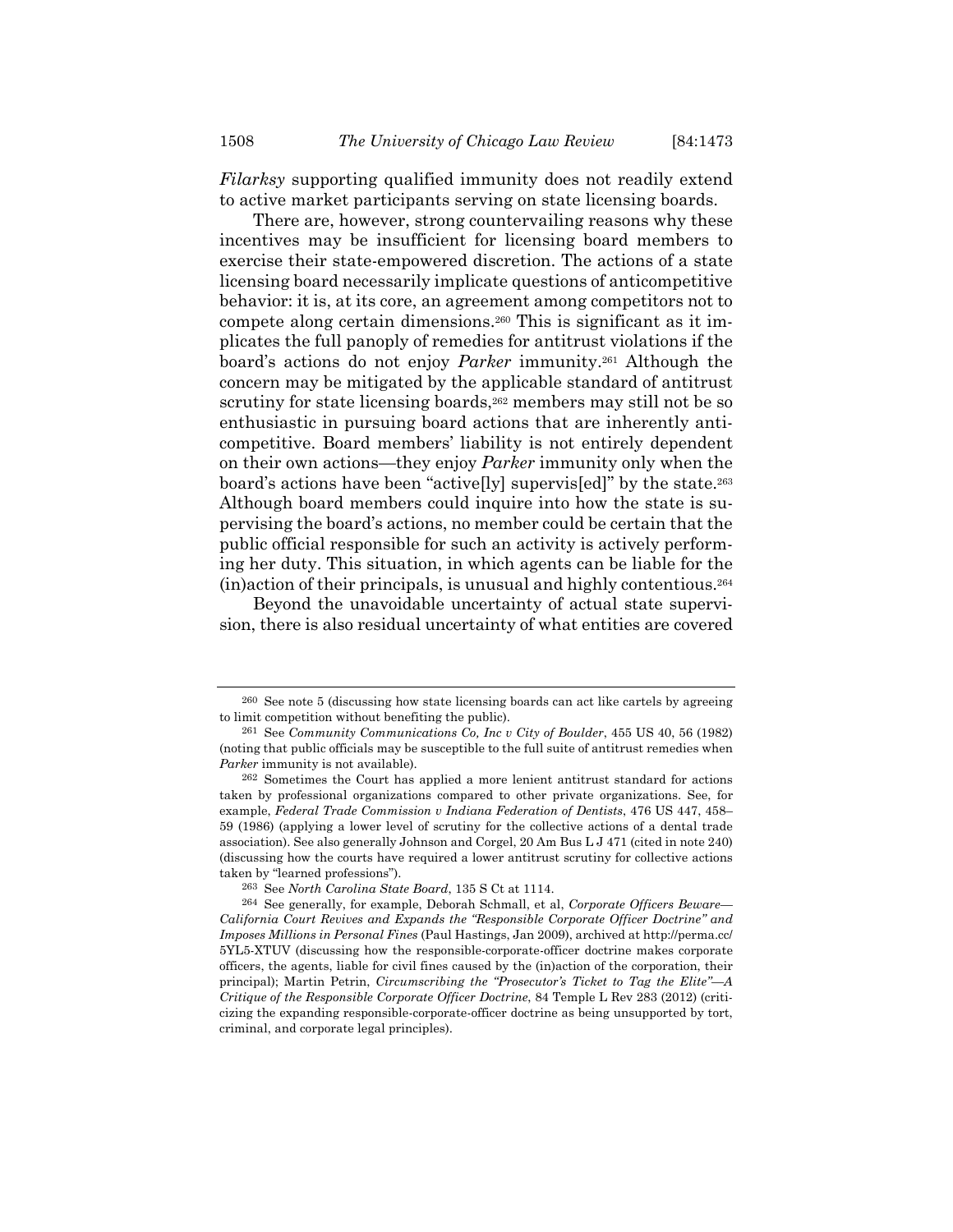*Filarksy* supporting qualified immunity does not readily extend to active market participants serving on state licensing boards.

There are, however, strong countervailing reasons why these incentives may be insufficient for licensing board members to exercise their state-empowered discretion. The actions of a state licensing board necessarily implicate questions of anticompetitive behavior: it is, at its core, an agreement among competitors not to compete along certain dimensions.[260] This is significant as it implicates the full panoply of remedies for antitrust violations if the board's actions do not enjoy *Parker* immunity.[261] Although the concern may be mitigated by the applicable standard of antitrust scrutiny for state licensing boards,[262] members may still not be so enthusiastic in pursuing board actions that are inherently anticompetitive. Board members' liability is not entirely dependent on their own actions—they enjoy *Parker* immunity only when the board's actions have been "active[ly] supervis[ed]" by the state.[263] Although board members could inquire into how the state is supervising the board's actions, no member could be certain that the public official responsible for such an activity is actively performing her duty. This situation, in which agents can be liable for the (in)action of their principals, is unusual and highly contentious.[264]

Beyond the unavoidable uncertainty of actual state supervision, there is also residual uncertainty of what entities are covered

---

[260] See note 5 (discussing how state licensing boards can act like cartels by agreeing to limit competition without benefiting the public).

[261] See *Community Communications Co, Inc v City of Boulder*, 455 US 40, 56 (1982) (noting that public officials may be susceptible to the full suite of antitrust remedies when *Parker* immunity is not available).

[262] Sometimes the Court has applied a more lenient antitrust standard for actions taken by professional organizations compared to other private organizations. See, for example, *Federal Trade Commission v Indiana Federation of Dentists*, 476 US 447, 458–59 (1986) (applying a lower level of scrutiny for the collective actions of a dental trade association). See also generally Johnson and Corgel, 20 Am Bus L J 471 (cited in note 240) (discussing how the courts have required a lower antitrust scrutiny for collective actions taken by "learned professions").

[263] See *North Carolina State Board*, 135 S Ct at 1114.

[264] See generally, for example, Deborah Schmall, et al, *Corporate Officers Beware—California Court Revives and Expands the "Responsible Corporate Officer Doctrine" and Imposes Millions in Personal Fines* (Paul Hastings, Jan 2009), archived at http://perma.cc/5YL5-XTUV (discussing how the responsible-corporate-officer doctrine makes corporate officers, the agents, liable for civil fines caused by the (in)action of the corporation, their principal); Martin Petrin, *Circumscribing the "Prosecutor's Ticket to Tag the Elite"—A Critique of the Responsible Corporate Officer Doctrine*, 84 Temple L Rev 283 (2012) (criticizing the expanding responsible-corporate-officer doctrine as being unsupported by tort, criminal, and corporate legal principles).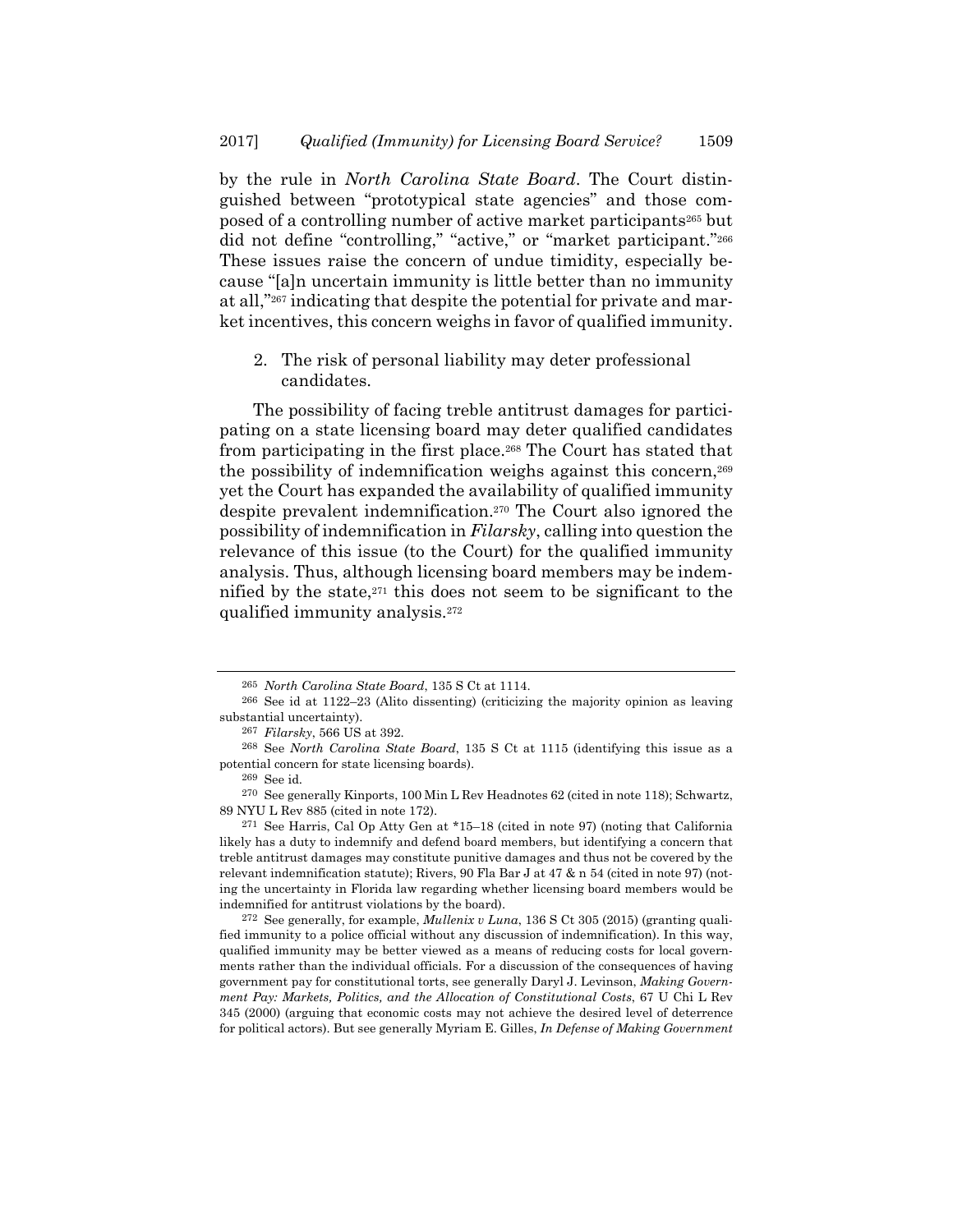by the rule in *North Carolina State Board*. The Court distinguished between "prototypical state agencies" and those composed of a controlling number of active market participants[265] but did not define "controlling," "active," or "market participant."[266] These issues raise the concern of undue timidity, especially because "[a]n uncertain immunity is little better than no immunity at all,"[267] indicating that despite the potential for private and market incentives, this concern weighs in favor of qualified immunity.

2. The risk of personal liability may deter professional candidates.

The possibility of facing treble antitrust damages for participating on a state licensing board may deter qualified candidates from participating in the first place.[268] The Court has stated that the possibility of indemnification weighs against this concern,[269] yet the Court has expanded the availability of qualified immunity despite prevalent indemnification.[270] The Court also ignored the possibility of indemnification in *Filarsky*, calling into question the relevance of this issue (to the Court) for the qualified immunity analysis. Thus, although licensing board members may be indemnified by the state,[271] this does not seem to be significant to the qualified immunity analysis.[272]

---

[265] *North Carolina State Board*, 135 S Ct at 1114.

[266] See id at 1122–23 (Alito dissenting) (criticizing the majority opinion as leaving substantial uncertainty).

[267] *Filarsky*, 566 US at 392.

[268] See *North Carolina State Board*, 135 S Ct at 1115 (identifying this issue as a potential concern for state licensing boards).

[269] See id.

[270] See generally Kinports, 100 Min L Rev Headnotes 62 (cited in note 118); Schwartz, 89 NYU L Rev 885 (cited in note 172).

[271] See Harris, Cal Op Atty Gen at *15–18 (cited in note 97) (noting that California likely has a duty to indemnify and defend board members, but identifying a concern that treble antitrust damages may constitute punitive damages and thus not be covered by the relevant indemnification statute); Rivers, 90 Fla Bar J at 47 & n 54 (cited in note 97) (noting the uncertainty in Florida law regarding whether licensing board members would be indemnified for antitrust violations by the board).

[272] See generally, for example, *Mullenix v Luna*, 136 S Ct 305 (2015) (granting qualified immunity to a police official without any discussion of indemnification). In this way, qualified immunity may be better viewed as a means of reducing costs for local governments rather than the individual officials. For a discussion of the consequences of having government pay for constitutional torts, see generally Daryl J. Levinson, *Making Government Pay: Markets, Politics, and the Allocation of Constitutional Costs*, 67 U Chi L Rev 345 (2000) (arguing that economic costs may not achieve the desired level of deterrence for political actors). But see generally Myriam E. Gilles, *In Defense of Making Government*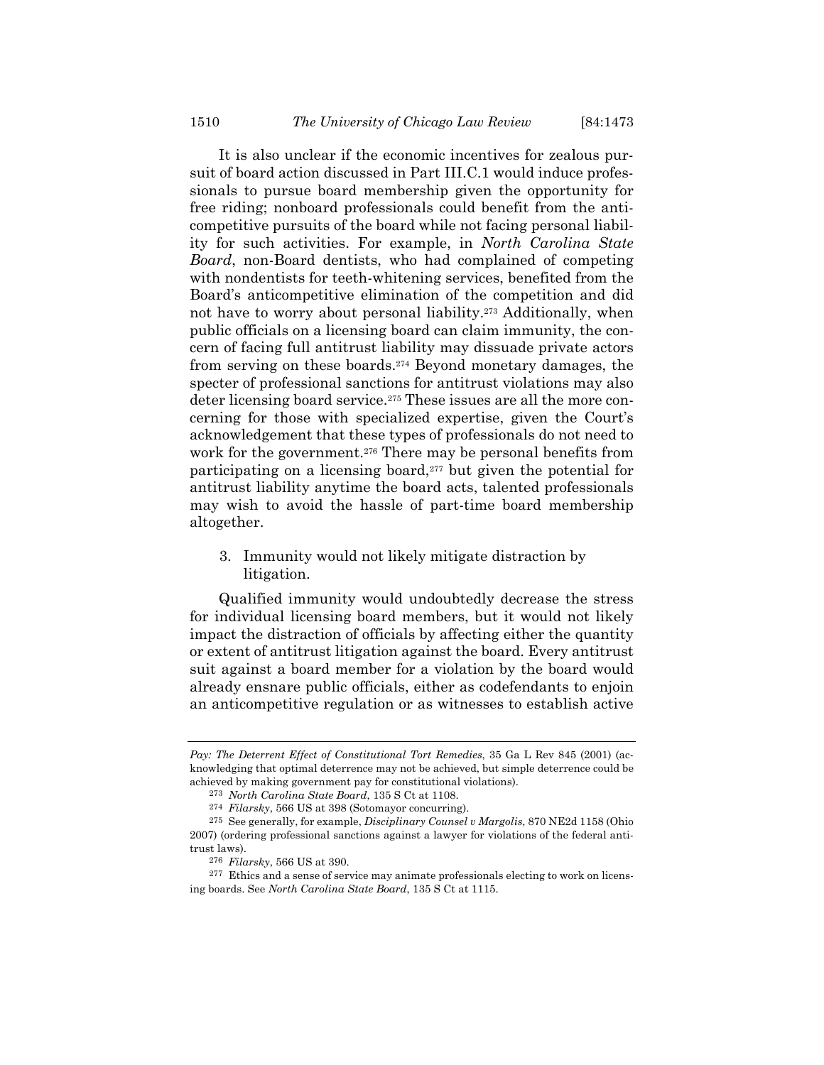It is also unclear if the economic incentives for zealous pursuit of board action discussed in Part III.C.1 would induce professionals to pursue board membership given the opportunity for free riding; nonboard professionals could benefit from the anticompetitive pursuits of the board while not facing personal liability for such activities. For example, in *North Carolina State Board*, non-Board dentists, who had complained of competing with nondentists for teeth-whitening services, benefited from the Board's anticompetitive elimination of the competition and did not have to worry about personal liability.[273] Additionally, when public officials on a licensing board can claim immunity, the concern of facing full antitrust liability may dissuade private actors from serving on these boards.[274] Beyond monetary damages, the specter of professional sanctions for antitrust violations may also deter licensing board service.[275] These issues are all the more concerning for those with specialized expertise, given the Court's acknowledgement that these types of professionals do not need to work for the government.[276] There may be personal benefits from participating on a licensing board,[277] but given the potential for antitrust liability anytime the board acts, talented professionals may wish to avoid the hassle of part-time board membership altogether.

3. Immunity would not likely mitigate distraction by litigation.

Qualified immunity would undoubtedly decrease the stress for individual licensing board members, but it would not likely impact the distraction of officials by affecting either the quantity or extent of antitrust litigation against the board. Every antitrust suit against a board member for a violation by the board would already ensnare public officials, either as codefendants to enjoin an anticompetitive regulation or as witnesses to establish active

---

*Pay: The Deterrent Effect of Constitutional Tort Remedies*, 35 Ga L Rev 845 (2001) (acknowledging that optimal deterrence may not be achieved, but simple deterrence could be achieved by making government pay for constitutional violations).

[273] *North Carolina State Board*, 135 S Ct at 1108.

[274] *Filarsky*, 566 US at 398 (Sotomayor concurring).

[275] See generally, for example, *Disciplinary Counsel v Margolis*, 870 NE2d 1158 (Ohio 2007) (ordering professional sanctions against a lawyer for violations of the federal antitrust laws).

[276] *Filarsky*, 566 US at 390.

[277] Ethics and a sense of service may animate professionals electing to work on licensing boards. See *North Carolina State Board*, 135 S Ct at 1115.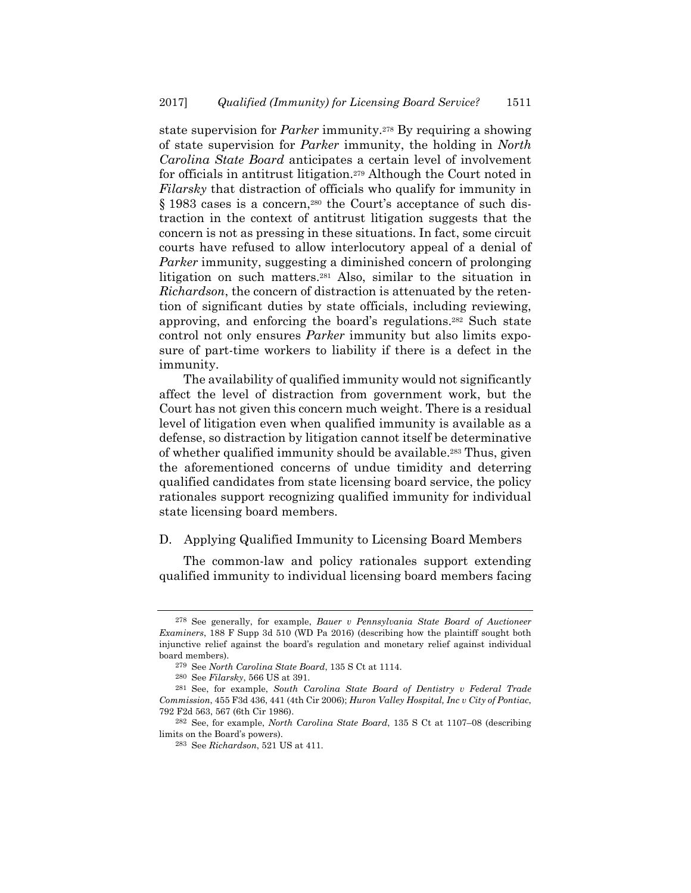state supervision for *Parker* immunity.[278] By requiring a showing of state supervision for *Parker* immunity, the holding in *North Carolina State Board* anticipates a certain level of involvement for officials in antitrust litigation.[279] Although the Court noted in *Filarsky* that distraction of officials who qualify for immunity in § 1983 cases is a concern,[280] the Court's acceptance of such distraction in the context of antitrust litigation suggests that the concern is not as pressing in these situations. In fact, some circuit courts have refused to allow interlocutory appeal of a denial of *Parker* immunity, suggesting a diminished concern of prolonging litigation on such matters.[281] Also, similar to the situation in *Richardson*, the concern of distraction is attenuated by the retention of significant duties by state officials, including reviewing, approving, and enforcing the board's regulations.[282] Such state control not only ensures *Parker* immunity but also limits exposure of part-time workers to liability if there is a defect in the immunity.

The availability of qualified immunity would not significantly affect the level of distraction from government work, but the Court has not given this concern much weight. There is a residual level of litigation even when qualified immunity is available as a defense, so distraction by litigation cannot itself be determinative of whether qualified immunity should be available.[283] Thus, given the aforementioned concerns of undue timidity and deterring qualified candidates from state licensing board service, the policy rationales support recognizing qualified immunity for individual state licensing board members.

## D. Applying Qualified Immunity to Licensing Board Members

The common-law and policy rationales support extending qualified immunity to individual licensing board members facing

---

[278] See generally, for example, *Bauer v Pennsylvania State Board of Auctioneer Examiners*, 188 F Supp 3d 510 (WD Pa 2016) (describing how the plaintiff sought both injunctive relief against the board's regulation and monetary relief against individual board members).

[279] See *North Carolina State Board*, 135 S Ct at 1114.

[280] See *Filarsky*, 566 US at 391.

[281] See, for example, *South Carolina State Board of Dentistry v Federal Trade Commission*, 455 F3d 436, 441 (4th Cir 2006); *Huron Valley Hospital, Inc v City of Pontiac*, 792 F2d 563, 567 (6th Cir 1986).

[282] See, for example, *North Carolina State Board*, 135 S Ct at 1107–08 (describing limits on the Board's powers).

[283] See *Richardson*, 521 US at 411.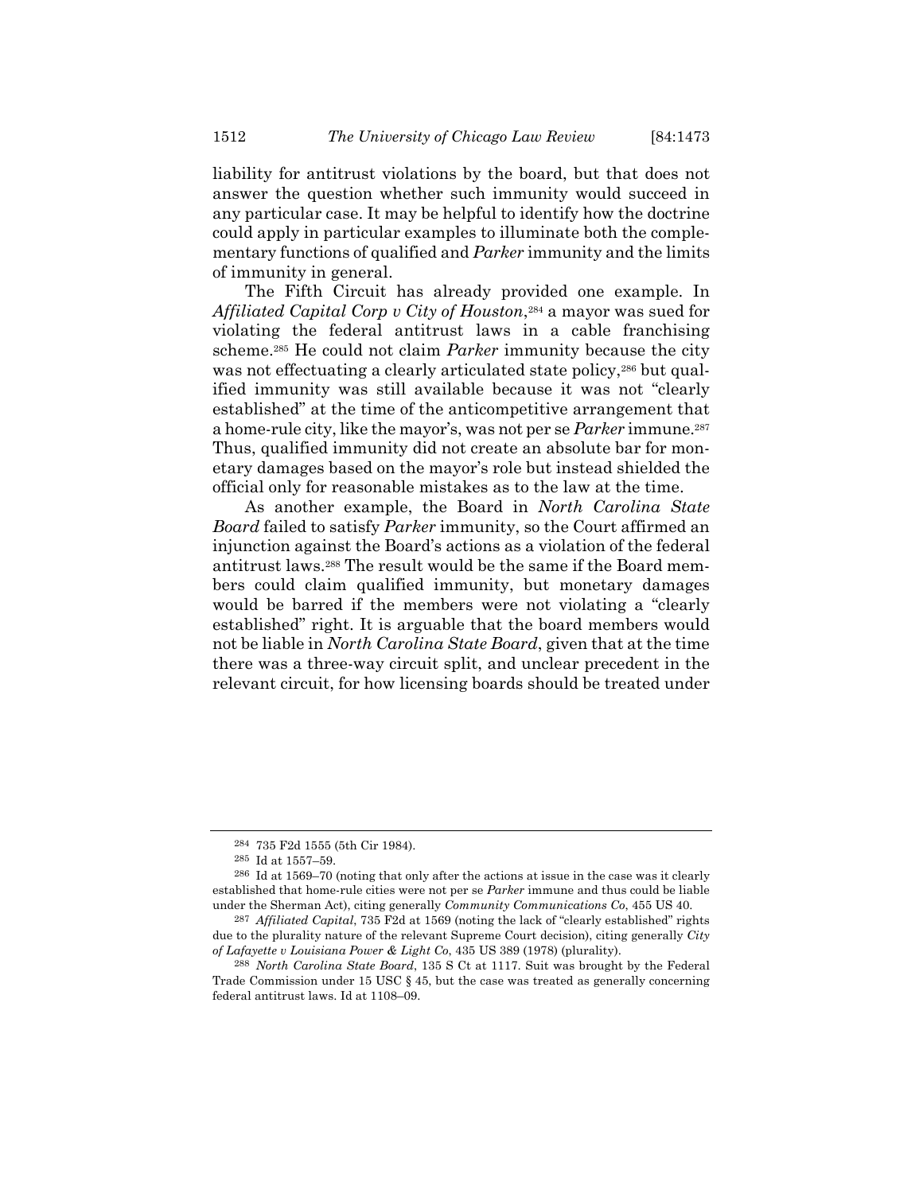liability for antitrust violations by the board, but that does not answer the question whether such immunity would succeed in any particular case. It may be helpful to identify how the doctrine could apply in particular examples to illuminate both the complementary functions of qualified and *Parker* immunity and the limits of immunity in general.

The Fifth Circuit has already provided one example. In *Affiliated Capital Corp v City of Houston*,[284] a mayor was sued for violating the federal antitrust laws in a cable franchising scheme.[285] He could not claim *Parker* immunity because the city was not effectuating a clearly articulated state policy,[286] but qualified immunity was still available because it was not "clearly established" at the time of the anticompetitive arrangement that a home-rule city, like the mayor's, was not per se *Parker* immune.[287] Thus, qualified immunity did not create an absolute bar for monetary damages based on the mayor's role but instead shielded the official only for reasonable mistakes as to the law at the time.

As another example, the Board in *North Carolina State Board* failed to satisfy *Parker* immunity, so the Court affirmed an injunction against the Board's actions as a violation of the federal antitrust laws.[288] The result would be the same if the Board members could claim qualified immunity, but monetary damages would be barred if the members were not violating a "clearly established" right. It is arguable that the board members would not be liable in *North Carolina State Board*, given that at the time there was a three-way circuit split, and unclear precedent in the relevant circuit, for how licensing boards should be treated under

---

[284] 735 F2d 1555 (5th Cir 1984).

[285] Id at 1557–59.

[286] Id at 1569–70 (noting that only after the actions at issue in the case was it clearly established that home-rule cities were not per se *Parker* immune and thus could be liable under the Sherman Act), citing generally *Community Communications Co*, 455 US 40.

[287] *Affiliated Capital*, 735 F2d at 1569 (noting the lack of "clearly established" rights due to the plurality nature of the relevant Supreme Court decision), citing generally *City of Lafayette v Louisiana Power & Light Co*, 435 US 389 (1978) (plurality).

[288] *North Carolina State Board*, 135 S Ct at 1117. Suit was brought by the Federal Trade Commission under 15 USC § 45, but the case was treated as generally concerning federal antitrust laws. Id at 1108–09.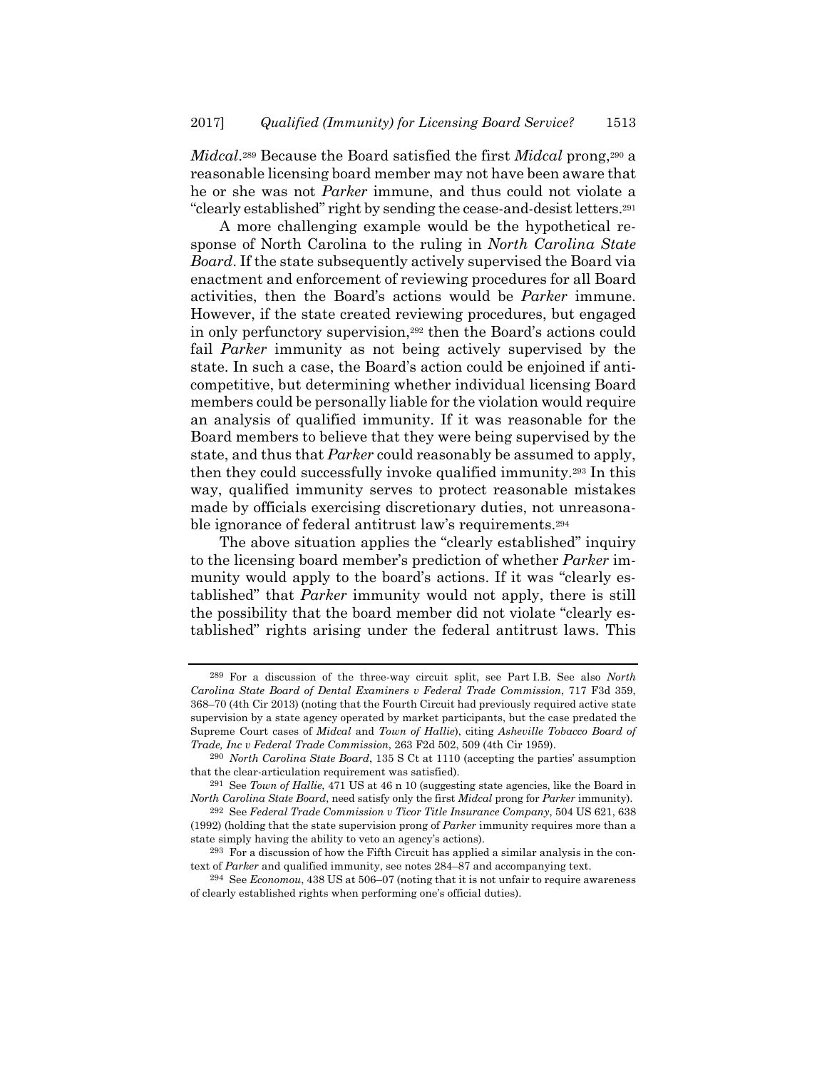*Midcal*.[289] Because the Board satisfied the first *Midcal* prong,[290] a reasonable licensing board member may not have been aware that he or she was not *Parker* immune, and thus could not violate a "clearly established" right by sending the cease-and-desist letters.[291]

A more challenging example would be the hypothetical response of North Carolina to the ruling in *North Carolina State Board*. If the state subsequently actively supervised the Board via enactment and enforcement of reviewing procedures for all Board activities, then the Board's actions would be *Parker* immune. However, if the state created reviewing procedures, but engaged in only perfunctory supervision,[292] then the Board's actions could fail *Parker* immunity as not being actively supervised by the state. In such a case, the Board's action could be enjoined if anticompetitive, but determining whether individual licensing Board members could be personally liable for the violation would require an analysis of qualified immunity. If it was reasonable for the Board members to believe that they were being supervised by the state, and thus that *Parker* could reasonably be assumed to apply, then they could successfully invoke qualified immunity.[293] In this way, qualified immunity serves to protect reasonable mistakes made by officials exercising discretionary duties, not unreasonable ignorance of federal antitrust law's requirements.[294]

The above situation applies the "clearly established" inquiry to the licensing board member's prediction of whether *Parker* immunity would apply to the board's actions. If it was "clearly established" that *Parker* immunity would not apply, there is still the possibility that the board member did not violate "clearly established" rights arising under the federal antitrust laws. This

---

289 For a discussion of the three-way circuit split, see Part I.B. See also *North Carolina State Board of Dental Examiners v Federal Trade Commission*, 717 F3d 359, 368–70 (4th Cir 2013) (noting that the Fourth Circuit had previously required active state supervision by a state agency operated by market participants, but the case predated the Supreme Court cases of *Midcal* and *Town of Hallie*), citing *Asheville Tobacco Board of Trade, Inc v Federal Trade Commission*, 263 F2d 502, 509 (4th Cir 1959).

290 *North Carolina State Board*, 135 S Ct at 1110 (accepting the parties' assumption that the clear-articulation requirement was satisfied).

291 See *Town of Hallie*, 471 US at 46 n 10 (suggesting state agencies, like the Board in *North Carolina State Board*, need satisfy only the first *Midcal* prong for *Parker* immunity).

292 See *Federal Trade Commission v Ticor Title Insurance Company*, 504 US 621, 638 (1992) (holding that the state supervision prong of *Parker* immunity requires more than a state simply having the ability to veto an agency's actions).

293 For a discussion of how the Fifth Circuit has applied a similar analysis in the context of *Parker* and qualified immunity, see notes 284–87 and accompanying text.

294 See *Economou*, 438 US at 506–07 (noting that it is not unfair to require awareness of clearly established rights when performing one's official duties).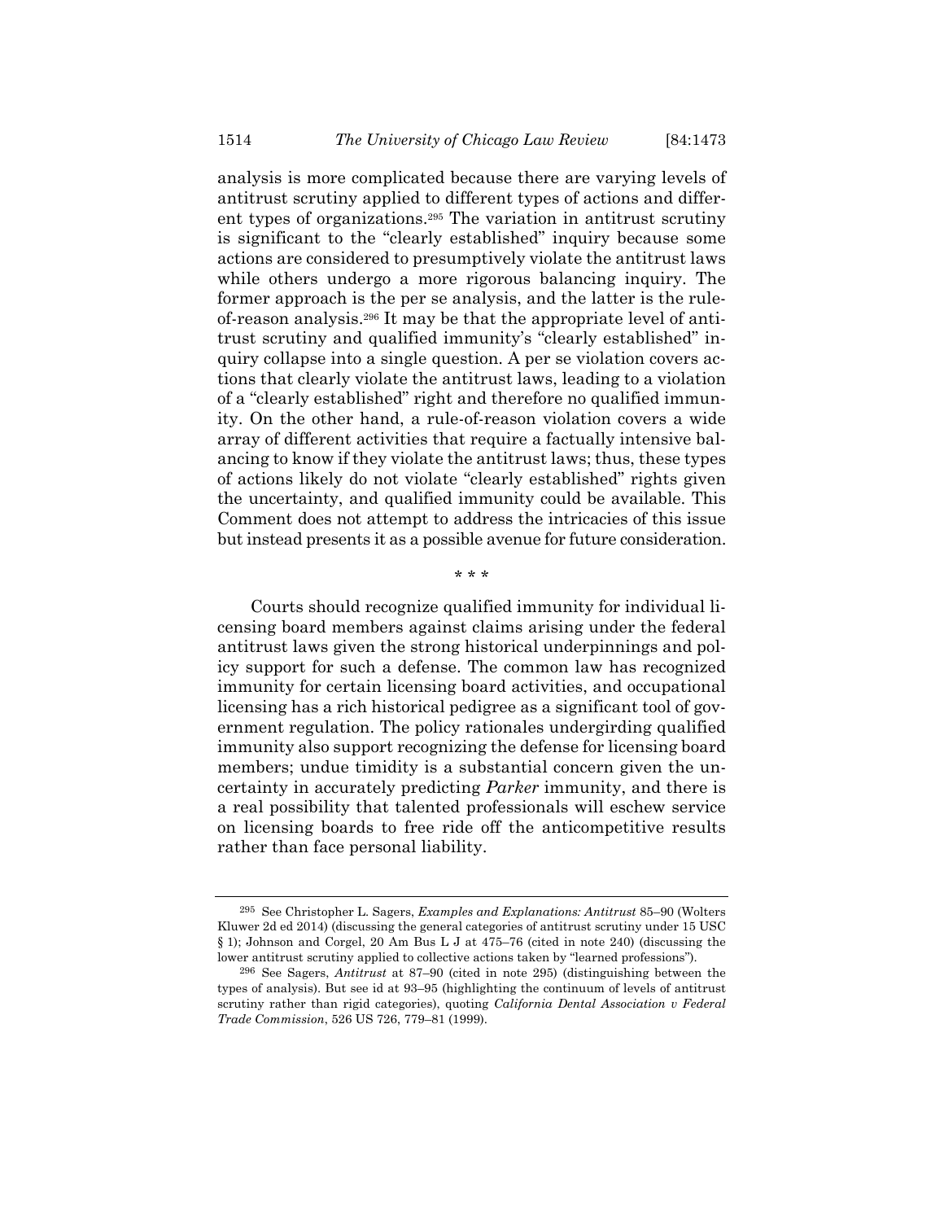analysis is more complicated because there are varying levels of antitrust scrutiny applied to different types of actions and different types of organizations.[295] The variation in antitrust scrutiny is significant to the "clearly established" inquiry because some actions are considered to presumptively violate the antitrust laws while others undergo a more rigorous balancing inquiry. The former approach is the per se analysis, and the latter is the rule-of-reason analysis.[296] It may be that the appropriate level of antitrust scrutiny and qualified immunity's "clearly established" inquiry collapse into a single question. A per se violation covers actions that clearly violate the antitrust laws, leading to a violation of a "clearly established" right and therefore no qualified immunity. On the other hand, a rule-of-reason violation covers a wide array of different activities that require a factually intensive balancing to know if they violate the antitrust laws; thus, these types of actions likely do not violate "clearly established" rights given the uncertainty, and qualified immunity could be available. This Comment does not attempt to address the intricacies of this issue but instead presents it as a possible avenue for future consideration.

\* \* \*

Courts should recognize qualified immunity for individual licensing board members against claims arising under the federal antitrust laws given the strong historical underpinnings and policy support for such a defense. The common law has recognized immunity for certain licensing board activities, and occupational licensing has a rich historical pedigree as a significant tool of government regulation. The policy rationales undergirding qualified immunity also support recognizing the defense for licensing board members; undue timidity is a substantial concern given the uncertainty in accurately predicting *Parker* immunity, and there is a real possibility that talented professionals will eschew service on licensing boards to free ride off the anticompetitive results rather than face personal liability.

---

[295] See Christopher L. Sagers, *Examples and Explanations: Antitrust* 85–90 (Wolters Kluwer 2d ed 2014) (discussing the general categories of antitrust scrutiny under 15 USC § 1); Johnson and Corgel, 20 Am Bus L J at 475–76 (cited in note 240) (discussing the lower antitrust scrutiny applied to collective actions taken by "learned professions").

[296] See Sagers, *Antitrust* at 87–90 (cited in note 295) (distinguishing between the types of analysis). But see id at 93–95 (highlighting the continuum of levels of antitrust scrutiny rather than rigid categories), quoting *California Dental Association v Federal Trade Commission*, 526 US 726, 779–81 (1999).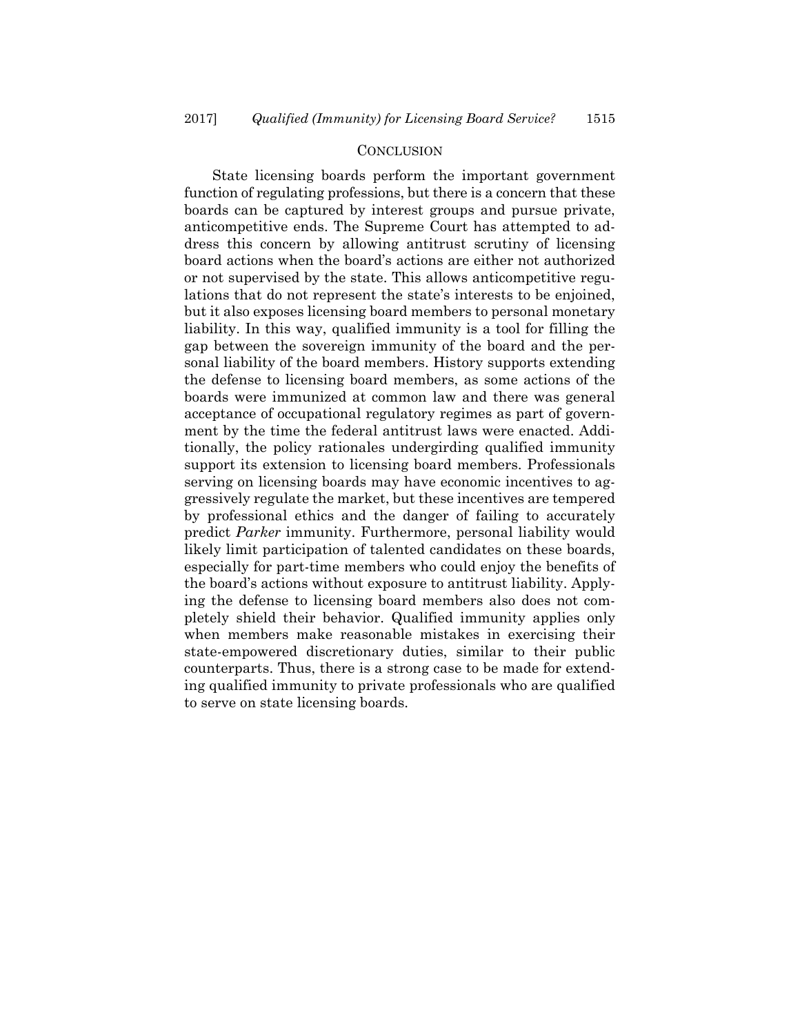## CONCLUSION

State licensing boards perform the important government function of regulating professions, but there is a concern that these boards can be captured by interest groups and pursue private, anticompetitive ends. The Supreme Court has attempted to address this concern by allowing antitrust scrutiny of licensing board actions when the board's actions are either not authorized or not supervised by the state. This allows anticompetitive regulations that do not represent the state's interests to be enjoined, but it also exposes licensing board members to personal monetary liability. In this way, qualified immunity is a tool for filling the gap between the sovereign immunity of the board and the personal liability of the board members. History supports extending the defense to licensing board members, as some actions of the boards were immunized at common law and there was general acceptance of occupational regulatory regimes as part of government by the time the federal antitrust laws were enacted. Additionally, the policy rationales undergirding qualified immunity support its extension to licensing board members. Professionals serving on licensing boards may have economic incentives to aggressively regulate the market, but these incentives are tempered by professional ethics and the danger of failing to accurately predict *Parker* immunity. Furthermore, personal liability would likely limit participation of talented candidates on these boards, especially for part-time members who could enjoy the benefits of the board's actions without exposure to antitrust liability. Applying the defense to licensing board members also does not completely shield their behavior. Qualified immunity applies only when members make reasonable mistakes in exercising their state-empowered discretionary duties, similar to their public counterparts. Thus, there is a strong case to be made for extending qualified immunity to private professionals who are qualified to serve on state licensing boards.